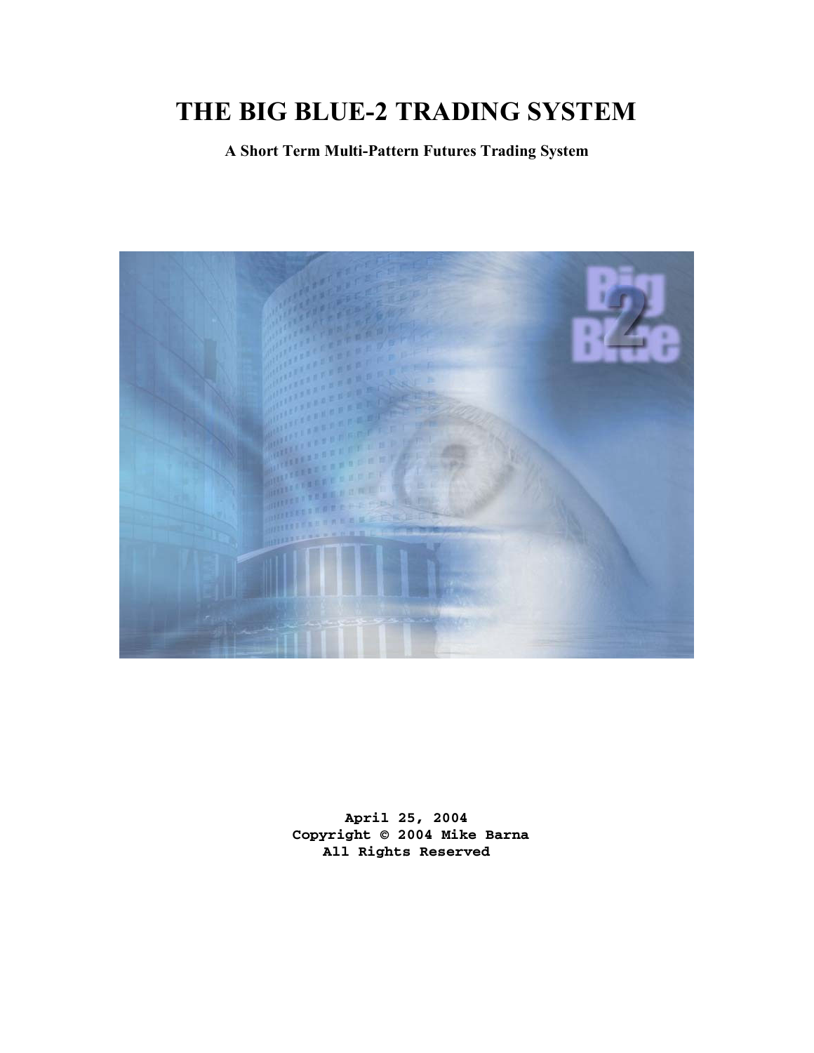# THE BIG BLUE-2 TRADING SYSTEM

**A Short Term Multi-Pattern Futures Trading System**

**April 25, 2004**
**Copyright © 2004 Mike Barna**
**All Rights Reserved**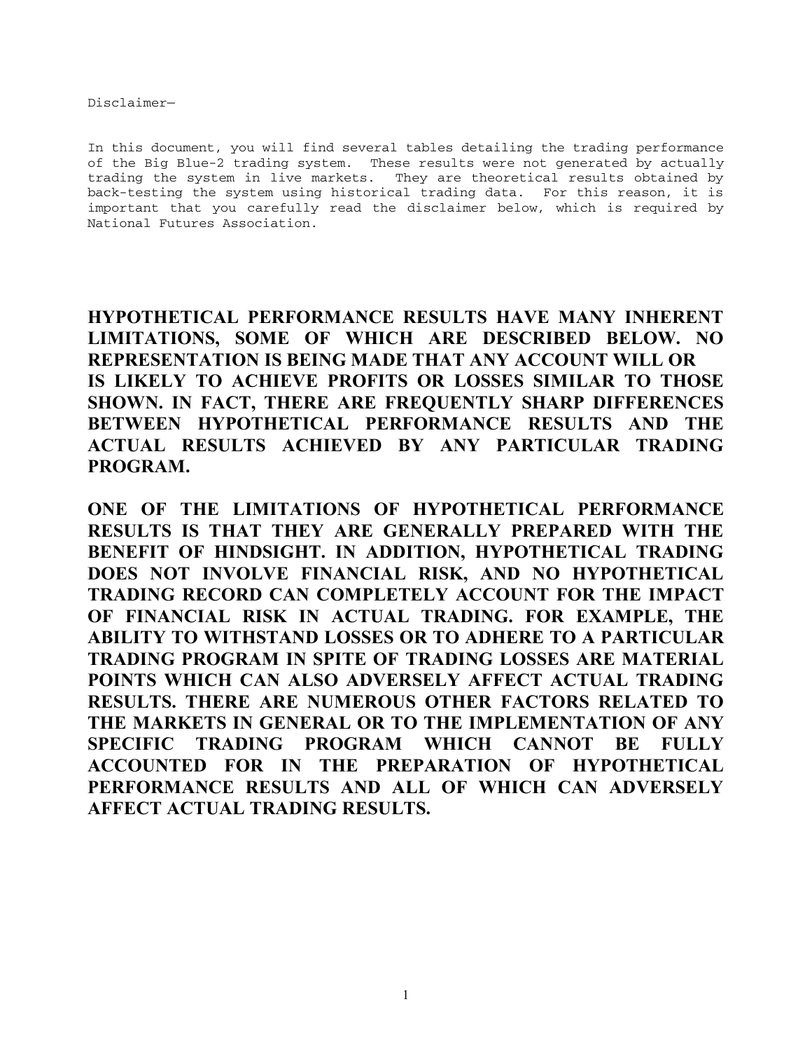Disclaimer—

In this document, you will find several tables detailing the trading performance of the Big Blue-2 trading system. These results were not generated by actually trading the system in live markets. They are theoretical results obtained by back-testing the system using historical trading data. For this reason, it is important that you carefully read the disclaimer below, which is required by National Futures Association.

**HYPOTHETICAL PERFORMANCE RESULTS HAVE MANY INHERENT LIMITATIONS, SOME OF WHICH ARE DESCRIBED BELOW. NO REPRESENTATION IS BEING MADE THAT ANY ACCOUNT WILL OR IS LIKELY TO ACHIEVE PROFITS OR LOSSES SIMILAR TO THOSE SHOWN. IN FACT, THERE ARE FREQUENTLY SHARP DIFFERENCES BETWEEN HYPOTHETICAL PERFORMANCE RESULTS AND THE ACTUAL RESULTS ACHIEVED BY ANY PARTICULAR TRADING PROGRAM.**

**ONE OF THE LIMITATIONS OF HYPOTHETICAL PERFORMANCE RESULTS IS THAT THEY ARE GENERALLY PREPARED WITH THE BENEFIT OF HINDSIGHT. IN ADDITION, HYPOTHETICAL TRADING DOES NOT INVOLVE FINANCIAL RISK, AND NO HYPOTHETICAL TRADING RECORD CAN COMPLETELY ACCOUNT FOR THE IMPACT OF FINANCIAL RISK IN ACTUAL TRADING. FOR EXAMPLE, THE ABILITY TO WITHSTAND LOSSES OR TO ADHERE TO A PARTICULAR TRADING PROGRAM IN SPITE OF TRADING LOSSES ARE MATERIAL POINTS WHICH CAN ALSO ADVERSELY AFFECT ACTUAL TRADING RESULTS. THERE ARE NUMEROUS OTHER FACTORS RELATED TO THE MARKETS IN GENERAL OR TO THE IMPLEMENTATION OF ANY SPECIFIC TRADING PROGRAM WHICH CANNOT BE FULLY ACCOUNTED FOR IN THE PREPARATION OF HYPOTHETICAL PERFORMANCE RESULTS AND ALL OF WHICH CAN ADVERSELY AFFECT ACTUAL TRADING RESULTS.**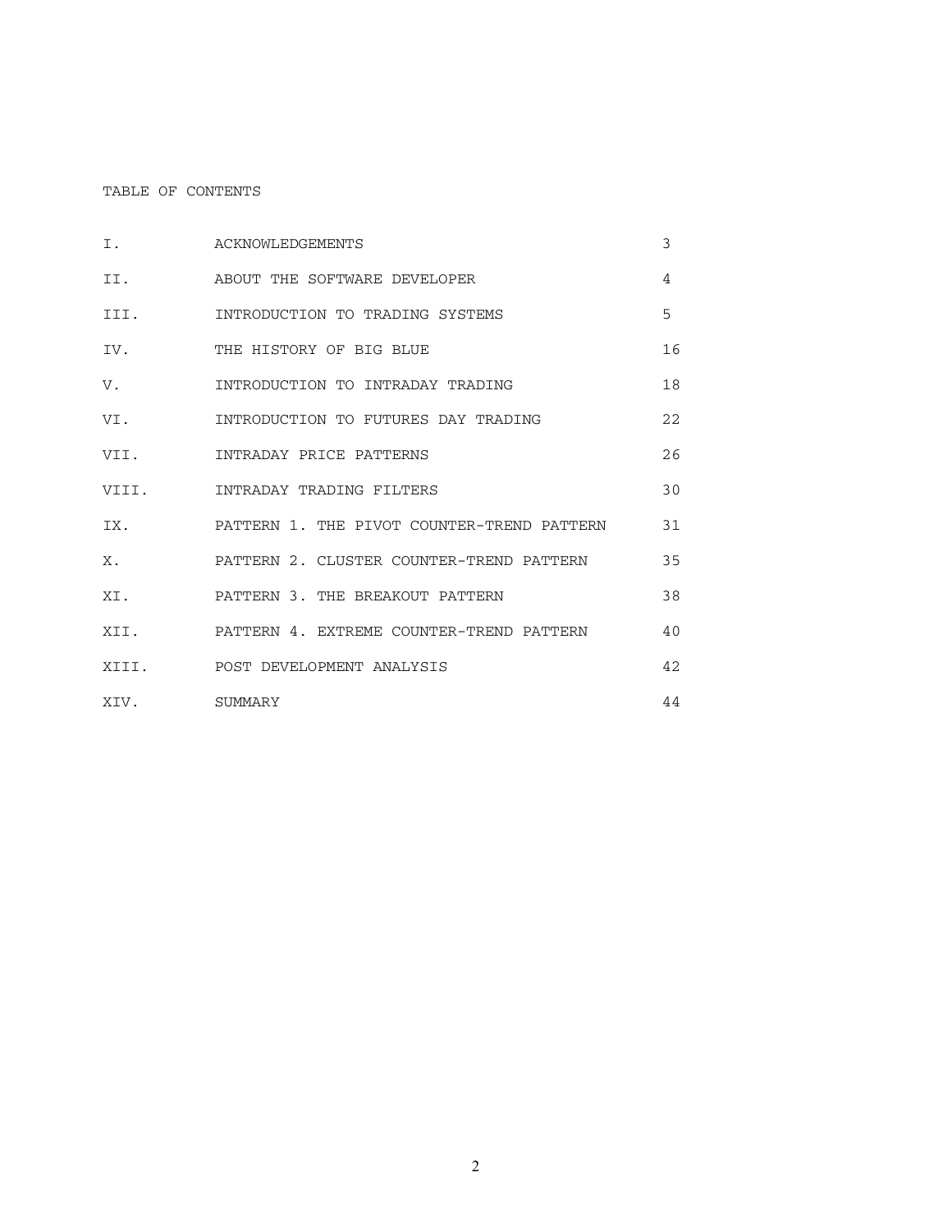# TABLE OF CONTENTS

| | | |
|---|---|---|
| I. | ACKNOWLEDGEMENTS | 3 |
| II. | ABOUT THE SOFTWARE DEVELOPER | 4 |
| III. | INTRODUCTION TO TRADING SYSTEMS | 5 |
| IV. | THE HISTORY OF BIG BLUE | 16 |
| V. | INTRODUCTION TO INTRADAY TRADING | 18 |
| VI. | INTRODUCTION TO FUTURES DAY TRADING | 22 |
| VII. | INTRADAY PRICE PATTERNS | 26 |
| VIII. | INTRADAY TRADING FILTERS | 30 |
| IX. | PATTERN 1. THE PIVOT COUNTER-TREND PATTERN | 31 |
| X. | PATTERN 2. CLUSTER COUNTER-TREND PATTERN | 35 |
| XI. | PATTERN 3. THE BREAKOUT PATTERN | 38 |
| XII. | PATTERN 4. EXTREME COUNTER-TREND PATTERN | 40 |
| XIII. | POST DEVELOPMENT ANALYSIS | 42 |
| XIV. | SUMMARY | 44 |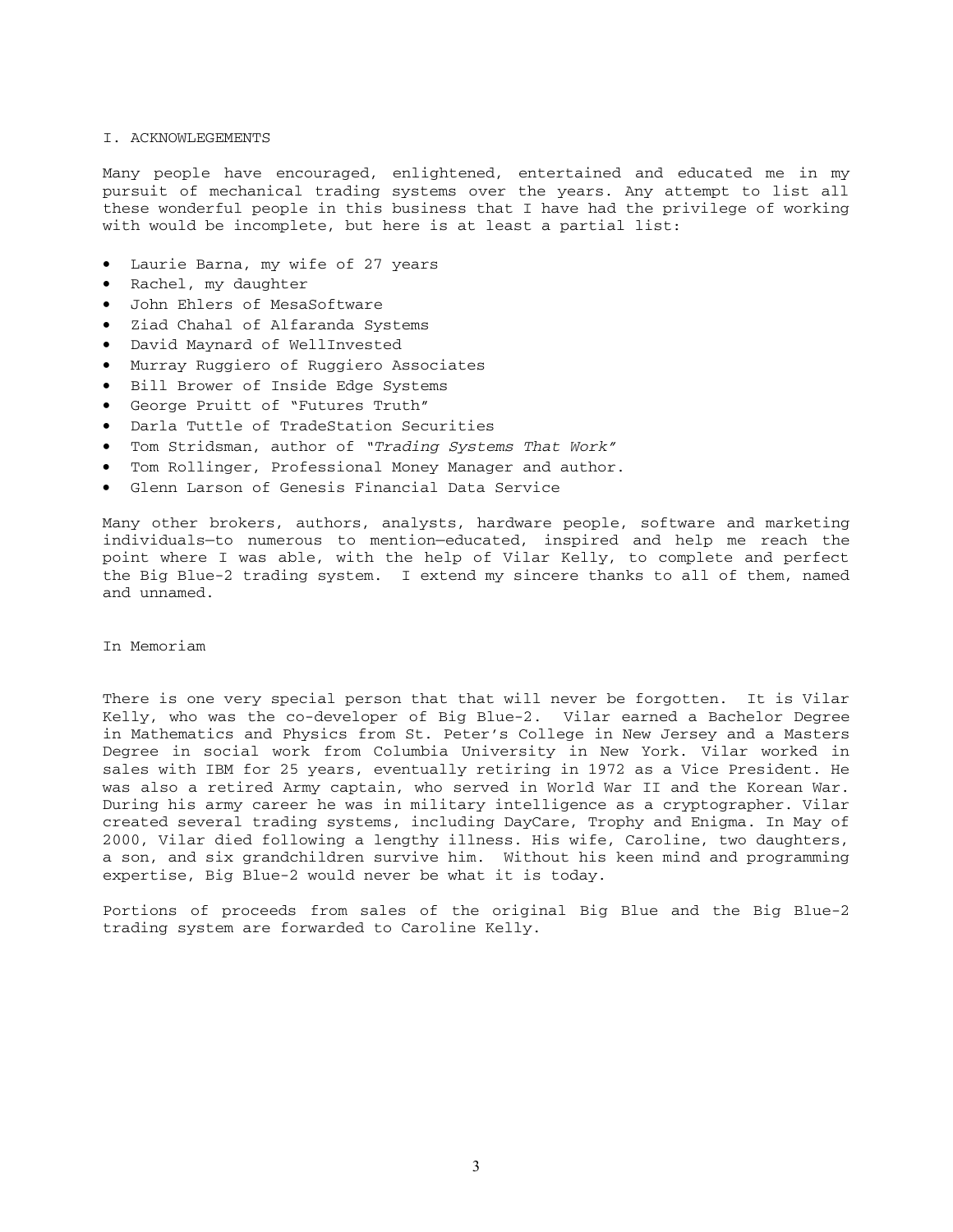## I. ACKNOWLEGEMENTS

Many people have encouraged, enlightened, entertained and educated me in my pursuit of mechanical trading systems over the years. Any attempt to list all these wonderful people in this business that I have had the privilege of working with would be incomplete, but here is at least a partial list:

- Laurie Barna, my wife of 27 years
- Rachel, my daughter
- John Ehlers of MesaSoftware
- Ziad Chahal of Alfaranda Systems
- David Maynard of WellInvested
- Murray Ruggiero of Ruggiero Associates
- Bill Brower of Inside Edge Systems
- George Pruitt of "Futures Truth"
- Darla Tuttle of TradeStation Securities
- Tom Stridsman, author of "*Trading Systems That Work*"
- Tom Rollinger, Professional Money Manager and author.
- Glenn Larson of Genesis Financial Data Service

Many other brokers, authors, analysts, hardware people, software and marketing individuals—to numerous to mention—educated, inspired and help me reach the point where I was able, with the help of Vilar Kelly, to complete and perfect the Big Blue-2 trading system. I extend my sincere thanks to all of them, named and unnamed.

### In Memoriam

There is one very special person that that will never be forgotten. It is Vilar Kelly, who was the co-developer of Big Blue-2. Vilar earned a Bachelor Degree in Mathematics and Physics from St. Peter's College in New Jersey and a Masters Degree in social work from Columbia University in New York. Vilar worked in sales with IBM for 25 years, eventually retiring in 1972 as a Vice President. He was also a retired Army captain, who served in World War II and the Korean War. During his army career he was in military intelligence as a cryptographer. Vilar created several trading systems, including DayCare, Trophy and Enigma. In May of 2000, Vilar died following a lengthy illness. His wife, Caroline, two daughters, a son, and six grandchildren survive him. Without his keen mind and programming expertise, Big Blue-2 would never be what it is today.

Portions of proceeds from sales of the original Big Blue and the Big Blue-2 trading system are forwarded to Caroline Kelly.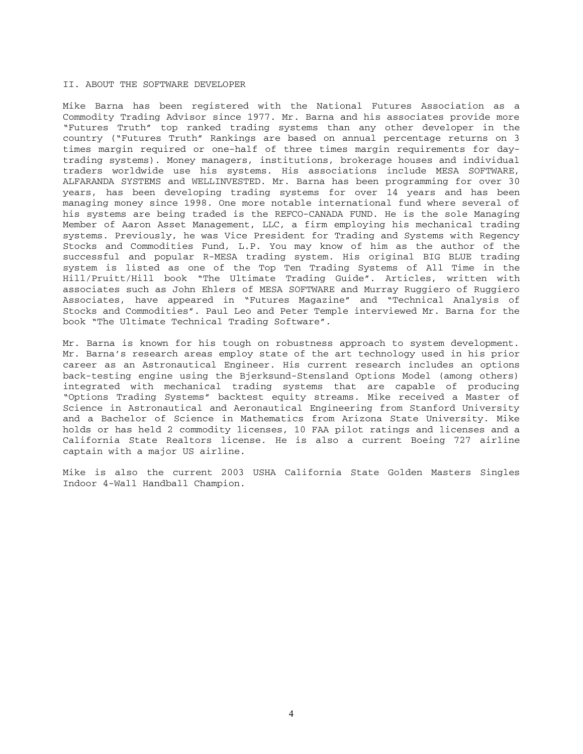## II. ABOUT THE SOFTWARE DEVELOPER

Mike Barna has been registered with the National Futures Association as a Commodity Trading Advisor since 1977. Mr. Barna and his associates provide more "Futures Truth" top ranked trading systems than any other developer in the country ("Futures Truth" Rankings are based on annual percentage returns on 3 times margin required or one-half of three times margin requirements for day-trading systems). Money managers, institutions, brokerage houses and individual traders worldwide use his systems. His associations include MESA SOFTWARE, ALFARANDA SYSTEMS and WELLINVESTED. Mr. Barna has been programming for over 30 years, has been developing trading systems for over 14 years and has been managing money since 1998. One more notable international fund where several of his systems are being traded is the REFCO-CANADA FUND. He is the sole Managing Member of Aaron Asset Management, LLC, a firm employing his mechanical trading systems. Previously, he was Vice President for Trading and Systems with Regency Stocks and Commodities Fund, L.P. You may know of him as the author of the successful and popular R-MESA trading system. His original BIG BLUE trading system is listed as one of the Top Ten Trading Systems of All Time in the Hill/Pruitt/Hill book "The Ultimate Trading Guide". Articles, written with associates such as John Ehlers of MESA SOFTWARE and Murray Ruggiero of Ruggiero Associates, have appeared in "Futures Magazine" and "Technical Analysis of Stocks and Commodities". Paul Leo and Peter Temple interviewed Mr. Barna for the book "The Ultimate Technical Trading Software".

Mr. Barna is known for his tough on robustness approach to system development. Mr. Barna's research areas employ state of the art technology used in his prior career as an Astronautical Engineer. His current research includes an options back-testing engine using the Bjerksund-Stensland Options Model (among others) integrated with mechanical trading systems that are capable of producing "Options Trading Systems" backtest equity streams. Mike received a Master of Science in Astronautical and Aeronautical Engineering from Stanford University and a Bachelor of Science in Mathematics from Arizona State University. Mike holds or has held 2 commodity licenses, 10 FAA pilot ratings and licenses and a California State Realtors license. He is also a current Boeing 727 airline captain with a major US airline.

Mike is also the current 2003 USHA California State Golden Masters Singles Indoor 4-Wall Handball Champion.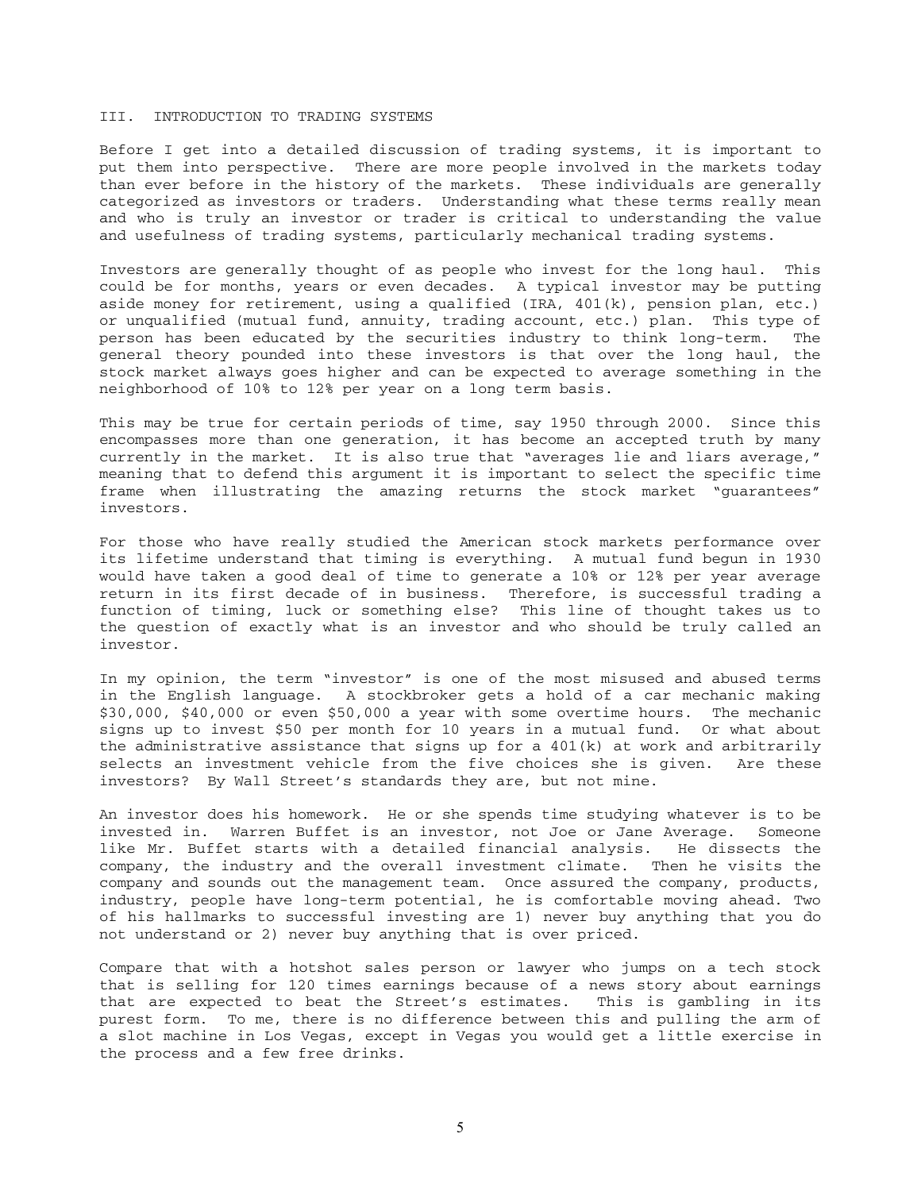## III. INTRODUCTION TO TRADING SYSTEMS

Before I get into a detailed discussion of trading systems, it is important to put them into perspective. There are more people involved in the markets today than ever before in the history of the markets. These individuals are generally categorized as investors or traders. Understanding what these terms really mean and who is truly an investor or trader is critical to understanding the value and usefulness of trading systems, particularly mechanical trading systems.

Investors are generally thought of as people who invest for the long haul. This could be for months, years or even decades. A typical investor may be putting aside money for retirement, using a qualified (IRA, 401(k), pension plan, etc.) or unqualified (mutual fund, annuity, trading account, etc.) plan. This type of person has been educated by the securities industry to think long-term. The general theory pounded into these investors is that over the long haul, the stock market always goes higher and can be expected to average something in the neighborhood of 10% to 12% per year on a long term basis.

This may be true for certain periods of time, say 1950 through 2000. Since this encompasses more than one generation, it has become an accepted truth by many currently in the market. It is also true that "averages lie and liars average," meaning that to defend this argument it is important to select the specific time frame when illustrating the amazing returns the stock market "guarantees" investors.

For those who have really studied the American stock markets performance over its lifetime understand that timing is everything. A mutual fund begun in 1930 would have taken a good deal of time to generate a 10% or 12% per year average return in its first decade of in business. Therefore, is successful trading a function of timing, luck or something else? This line of thought takes us to the question of exactly what is an investor and who should be truly called an investor.

In my opinion, the term "investor" is one of the most misused and abused terms in the English language. A stockbroker gets a hold of a car mechanic making $30,000, $40,000 or even $50,000 a year with some overtime hours. The mechanic signs up to invest $50 per month for 10 years in a mutual fund. Or what about the administrative assistance that signs up for a 401(k) at work and arbitrarily selects an investment vehicle from the five choices she is given. Are these investors? By Wall Street's standards they are, but not mine.

An investor does his homework. He or she spends time studying whatever is to be invested in. Warren Buffet is an investor, not Joe or Jane Average. Someone like Mr. Buffet starts with a detailed financial analysis. He dissects the company, the industry and the overall investment climate. Then he visits the company and sounds out the management team. Once assured the company, products, industry, people have long-term potential, he is comfortable moving ahead. Two of his hallmarks to successful investing are 1) never buy anything that you do not understand or 2) never buy anything that is over priced.

Compare that with a hotshot sales person or lawyer who jumps on a tech stock that is selling for 120 times earnings because of a news story about earnings that are expected to beat the Street's estimates. This is gambling in its purest form. To me, there is no difference between this and pulling the arm of a slot machine in Los Vegas, except in Vegas you would get a little exercise in the process and a few free drinks.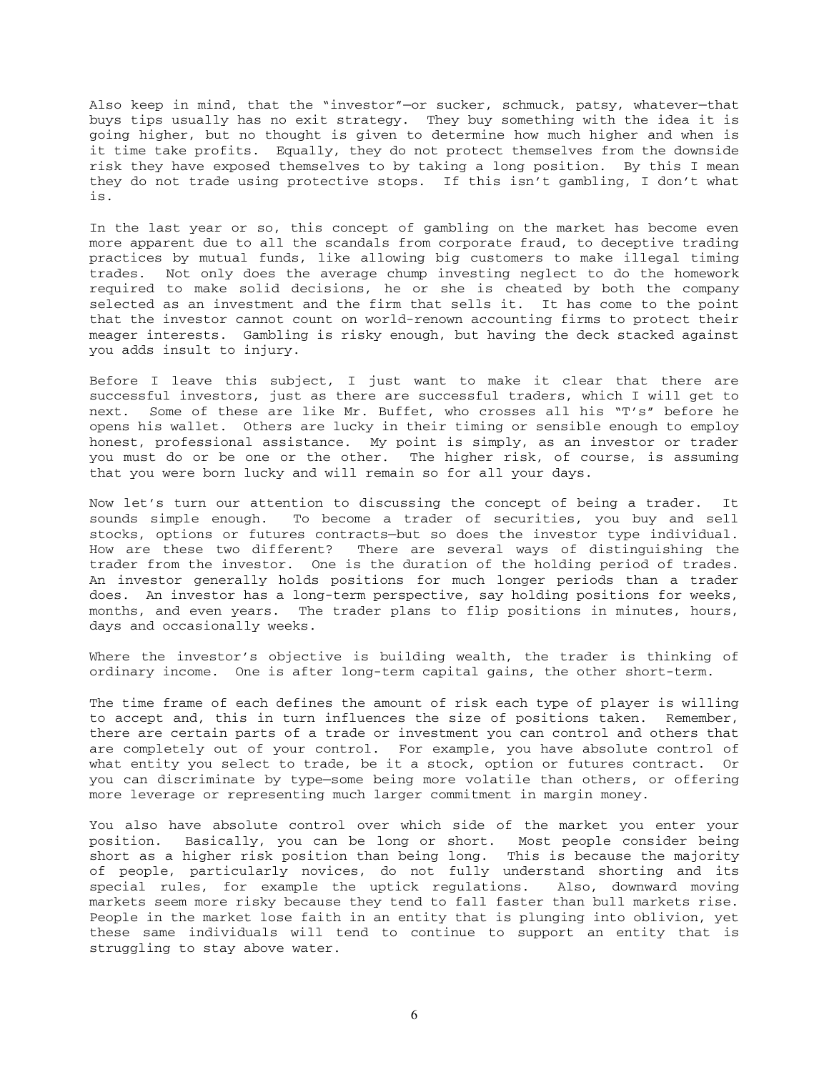Also keep in mind, that the "investor"—or sucker, schmuck, patsy, whatever—that buys tips usually has no exit strategy. They buy something with the idea it is going higher, but no thought is given to determine how much higher and when is it time take profits. Equally, they do not protect themselves from the downside risk they have exposed themselves to by taking a long position. By this I mean they do not trade using protective stops. If this isn't gambling, I don't what is.

In the last year or so, this concept of gambling on the market has become even more apparent due to all the scandals from corporate fraud, to deceptive trading practices by mutual funds, like allowing big customers to make illegal timing trades. Not only does the average chump investing neglect to do the homework required to make solid decisions, he or she is cheated by both the company selected as an investment and the firm that sells it. It has come to the point that the investor cannot count on world-renown accounting firms to protect their meager interests. Gambling is risky enough, but having the deck stacked against you adds insult to injury.

Before I leave this subject, I just want to make it clear that there are successful investors, just as there are successful traders, which I will get to next. Some of these are like Mr. Buffet, who crosses all his "T's" before he opens his wallet. Others are lucky in their timing or sensible enough to employ honest, professional assistance. My point is simply, as an investor or trader you must do or be one or the other. The higher risk, of course, is assuming that you were born lucky and will remain so for all your days.

Now let's turn our attention to discussing the concept of being a trader. It sounds simple enough. To become a trader of securities, you buy and sell stocks, options or futures contracts—but so does the investor type individual. How are these two different? There are several ways of distinguishing the trader from the investor. One is the duration of the holding period of trades. An investor generally holds positions for much longer periods than a trader does. An investor has a long-term perspective, say holding positions for weeks, months, and even years. The trader plans to flip positions in minutes, hours, days and occasionally weeks.

Where the investor's objective is building wealth, the trader is thinking of ordinary income. One is after long-term capital gains, the other short-term.

The time frame of each defines the amount of risk each type of player is willing to accept and, this in turn influences the size of positions taken. Remember, there are certain parts of a trade or investment you can control and others that are completely out of your control. For example, you have absolute control of what entity you select to trade, be it a stock, option or futures contract. Or you can discriminate by type—some being more volatile than others, or offering more leverage or representing much larger commitment in margin money.

You also have absolute control over which side of the market you enter your position. Basically, you can be long or short. Most people consider being short as a higher risk position than being long. This is because the majority of people, particularly novices, do not fully understand shorting and its special rules, for example the uptick regulations. Also, downward moving markets seem more risky because they tend to fall faster than bull markets rise. People in the market lose faith in an entity that is plunging into oblivion, yet these same individuals will tend to continue to support an entity that is struggling to stay above water.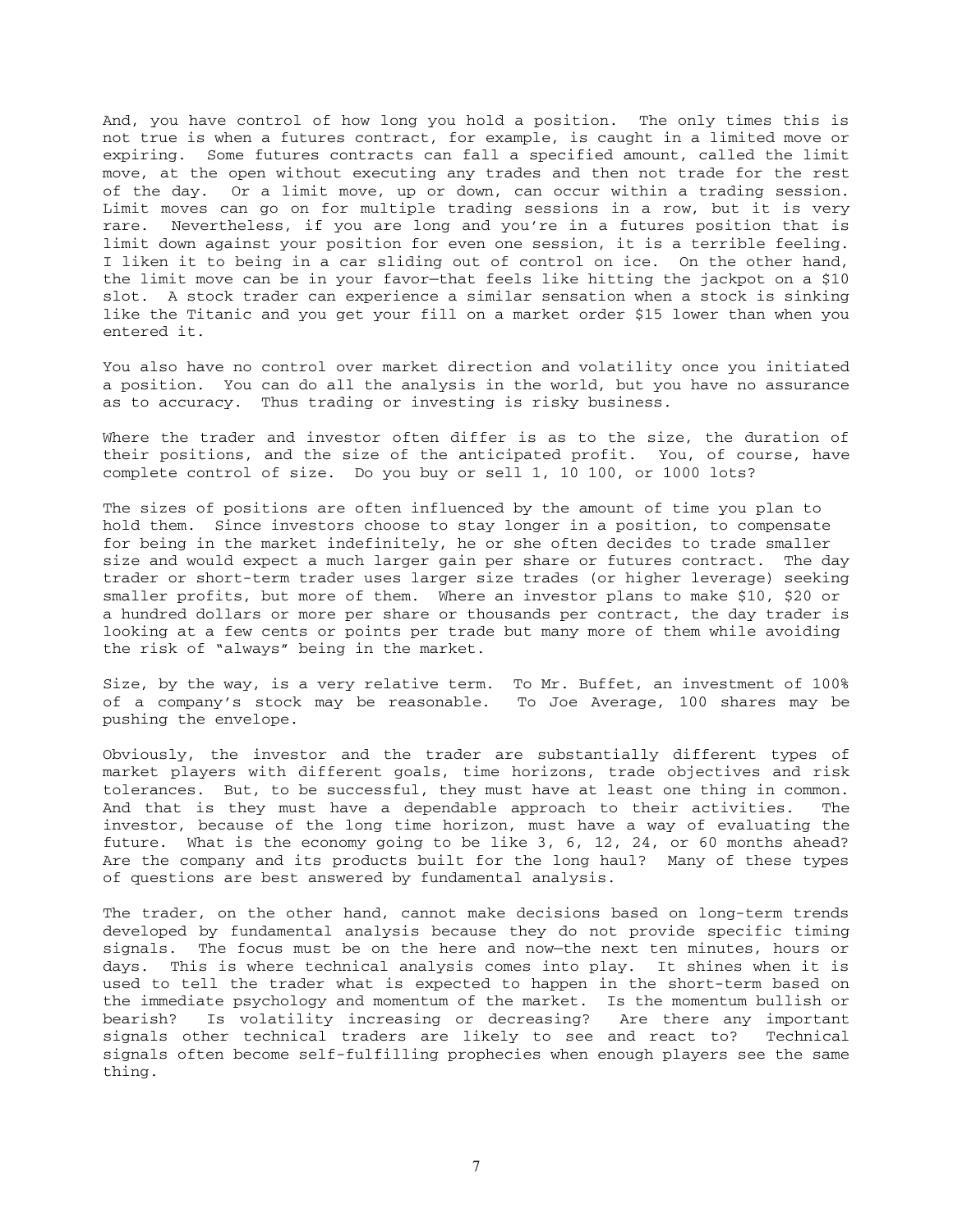And, you have control of how long you hold a position. The only times this is not true is when a futures contract, for example, is caught in a limited move or expiring. Some futures contracts can fall a specified amount, called the limit move, at the open without executing any trades and then not trade for the rest of the day. Or a limit move, up or down, can occur within a trading session. Limit moves can go on for multiple trading sessions in a row, but it is very rare. Nevertheless, if you are long and you're in a futures position that is limit down against your position for even one session, it is a terrible feeling. I liken it to being in a car sliding out of control on ice. On the other hand, the limit move can be in your favor—that feels like hitting the jackpot on a $10 slot. A stock trader can experience a similar sensation when a stock is sinking like the Titanic and you get your fill on a market order $15 lower than when you entered it.

You also have no control over market direction and volatility once you initiated a position. You can do all the analysis in the world, but you have no assurance as to accuracy. Thus trading or investing is risky business.

Where the trader and investor often differ is as to the size, the duration of their positions, and the size of the anticipated profit. You, of course, have complete control of size. Do you buy or sell 1, 10 100, or 1000 lots?

The sizes of positions are often influenced by the amount of time you plan to hold them. Since investors choose to stay longer in a position, to compensate for being in the market indefinitely, he or she often decides to trade smaller size and would expect a much larger gain per share or futures contract. The day trader or short-term trader uses larger size trades (or higher leverage) seeking smaller profits, but more of them. Where an investor plans to make $10, $20 or a hundred dollars or more per share or thousands per contract, the day trader is looking at a few cents or points per trade but many more of them while avoiding the risk of "always" being in the market.

Size, by the way, is a very relative term. To Mr. Buffet, an investment of 100% of a company's stock may be reasonable. To Joe Average, 100 shares may be pushing the envelope.

Obviously, the investor and the trader are substantially different types of market players with different goals, time horizons, trade objectives and risk tolerances. But, to be successful, they must have at least one thing in common. And that is they must have a dependable approach to their activities. The investor, because of the long time horizon, must have a way of evaluating the future. What is the economy going to be like 3, 6, 12, 24, or 60 months ahead? Are the company and its products built for the long haul? Many of these types of questions are best answered by fundamental analysis.

The trader, on the other hand, cannot make decisions based on long-term trends developed by fundamental analysis because they do not provide specific timing signals. The focus must be on the here and now—the next ten minutes, hours or days. This is where technical analysis comes into play. It shines when it is used to tell the trader what is expected to happen in the short-term based on the immediate psychology and momentum of the market. Is the momentum bullish or bearish? Is volatility increasing or decreasing? Are there any important signals other technical traders are likely to see and react to? Technical signals often become self-fulfilling prophecies when enough players see the same thing.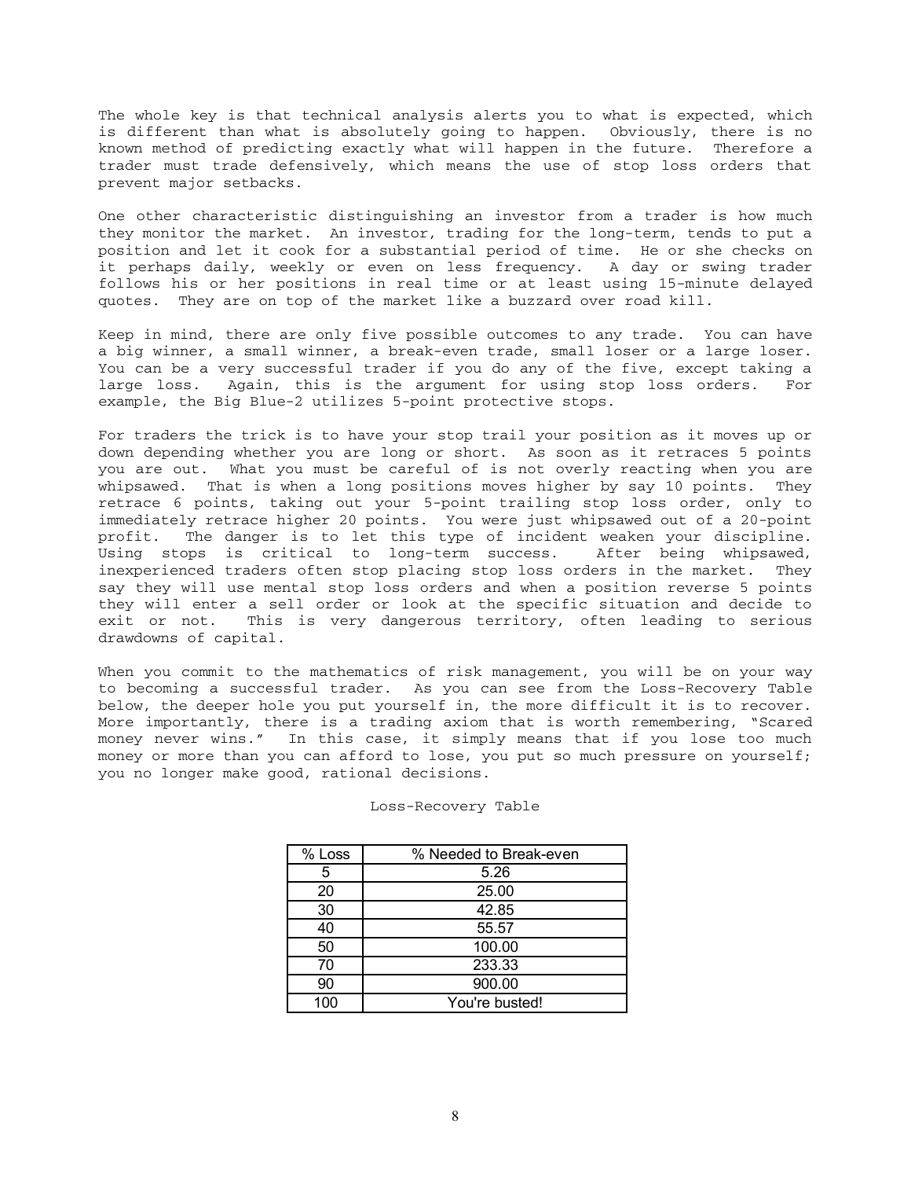The whole key is that technical analysis alerts you to what is expected, which is different than what is absolutely going to happen. Obviously, there is no known method of predicting exactly what will happen in the future. Therefore a trader must trade defensively, which means the use of stop loss orders that prevent major setbacks.

One other characteristic distinguishing an investor from a trader is how much they monitor the market. An investor, trading for the long-term, tends to put a position and let it cook for a substantial period of time. He or she checks on it perhaps daily, weekly or even on less frequency. A day or swing trader follows his or her positions in real time or at least using 15-minute delayed quotes. They are on top of the market like a buzzard over road kill.

Keep in mind, there are only five possible outcomes to any trade. You can have a big winner, a small winner, a break-even trade, small loser or a large loser. You can be a very successful trader if you do any of the five, except taking a large loss. Again, this is the argument for using stop loss orders. For example, the Big Blue-2 utilizes 5-point protective stops.

For traders the trick is to have your stop trail your position as it moves up or down depending whether you are long or short. As soon as it retraces 5 points you are out. What you must be careful of is not overly reacting when you are whipsawed. That is when a long positions moves higher by say 10 points. They retrace 6 points, taking out your 5-point trailing stop loss order, only to immediately retrace higher 20 points. You were just whipsawed out of a 20-point profit. The danger is to let this type of incident weaken your discipline. Using stops is critical to long-term success. After being whipsawed, inexperienced traders often stop placing stop loss orders in the market. They say they will use mental stop loss orders and when a position reverse 5 points they will enter a sell order or look at the specific situation and decide to exit or not. This is very dangerous territory, often leading to serious drawdowns of capital.

When you commit to the mathematics of risk management, you will be on your way to becoming a successful trader. As you can see from the Loss-Recovery Table below, the deeper hole you put yourself in, the more difficult it is to recover. More importantly, there is a trading axiom that is worth remembering, "Scared money never wins." In this case, it simply means that if you lose too much money or more than you can afford to lose, you put so much pressure on yourself; you no longer make good, rational decisions.

Loss-Recovery Table

| % Loss | % Needed to Break-even |
|---|---|
| 5 | 5.26 |
| 20 | 25.00 |
| 30 | 42.85 |
| 40 | 55.57 |
| 50 | 100.00 |
| 70 | 233.33 |
| 90 | 900.00 |
| 100 | You're busted! |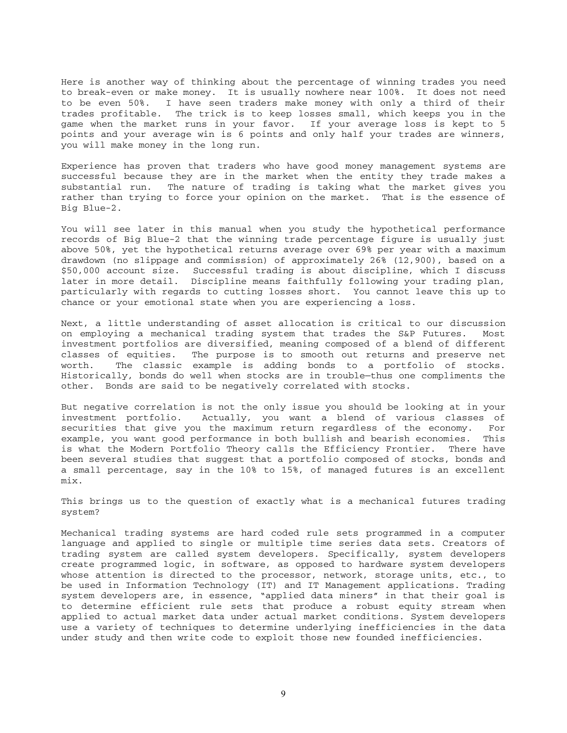Here is another way of thinking about the percentage of winning trades you need to break-even or make money. It is usually nowhere near 100%. It does not need to be even 50%. I have seen traders make money with only a third of their trades profitable. The trick is to keep losses small, which keeps you in the game when the market runs in your favor. If your average loss is kept to 5 points and your average win is 6 points and only half your trades are winners, you will make money in the long run.

Experience has proven that traders who have good money management systems are successful because they are in the market when the entity they trade makes a substantial run. The nature of trading is taking what the market gives you rather than trying to force your opinion on the market. That is the essence of Big Blue-2.

You will see later in this manual when you study the hypothetical performance records of Big Blue-2 that the winning trade percentage figure is usually just above 50%, yet the hypothetical returns average over 69% per year with a maximum drawdown (no slippage and commission) of approximately 26% (12,900), based on a $50,000 account size. Successful trading is about discipline, which I discuss later in more detail. Discipline means faithfully following your trading plan, particularly with regards to cutting losses short. You cannot leave this up to chance or your emotional state when you are experiencing a loss.

Next, a little understanding of asset allocation is critical to our discussion on employing a mechanical trading system that trades the S&P Futures. Most investment portfolios are diversified, meaning composed of a blend of different classes of equities. The purpose is to smooth out returns and preserve net worth. The classic example is adding bonds to a portfolio of stocks. Historically, bonds do well when stocks are in trouble—thus one compliments the other. Bonds are said to be negatively correlated with stocks.

But negative correlation is not the only issue you should be looking at in your investment portfolio. Actually, you want a blend of various classes of securities that give you the maximum return regardless of the economy. For example, you want good performance in both bullish and bearish economies. This is what the Modern Portfolio Theory calls the Efficiency Frontier. There have been several studies that suggest that a portfolio composed of stocks, bonds and a small percentage, say in the 10% to 15%, of managed futures is an excellent mix.

This brings us to the question of exactly what is a mechanical futures trading system?

Mechanical trading systems are hard coded rule sets programmed in a computer language and applied to single or multiple time series data sets. Creators of trading system are called system developers. Specifically, system developers create programmed logic, in software, as opposed to hardware system developers whose attention is directed to the processor, network, storage units, etc., to be used in Information Technology (IT) and IT Management applications. Trading system developers are, in essence, "applied data miners" in that their goal is to determine efficient rule sets that produce a robust equity stream when applied to actual market data under actual market conditions. System developers use a variety of techniques to determine underlying inefficiencies in the data under study and then write code to exploit those new founded inefficiencies.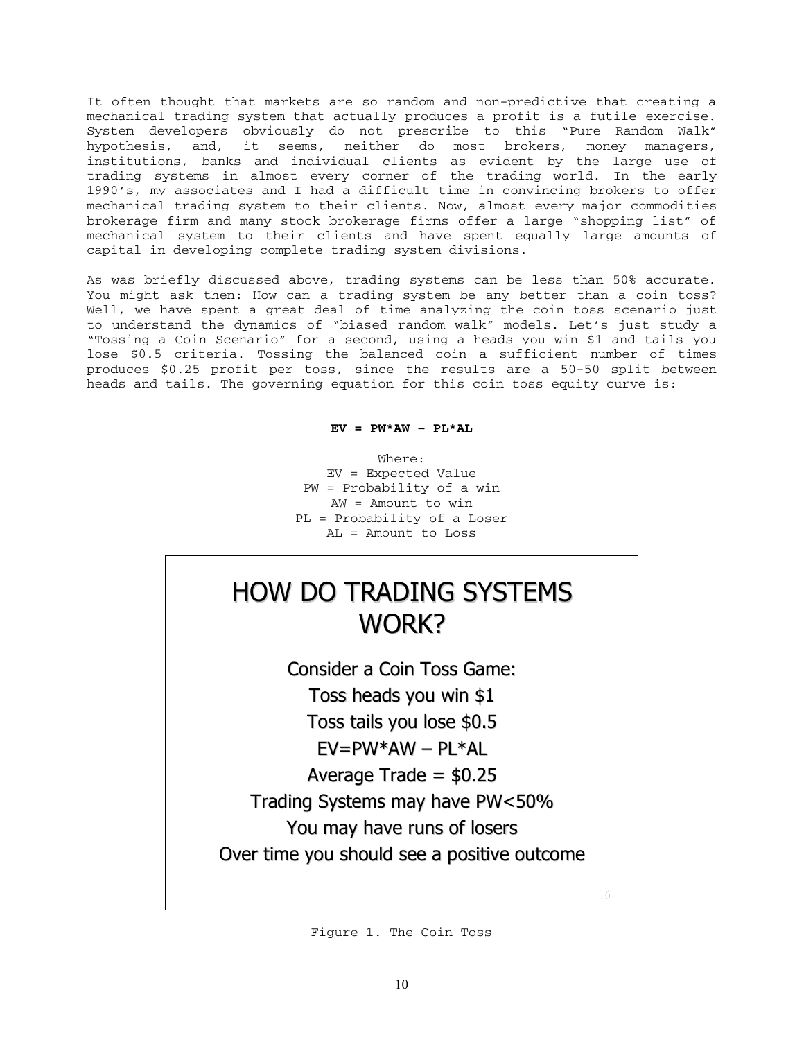It often thought that markets are so random and non-predictive that creating a mechanical trading system that actually produces a profit is a futile exercise. System developers obviously do not prescribe to this "Pure Random Walk" hypothesis, and, it seems, neither do most brokers, money managers, institutions, banks and individual clients as evident by the large use of trading systems in almost every corner of the trading world. In the early 1990's, my associates and I had a difficult time in convincing brokers to offer mechanical trading system to their clients. Now, almost every major commodities brokerage firm and many stock brokerage firms offer a large "shopping list" of mechanical system to their clients and have spent equally large amounts of capital in developing complete trading system divisions.

As was briefly discussed above, trading systems can be less than 50% accurate. You might ask then: How can a trading system be any better than a coin toss? Well, we have spent a great deal of time analyzing the coin toss scenario just to understand the dynamics of "biased random walk" models. Let's just study a "Tossing a Coin Scenario" for a second, using a heads you win $1 and tails you lose $0.5 criteria. Tossing the balanced coin a sufficient number of times produces $0.25 profit per toss, since the results are a 50-50 split between heads and tails. The governing equation for this coin toss equity curve is:

$$EV = PW*AW - PL*AL$$

Where:
EV = Expected Value
PW = Probability of a win
AW = Amount to win
PL = Probability of a Loser
AL = Amount to Loss

## HOW DO TRADING SYSTEMS WORK?

Consider a Coin Toss Game:

Toss heads you win $1

Toss tails you lose $0.5

EV=PW*AW – PL*AL

Average Trade = $0.25

Trading Systems may have PW<50%

You may have runs of losers

Over time you should see a positive outcome

Figure 1. The Coin Toss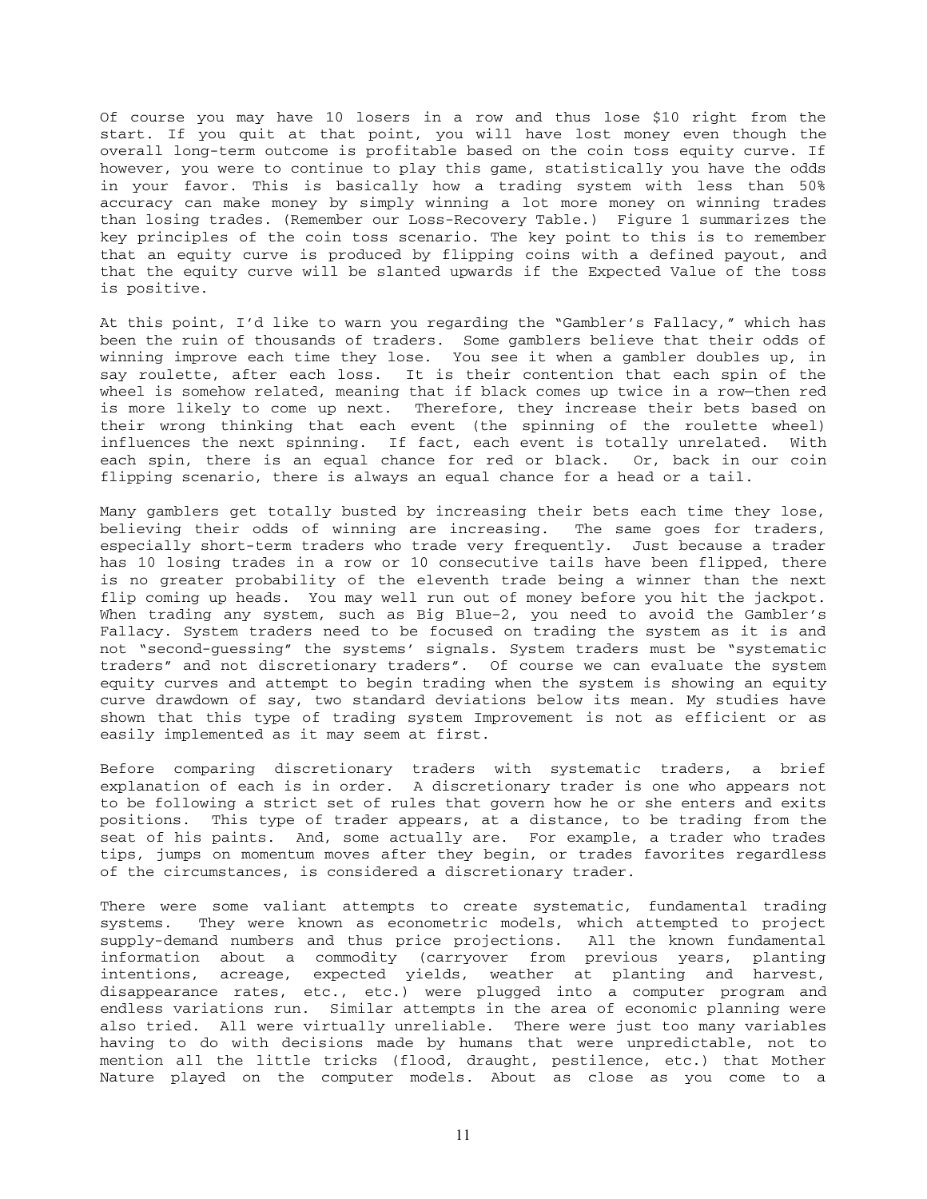Of course you may have 10 losers in a row and thus lose $10 right from the start. If you quit at that point, you will have lost money even though the overall long-term outcome is profitable based on the coin toss equity curve. If however, you were to continue to play this game, statistically you have the odds in your favor. This is basically how a trading system with less than 50% accuracy can make money by simply winning a lot more money on winning trades than losing trades. (Remember our Loss-Recovery Table.) Figure 1 summarizes the key principles of the coin toss scenario. The key point to this is to remember that an equity curve is produced by flipping coins with a defined payout, and that the equity curve will be slanted upwards if the Expected Value of the toss is positive.

At this point, I'd like to warn you regarding the "Gambler's Fallacy," which has been the ruin of thousands of traders. Some gamblers believe that their odds of winning improve each time they lose. You see it when a gambler doubles up, in say roulette, after each loss. It is their contention that each spin of the wheel is somehow related, meaning that if black comes up twice in a row—then red is more likely to come up next. Therefore, they increase their bets based on their wrong thinking that each event (the spinning of the roulette wheel) influences the next spinning. If fact, each event is totally unrelated. With each spin, there is an equal chance for red or black. Or, back in our coin flipping scenario, there is always an equal chance for a head or a tail.

Many gamblers get totally busted by increasing their bets each time they lose, believing their odds of winning are increasing. The same goes for traders, especially short-term traders who trade very frequently. Just because a trader has 10 losing trades in a row or 10 consecutive tails have been flipped, there is no greater probability of the eleventh trade being a winner than the next flip coming up heads. You may well run out of money before you hit the jackpot. When trading any system, such as Big Blue-2, you need to avoid the Gambler's Fallacy. System traders need to be focused on trading the system as it is and not "second-guessing" the systems' signals. System traders must be "systematic traders" and not discretionary traders". Of course we can evaluate the system equity curves and attempt to begin trading when the system is showing an equity curve drawdown of say, two standard deviations below its mean. My studies have shown that this type of trading system Improvement is not as efficient or as easily implemented as it may seem at first.

Before comparing discretionary traders with systematic traders, a brief explanation of each is in order. A discretionary trader is one who appears not to be following a strict set of rules that govern how he or she enters and exits positions. This type of trader appears, at a distance, to be trading from the seat of his paints. And, some actually are. For example, a trader who trades tips, jumps on momentum moves after they begin, or trades favorites regardless of the circumstances, is considered a discretionary trader.

There were some valiant attempts to create systematic, fundamental trading systems. They were known as econometric models, which attempted to project supply-demand numbers and thus price projections. All the known fundamental information about a commodity (carryover from previous years, planting intentions, acreage, expected yields, weather at planting and harvest, disappearance rates, etc., etc.) were plugged into a computer program and endless variations run. Similar attempts in the area of economic planning were also tried. All were virtually unreliable. There were just too many variables having to do with decisions made by humans that were unpredictable, not to mention all the little tricks (flood, draught, pestilence, etc.) that Mother Nature played on the computer models. About as close as you come to a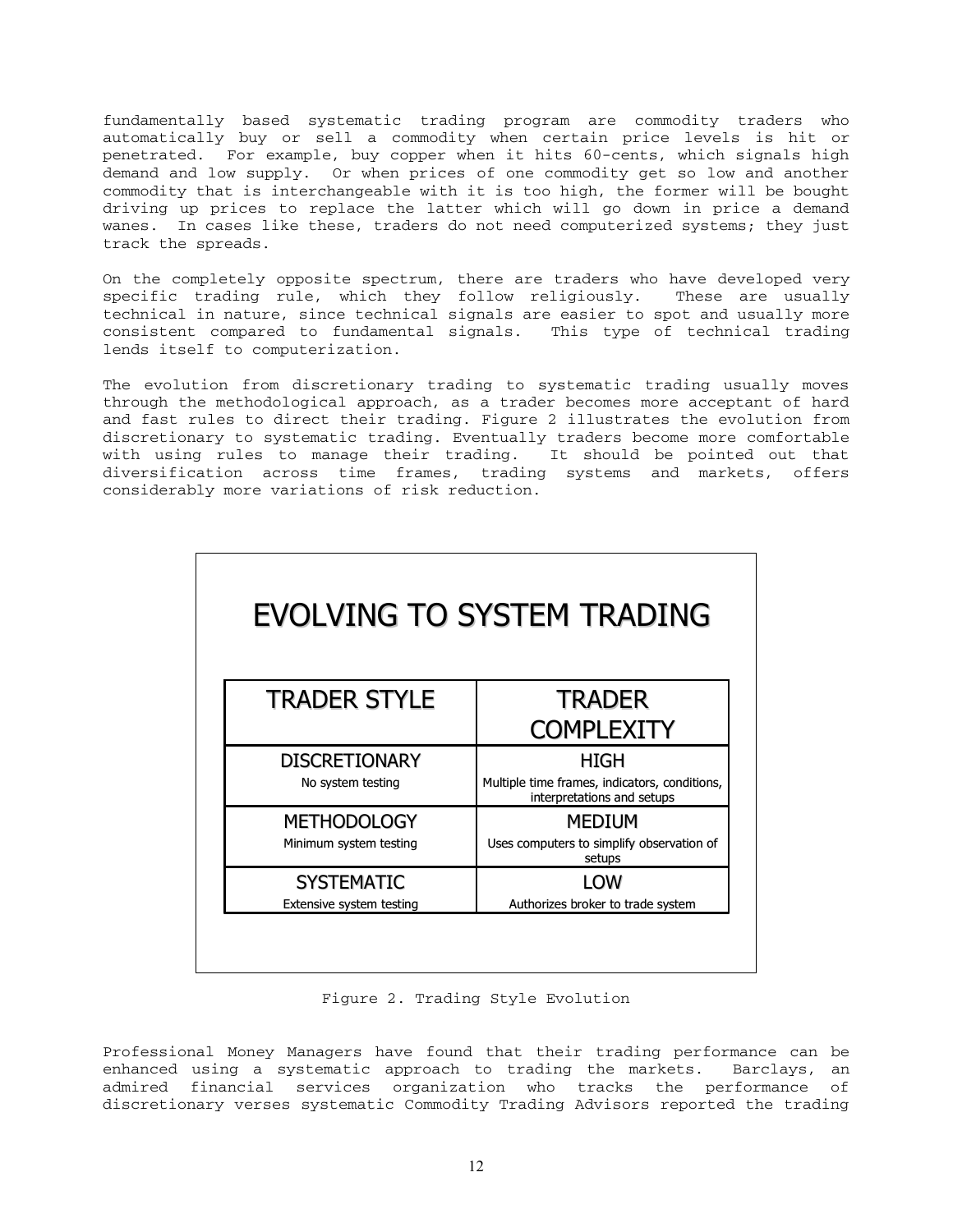fundamentally based systematic trading program are commodity traders who automatically buy or sell a commodity when certain price levels is hit or penetrated. For example, buy copper when it hits 60-cents, which signals high demand and low supply. Or when prices of one commodity get so low and another commodity that is interchangeable with it is too high, the former will be bought driving up prices to replace the latter which will go down in price a demand wanes. In cases like these, traders do not need computerized systems; they just track the spreads.

On the completely opposite spectrum, there are traders who have developed very specific trading rule, which they follow religiously. These are usually technical in nature, since technical signals are easier to spot and usually more consistent compared to fundamental signals. This type of technical trading lends itself to computerization.

The evolution from discretionary trading to systematic trading usually moves through the methodological approach, as a trader becomes more acceptant of hard and fast rules to direct their trading. Figure 2 illustrates the evolution from discretionary to systematic trading. Eventually traders become more comfortable with using rules to manage their trading. It should be pointed out that diversification across time frames, trading systems and markets, offers considerably more variations of risk reduction.

**EVOLVING TO SYSTEM TRADING**

| TRADER STYLE | TRADER COMPLEXITY |
|---|---|
| DISCRETIONARY<br>No system testing | HIGH<br>Multiple time frames, indicators, conditions, interpretations and setups |
| METHODOLOGY<br>Minimum system testing | MEDIUM<br>Uses computers to simplify observation of setups |
| SYSTEMATIC<br>Extensive system testing | LOW<br>Authorizes broker to trade system |

Figure 2. Trading Style Evolution

Professional Money Managers have found that their trading performance can be enhanced using a systematic approach to trading the markets. Barclays, an admired financial services organization who tracks the performance of discretionary verses systematic Commodity Trading Advisors reported the trading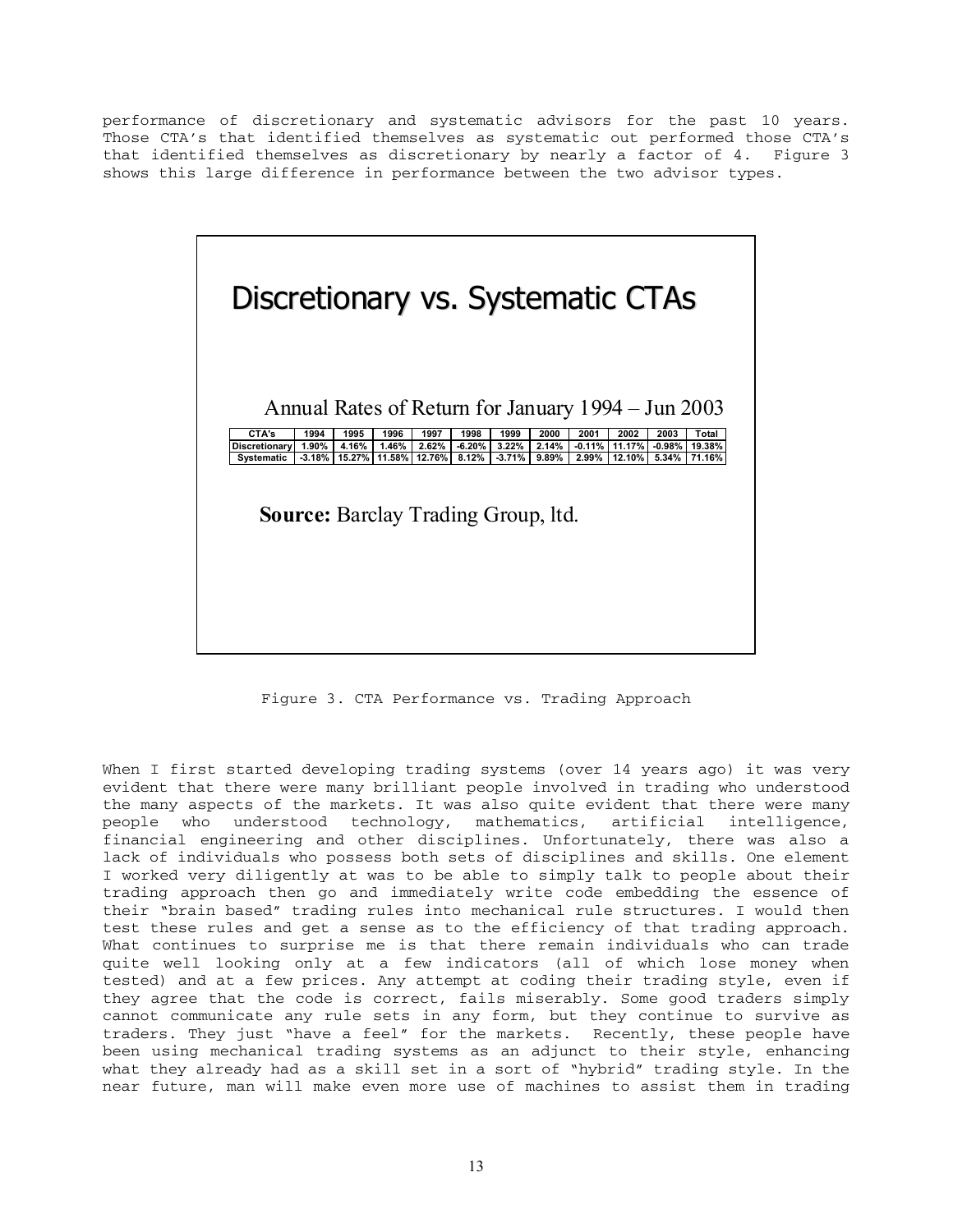performance of discretionary and systematic advisors for the past 10 years. Those CTA's that identified themselves as systematic out performed those CTA's that identified themselves as discretionary by nearly a factor of 4. Figure 3 shows this large difference in performance between the two advisor types.

## Discretionary vs. Systematic CTAs

Annual Rates of Return for January 1994 – Jun 2003

| CTA's | 1994 | 1995 | 1996 | 1997 | 1998 | 1999 | 2000 | 2001 | 2002 | 2003 | Total |
|---|---|---|---|---|---|---|---|---|---|---|---|
| Discretionary | 1.90% | 4.16% | 1.46% | 2.62% | -6.20% | 3.22% | 2.14% | -0.11% | 11.17% | -0.98% | 19.38% |
| Systematic | -3.18% | 15.27% | 11.58% | 12.76% | 8.12% | -3.71% | 9.89% | 2.99% | 12.10% | 5.34% | 71.16% |

**Source:** Barclay Trading Group, ltd.

Figure 3. CTA Performance vs. Trading Approach

When I first started developing trading systems (over 14 years ago) it was very evident that there were many brilliant people involved in trading who understood the many aspects of the markets. It was also quite evident that there were many people who understood technology, mathematics, artificial intelligence, financial engineering and other disciplines. Unfortunately, there was also a lack of individuals who possess both sets of disciplines and skills. One element I worked very diligently at was to be able to simply talk to people about their trading approach then go and immediately write code embedding the essence of their "brain based" trading rules into mechanical rule structures. I would then test these rules and get a sense as to the efficiency of that trading approach. What continues to surprise me is that there remain individuals who can trade quite well looking only at a few indicators (all of which lose money when tested) and at a few prices. Any attempt at coding their trading style, even if they agree that the code is correct, fails miserably. Some good traders simply cannot communicate any rule sets in any form, but they continue to survive as traders. They just "have a feel" for the markets. Recently, these people have been using mechanical trading systems as an adjunct to their style, enhancing what they already had as a skill set in a sort of "hybrid" trading style. In the near future, man will make even more use of machines to assist them in trading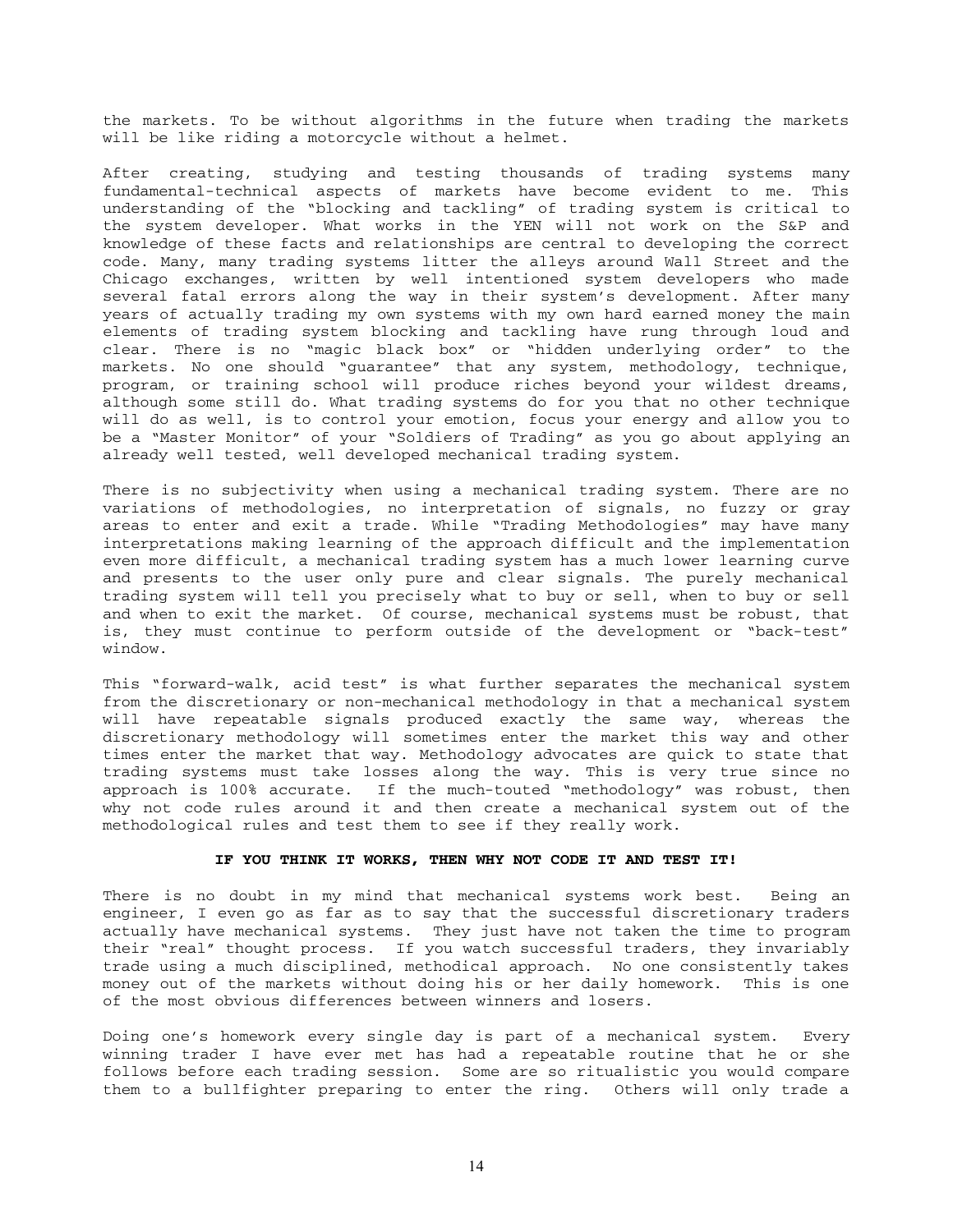the markets. To be without algorithms in the future when trading the markets will be like riding a motorcycle without a helmet.

After creating, studying and testing thousands of trading systems many fundamental-technical aspects of markets have become evident to me. This understanding of the "blocking and tackling" of trading system is critical to the system developer. What works in the YEN will not work on the S&P and knowledge of these facts and relationships are central to developing the correct code. Many, many trading systems litter the alleys around Wall Street and the Chicago exchanges, written by well intentioned system developers who made several fatal errors along the way in their system's development. After many years of actually trading my own systems with my own hard earned money the main elements of trading system blocking and tackling have rung through loud and clear. There is no "magic black box" or "hidden underlying order" to the markets. No one should "guarantee" that any system, methodology, technique, program, or training school will produce riches beyond your wildest dreams, although some still do. What trading systems do for you that no other technique will do as well, is to control your emotion, focus your energy and allow you to be a "Master Monitor" of your "Soldiers of Trading" as you go about applying an already well tested, well developed mechanical trading system.

There is no subjectivity when using a mechanical trading system. There are no variations of methodologies, no interpretation of signals, no fuzzy or gray areas to enter and exit a trade. While "Trading Methodologies" may have many interpretations making learning of the approach difficult and the implementation even more difficult, a mechanical trading system has a much lower learning curve and presents to the user only pure and clear signals. The purely mechanical trading system will tell you precisely what to buy or sell, when to buy or sell and when to exit the market. Of course, mechanical systems must be robust, that is, they must continue to perform outside of the development or "back-test" window.

This "forward-walk, acid test" is what further separates the mechanical system from the discretionary or non-mechanical methodology in that a mechanical system will have repeatable signals produced exactly the same way, whereas the discretionary methodology will sometimes enter the market this way and other times enter the market that way. Methodology advocates are quick to state that trading systems must take losses along the way. This is very true since no approach is 100% accurate. If the much-touted "methodology" was robust, then why not code rules around it and then create a mechanical system out of the methodological rules and test them to see if they really work.

**IF YOU THINK IT WORKS, THEN WHY NOT CODE IT AND TEST IT!**

There is no doubt in my mind that mechanical systems work best. Being an engineer, I even go as far as to say that the successful discretionary traders actually have mechanical systems. They just have not taken the time to program their "real" thought process. If you watch successful traders, they invariably trade using a much disciplined, methodical approach. No one consistently takes money out of the markets without doing his or her daily homework. This is one of the most obvious differences between winners and losers.

Doing one's homework every single day is part of a mechanical system. Every winning trader I have ever met has had a repeatable routine that he or she follows before each trading session. Some are so ritualistic you would compare them to a bullfighter preparing to enter the ring. Others will only trade a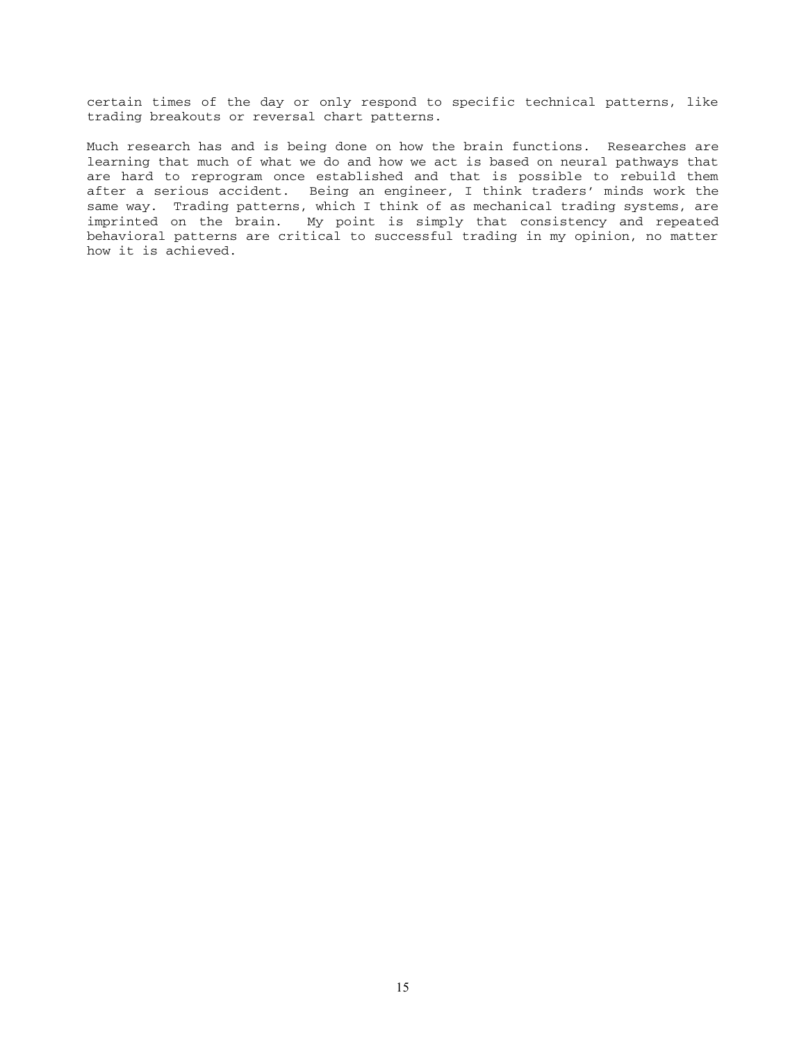certain times of the day or only respond to specific technical patterns, like trading breakouts or reversal chart patterns.

Much research has and is being done on how the brain functions. Researches are learning that much of what we do and how we act is based on neural pathways that are hard to reprogram once established and that is possible to rebuild them after a serious accident. Being an engineer, I think traders' minds work the same way. Trading patterns, which I think of as mechanical trading systems, are imprinted on the brain. My point is simply that consistency and repeated behavioral patterns are critical to successful trading in my opinion, no matter how it is achieved.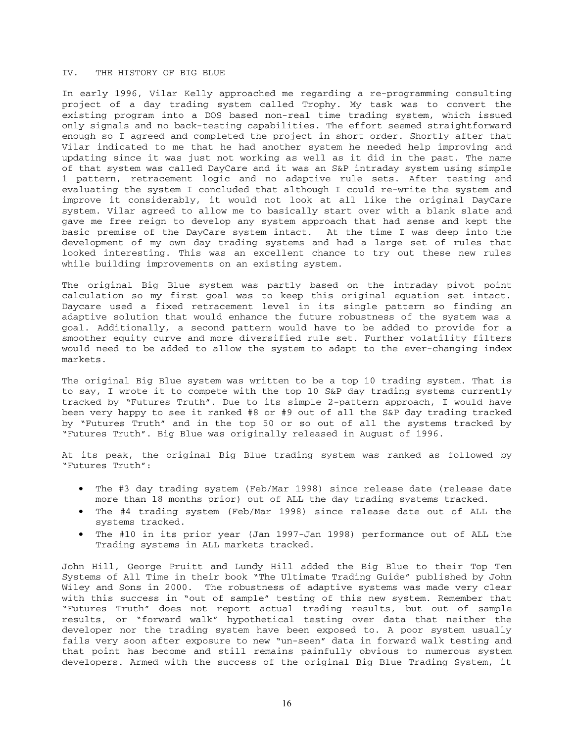## IV. THE HISTORY OF BIG BLUE

In early 1996, Vilar Kelly approached me regarding a re-programming consulting project of a day trading system called Trophy. My task was to convert the existing program into a DOS based non-real time trading system, which issued only signals and no back-testing capabilities. The effort seemed straightforward enough so I agreed and completed the project in short order. Shortly after that Vilar indicated to me that he had another system he needed help improving and updating since it was just not working as well as it did in the past. The name of that system was called DayCare and it was an S&P intraday system using simple 1 pattern, retracement logic and no adaptive rule sets. After testing and evaluating the system I concluded that although I could re-write the system and improve it considerably, it would not look at all like the original DayCare system. Vilar agreed to allow me to basically start over with a blank slate and gave me free reign to develop any system approach that had sense and kept the basic premise of the DayCare system intact. At the time I was deep into the development of my own day trading systems and had a large set of rules that looked interesting. This was an excellent chance to try out these new rules while building improvements on an existing system.

The original Big Blue system was partly based on the intraday pivot point calculation so my first goal was to keep this original equation set intact. Daycare used a fixed retracement level in its single pattern so finding an adaptive solution that would enhance the future robustness of the system was a goal. Additionally, a second pattern would have to be added to provide for a smoother equity curve and more diversified rule set. Further volatility filters would need to be added to allow the system to adapt to the ever-changing index markets.

The original Big Blue system was written to be a top 10 trading system. That is to say, I wrote it to compete with the top 10 S&P day trading systems currently tracked by "Futures Truth". Due to its simple 2-pattern approach, I would have been very happy to see it ranked #8 or #9 out of all the S&P day trading tracked by "Futures Truth" and in the top 50 or so out of all the systems tracked by "Futures Truth". Big Blue was originally released in August of 1996.

At its peak, the original Big Blue trading system was ranked as followed by "Futures Truth":

- The #3 day trading system (Feb/Mar 1998) since release date (release date more than 18 months prior) out of ALL the day trading systems tracked.
- The #4 trading system (Feb/Mar 1998) since release date out of ALL the systems tracked.
- The #10 in its prior year (Jan 1997-Jan 1998) performance out of ALL the Trading systems in ALL markets tracked.

John Hill, George Pruitt and Lundy Hill added the Big Blue to their Top Ten Systems of All Time in their book "The Ultimate Trading Guide" published by John Wiley and Sons in 2000. The robustness of adaptive systems was made very clear with this success in "out of sample" testing of this new system. Remember that "Futures Truth" does not report actual trading results, but out of sample results, or "forward walk" hypothetical testing over data that neither the developer nor the trading system have been exposed to. A poor system usually fails very soon after exposure to new "un-seen" data in forward walk testing and that point has become and still remains painfully obvious to numerous system developers. Armed with the success of the original Big Blue Trading System, it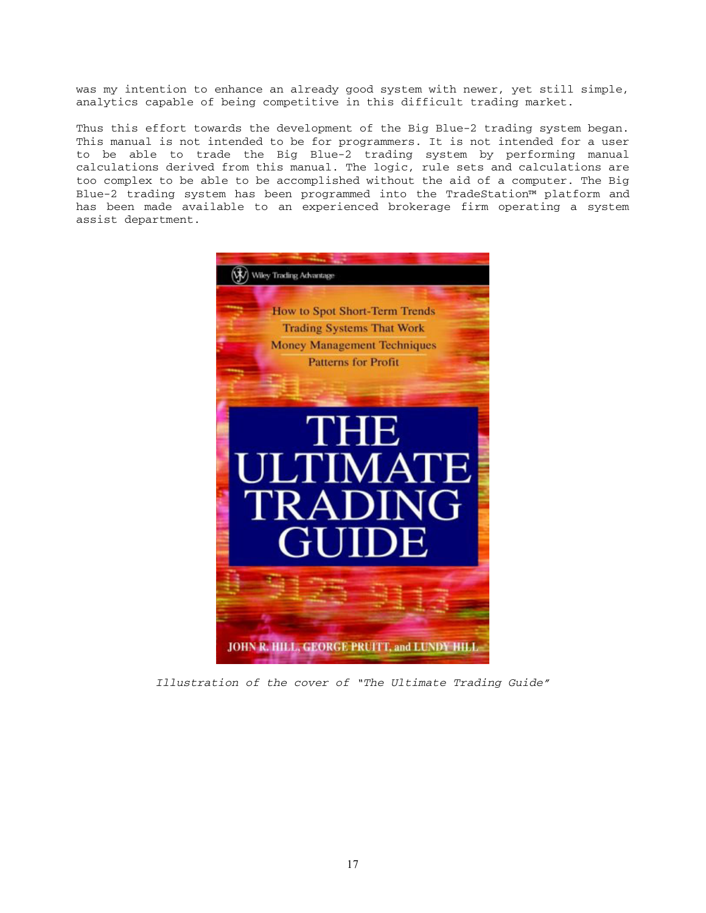was my intention to enhance an already good system with newer, yet still simple, analytics capable of being competitive in this difficult trading market.

Thus this effort towards the development of the Big Blue-2 trading system began. This manual is not intended to be for programmers. It is not intended for a user to be able to trade the Big Blue-2 trading system by performing manual calculations derived from this manual. The logic, rule sets and calculations are too complex to be able to be accomplished without the aid of a computer. The Big Blue-2 trading system has been programmed into the TradeStation™ platform and has been made available to an experienced brokerage firm operating a system assist department.

*Illustration of the cover of "The Ultimate Trading Guide"*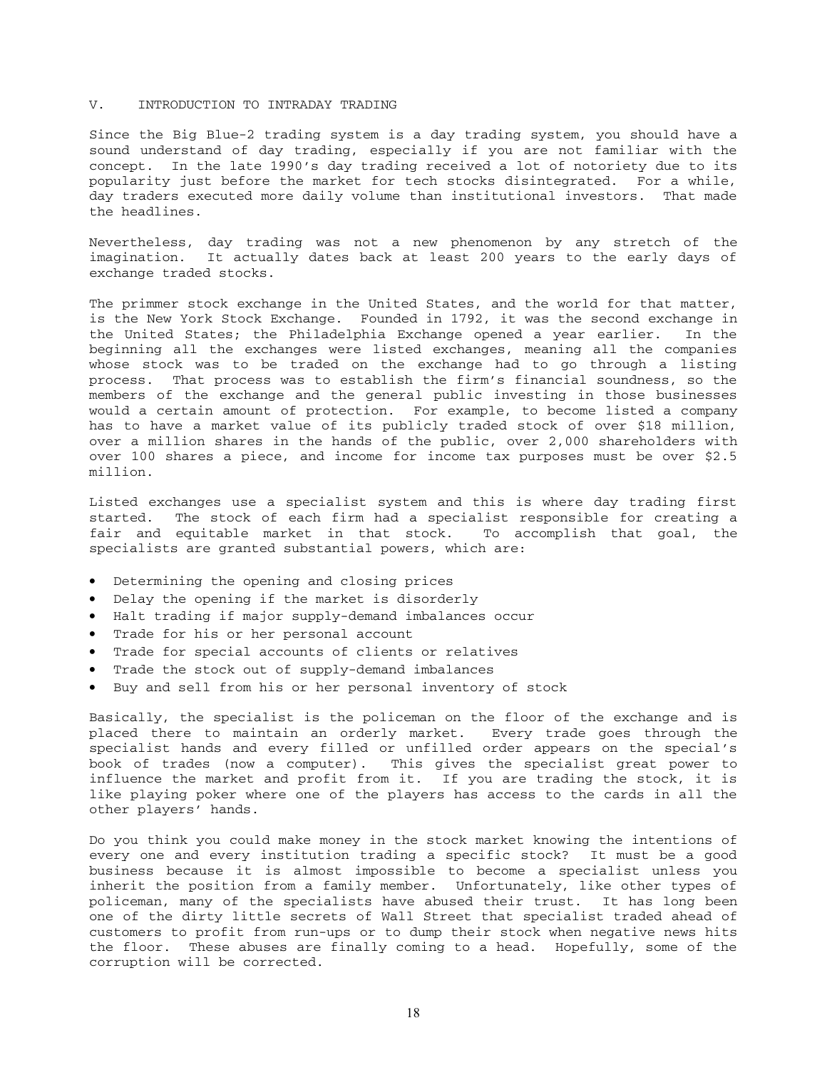## V. INTRODUCTION TO INTRADAY TRADING

Since the Big Blue-2 trading system is a day trading system, you should have a sound understand of day trading, especially if you are not familiar with the concept. In the late 1990's day trading received a lot of notoriety due to its popularity just before the market for tech stocks disintegrated. For a while, day traders executed more daily volume than institutional investors. That made the headlines.

Nevertheless, day trading was not a new phenomenon by any stretch of the imagination. It actually dates back at least 200 years to the early days of exchange traded stocks.

The primmer stock exchange in the United States, and the world for that matter, is the New York Stock Exchange. Founded in 1792, it was the second exchange in the United States; the Philadelphia Exchange opened a year earlier. In the beginning all the exchanges were listed exchanges, meaning all the companies whose stock was to be traded on the exchange had to go through a listing process. That process was to establish the firm's financial soundness, so the members of the exchange and the general public investing in those businesses would a certain amount of protection. For example, to become listed a company has to have a market value of its publicly traded stock of over $18 million, over a million shares in the hands of the public, over 2,000 shareholders with over 100 shares a piece, and income for income tax purposes must be over $2.5 million.

Listed exchanges use a specialist system and this is where day trading first started. The stock of each firm had a specialist responsible for creating a fair and equitable market in that stock. To accomplish that goal, the specialists are granted substantial powers, which are:

- Determining the opening and closing prices
- Delay the opening if the market is disorderly
- Halt trading if major supply-demand imbalances occur
- Trade for his or her personal account
- Trade for special accounts of clients or relatives
- Trade the stock out of supply-demand imbalances
- Buy and sell from his or her personal inventory of stock

Basically, the specialist is the policeman on the floor of the exchange and is placed there to maintain an orderly market. Every trade goes through the specialist hands and every filled or unfilled order appears on the special's book of trades (now a computer). This gives the specialist great power to influence the market and profit from it. If you are trading the stock, it is like playing poker where one of the players has access to the cards in all the other players' hands.

Do you think you could make money in the stock market knowing the intentions of every one and every institution trading a specific stock? It must be a good business because it is almost impossible to become a specialist unless you inherit the position from a family member. Unfortunately, like other types of policeman, many of the specialists have abused their trust. It has long been one of the dirty little secrets of Wall Street that specialist traded ahead of customers to profit from run-ups or to dump their stock when negative news hits the floor. These abuses are finally coming to a head. Hopefully, some of the corruption will be corrected.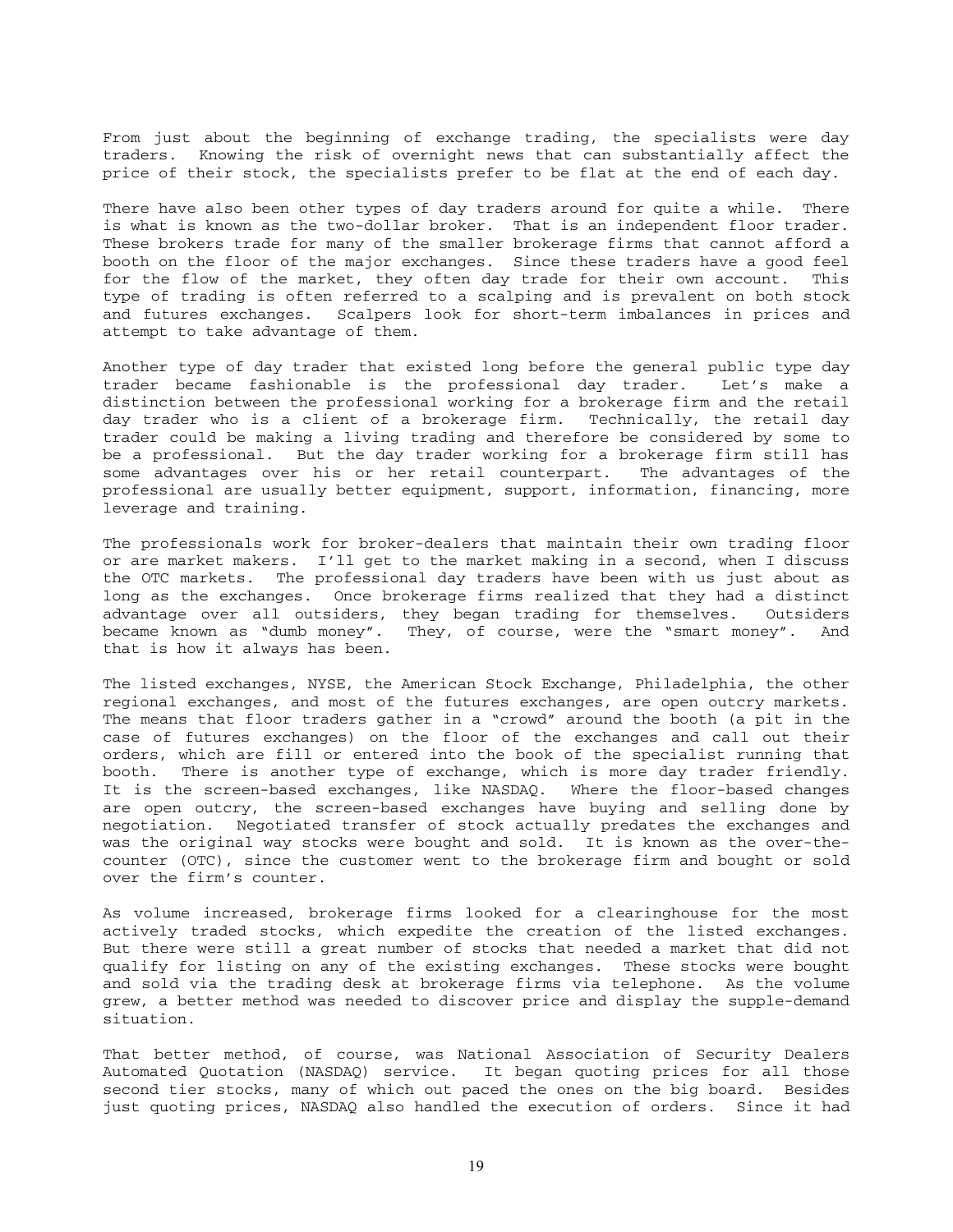From just about the beginning of exchange trading, the specialists were day traders. Knowing the risk of overnight news that can substantially affect the price of their stock, the specialists prefer to be flat at the end of each day.

There have also been other types of day traders around for quite a while. There is what is known as the two-dollar broker. That is an independent floor trader. These brokers trade for many of the smaller brokerage firms that cannot afford a booth on the floor of the major exchanges. Since these traders have a good feel for the flow of the market, they often day trade for their own account. This type of trading is often referred to a scalping and is prevalent on both stock and futures exchanges. Scalpers look for short-term imbalances in prices and attempt to take advantage of them.

Another type of day trader that existed long before the general public type day trader became fashionable is the professional day trader. Let's make a distinction between the professional working for a brokerage firm and the retail day trader who is a client of a brokerage firm. Technically, the retail day trader could be making a living trading and therefore be considered by some to be a professional. But the day trader working for a brokerage firm still has some advantages over his or her retail counterpart. The advantages of the professional are usually better equipment, support, information, financing, more leverage and training.

The professionals work for broker-dealers that maintain their own trading floor or are market makers. I'll get to the market making in a second, when I discuss the OTC markets. The professional day traders have been with us just about as long as the exchanges. Once brokerage firms realized that they had a distinct advantage over all outsiders, they began trading for themselves. Outsiders became known as "dumb money". They, of course, were the "smart money". And that is how it always has been.

The listed exchanges, NYSE, the American Stock Exchange, Philadelphia, the other regional exchanges, and most of the futures exchanges, are open outcry markets. The means that floor traders gather in a "crowd" around the booth (a pit in the case of futures exchanges) on the floor of the exchanges and call out their orders, which are fill or entered into the book of the specialist running that booth. There is another type of exchange, which is more day trader friendly. It is the screen-based exchanges, like NASDAQ. Where the floor-based changes are open outcry, the screen-based exchanges have buying and selling done by negotiation. Negotiated transfer of stock actually predates the exchanges and was the original way stocks were bought and sold. It is known as the over-the-counter (OTC), since the customer went to the brokerage firm and bought or sold over the firm's counter.

As volume increased, brokerage firms looked for a clearinghouse for the most actively traded stocks, which expedite the creation of the listed exchanges. But there were still a great number of stocks that needed a market that did not qualify for listing on any of the existing exchanges. These stocks were bought and sold via the trading desk at brokerage firms via telephone. As the volume grew, a better method was needed to discover price and display the supple-demand situation.

That better method, of course, was National Association of Security Dealers Automated Quotation (NASDAQ) service. It began quoting prices for all those second tier stocks, many of which out paced the ones on the big board. Besides just quoting prices, NASDAQ also handled the execution of orders. Since it had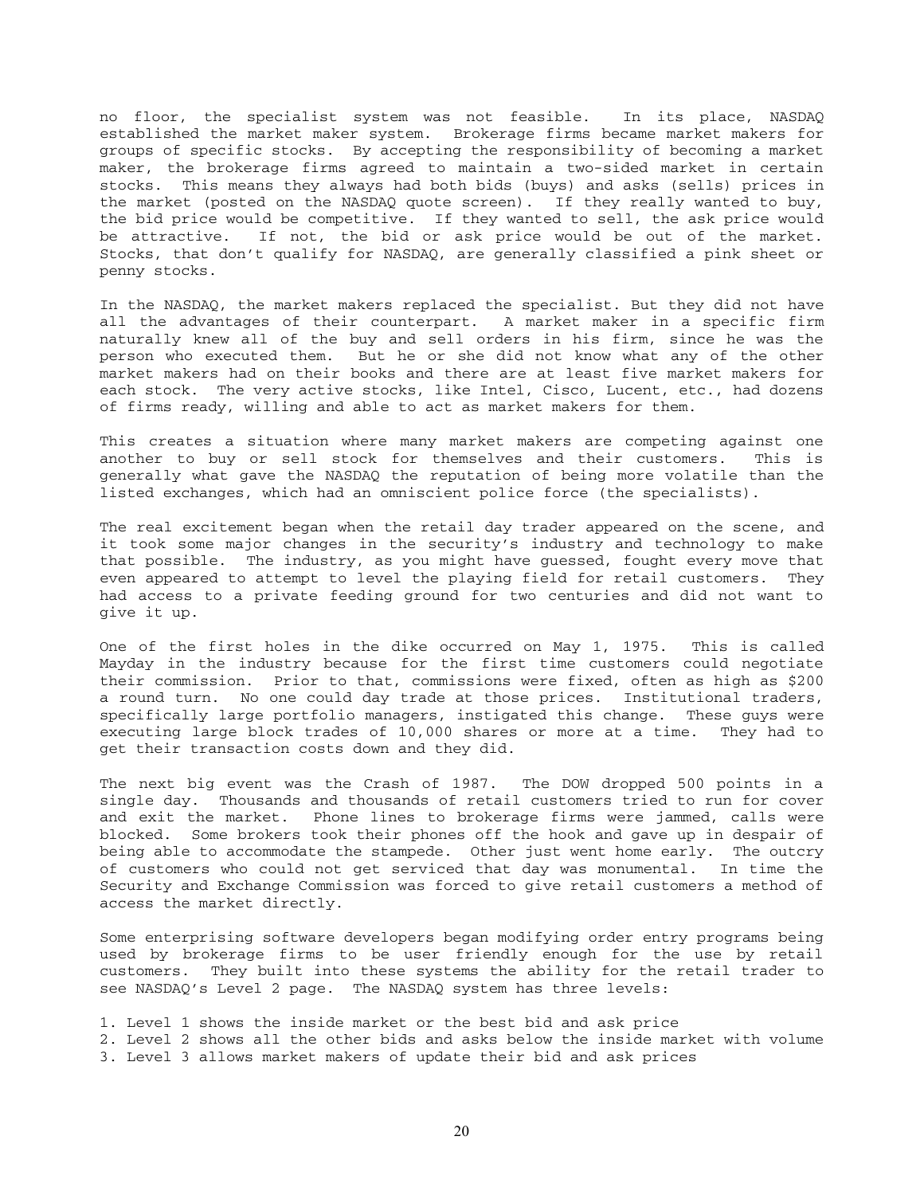no floor, the specialist system was not feasible. In its place, NASDAQ established the market maker system. Brokerage firms became market makers for groups of specific stocks. By accepting the responsibility of becoming a market maker, the brokerage firms agreed to maintain a two-sided market in certain stocks. This means they always had both bids (buys) and asks (sells) prices in the market (posted on the NASDAQ quote screen). If they really wanted to buy, the bid price would be competitive. If they wanted to sell, the ask price would be attractive. If not, the bid or ask price would be out of the market. Stocks, that don't qualify for NASDAQ, are generally classified a pink sheet or penny stocks.

In the NASDAQ, the market makers replaced the specialist. But they did not have all the advantages of their counterpart. A market maker in a specific firm naturally knew all of the buy and sell orders in his firm, since he was the person who executed them. But he or she did not know what any of the other market makers had on their books and there are at least five market makers for each stock. The very active stocks, like Intel, Cisco, Lucent, etc., had dozens of firms ready, willing and able to act as market makers for them.

This creates a situation where many market makers are competing against one another to buy or sell stock for themselves and their customers. This is generally what gave the NASDAQ the reputation of being more volatile than the listed exchanges, which had an omniscient police force (the specialists).

The real excitement began when the retail day trader appeared on the scene, and it took some major changes in the security's industry and technology to make that possible. The industry, as you might have guessed, fought every move that even appeared to attempt to level the playing field for retail customers. They had access to a private feeding ground for two centuries and did not want to give it up.

One of the first holes in the dike occurred on May 1, 1975. This is called Mayday in the industry because for the first time customers could negotiate their commission. Prior to that, commissions were fixed, often as high as $200 a round turn. No one could day trade at those prices. Institutional traders, specifically large portfolio managers, instigated this change. These guys were executing large block trades of 10,000 shares or more at a time. They had to get their transaction costs down and they did.

The next big event was the Crash of 1987. The DOW dropped 500 points in a single day. Thousands and thousands of retail customers tried to run for cover and exit the market. Phone lines to brokerage firms were jammed, calls were blocked. Some brokers took their phones off the hook and gave up in despair of being able to accommodate the stampede. Other just went home early. The outcry of customers who could not get serviced that day was monumental. In time the Security and Exchange Commission was forced to give retail customers a method of access the market directly.

Some enterprising software developers began modifying order entry programs being used by brokerage firms to be user friendly enough for the use by retail customers. They built into these systems the ability for the retail trader to see NASDAQ's Level 2 page. The NASDAQ system has three levels:

1. Level 1 shows the inside market or the best bid and ask price
2. Level 2 shows all the other bids and asks below the inside market with volume
3. Level 3 allows market makers of update their bid and ask prices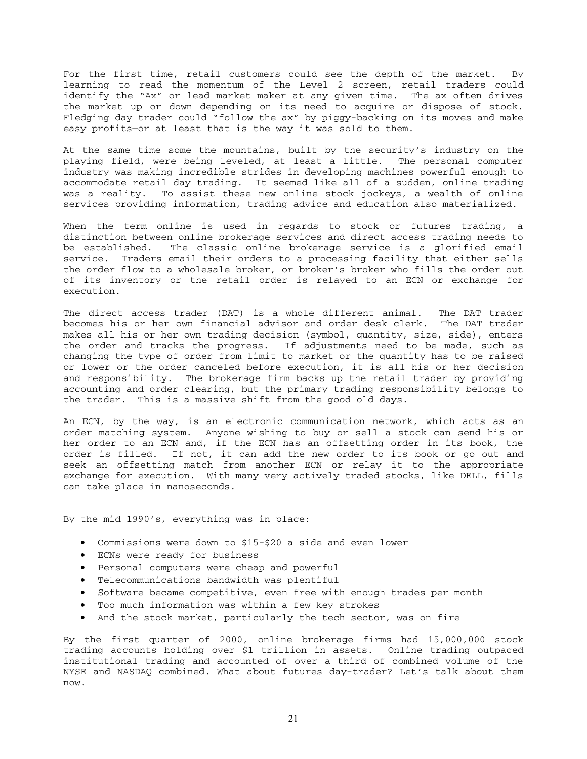For the first time, retail customers could see the depth of the market. By learning to read the momentum of the Level 2 screen, retail traders could identify the "Ax" or lead market maker at any given time. The ax often drives the market up or down depending on its need to acquire or dispose of stock. Fledging day trader could "follow the ax" by piggy-backing on its moves and make easy profits—or at least that is the way it was sold to them.

At the same time some the mountains, built by the security's industry on the playing field, were being leveled, at least a little. The personal computer industry was making incredible strides in developing machines powerful enough to accommodate retail day trading. It seemed like all of a sudden, online trading was a reality. To assist these new online stock jockeys, a wealth of online services providing information, trading advice and education also materialized.

When the term online is used in regards to stock or futures trading, a distinction between online brokerage services and direct access trading needs to be established. The classic online brokerage service is a glorified email service. Traders email their orders to a processing facility that either sells the order flow to a wholesale broker, or broker's broker who fills the order out of its inventory or the retail order is relayed to an ECN or exchange for execution.

The direct access trader (DAT) is a whole different animal. The DAT trader becomes his or her own financial advisor and order desk clerk. The DAT trader makes all his or her own trading decision (symbol, quantity, size, side), enters the order and tracks the progress. If adjustments need to be made, such as changing the type of order from limit to market or the quantity has to be raised or lower or the order canceled before execution, it is all his or her decision and responsibility. The brokerage firm backs up the retail trader by providing accounting and order clearing, but the primary trading responsibility belongs to the trader. This is a massive shift from the good old days.

An ECN, by the way, is an electronic communication network, which acts as an order matching system. Anyone wishing to buy or sell a stock can send his or her order to an ECN and, if the ECN has an offsetting order in its book, the order is filled. If not, it can add the new order to its book or go out and seek an offsetting match from another ECN or relay it to the appropriate exchange for execution. With many very actively traded stocks, like DELL, fills can take place in nanoseconds.

By the mid 1990's, everything was in place:

- Commissions were down to $15-$20 a side and even lower
- ECNs were ready for business
- Personal computers were cheap and powerful
- Telecommunications bandwidth was plentiful
- Software became competitive, even free with enough trades per month
- Too much information was within a few key strokes
- And the stock market, particularly the tech sector, was on fire

By the first quarter of 2000, online brokerage firms had 15,000,000 stock trading accounts holding over $1 trillion in assets. Online trading outpaced institutional trading and accounted of over a third of combined volume of the NYSE and NASDAQ combined. What about futures day-trader? Let's talk about them now.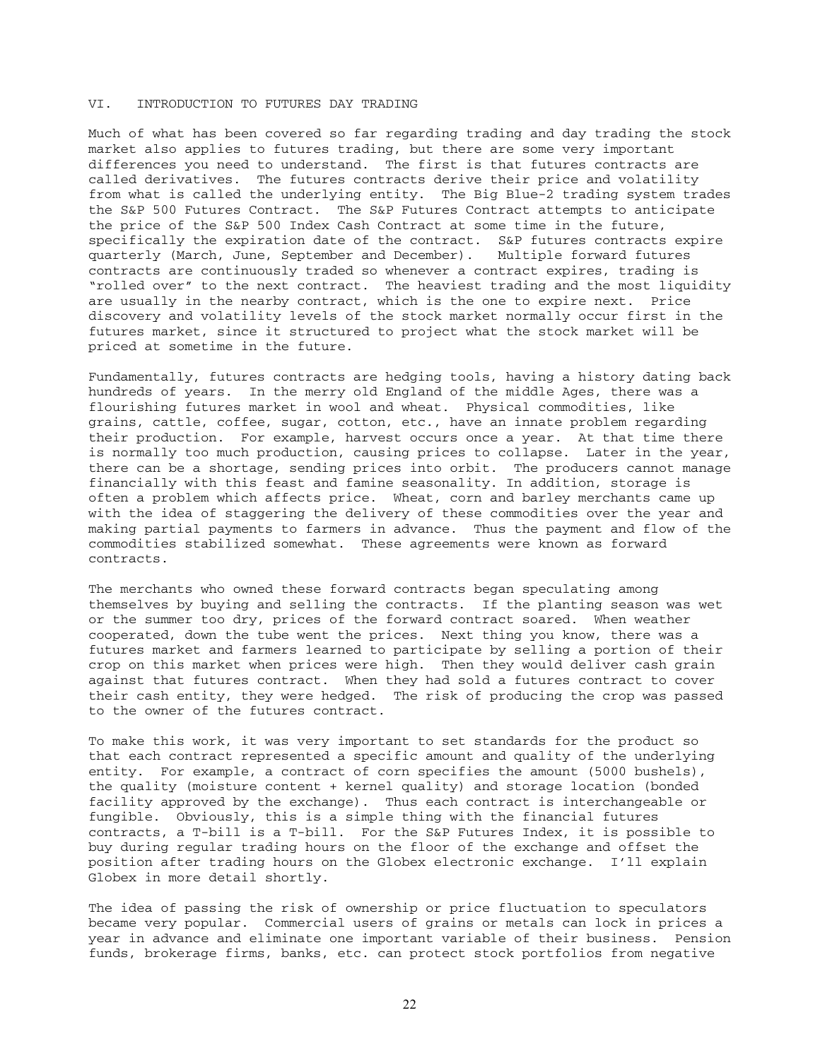## VI. INTRODUCTION TO FUTURES DAY TRADING

Much of what has been covered so far regarding trading and day trading the stock market also applies to futures trading, but there are some very important differences you need to understand. The first is that futures contracts are called derivatives. The futures contracts derive their price and volatility from what is called the underlying entity. The Big Blue-2 trading system trades the S&P 500 Futures Contract. The S&P Futures Contract attempts to anticipate the price of the S&P 500 Index Cash Contract at some time in the future, specifically the expiration date of the contract. S&P futures contracts expire quarterly (March, June, September and December). Multiple forward futures contracts are continuously traded so whenever a contract expires, trading is "rolled over" to the next contract. The heaviest trading and the most liquidity are usually in the nearby contract, which is the one to expire next. Price discovery and volatility levels of the stock market normally occur first in the futures market, since it structured to project what the stock market will be priced at sometime in the future.

Fundamentally, futures contracts are hedging tools, having a history dating back hundreds of years. In the merry old England of the middle Ages, there was a flourishing futures market in wool and wheat. Physical commodities, like grains, cattle, coffee, sugar, cotton, etc., have an innate problem regarding their production. For example, harvest occurs once a year. At that time there is normally too much production, causing prices to collapse. Later in the year, there can be a shortage, sending prices into orbit. The producers cannot manage financially with this feast and famine seasonality. In addition, storage is often a problem which affects price. Wheat, corn and barley merchants came up with the idea of staggering the delivery of these commodities over the year and making partial payments to farmers in advance. Thus the payment and flow of the commodities stabilized somewhat. These agreements were known as forward contracts.

The merchants who owned these forward contracts began speculating among themselves by buying and selling the contracts. If the planting season was wet or the summer too dry, prices of the forward contract soared. When weather cooperated, down the tube went the prices. Next thing you know, there was a futures market and farmers learned to participate by selling a portion of their crop on this market when prices were high. Then they would deliver cash grain against that futures contract. When they had sold a futures contract to cover their cash entity, they were hedged. The risk of producing the crop was passed to the owner of the futures contract.

To make this work, it was very important to set standards for the product so that each contract represented a specific amount and quality of the underlying entity. For example, a contract of corn specifies the amount (5000 bushels), the quality (moisture content + kernel quality) and storage location (bonded facility approved by the exchange). Thus each contract is interchangeable or fungible. Obviously, this is a simple thing with the financial futures contracts, a T-bill is a T-bill. For the S&P Futures Index, it is possible to buy during regular trading hours on the floor of the exchange and offset the position after trading hours on the Globex electronic exchange. I'll explain Globex in more detail shortly.

The idea of passing the risk of ownership or price fluctuation to speculators became very popular. Commercial users of grains or metals can lock in prices a year in advance and eliminate one important variable of their business. Pension funds, brokerage firms, banks, etc. can protect stock portfolios from negative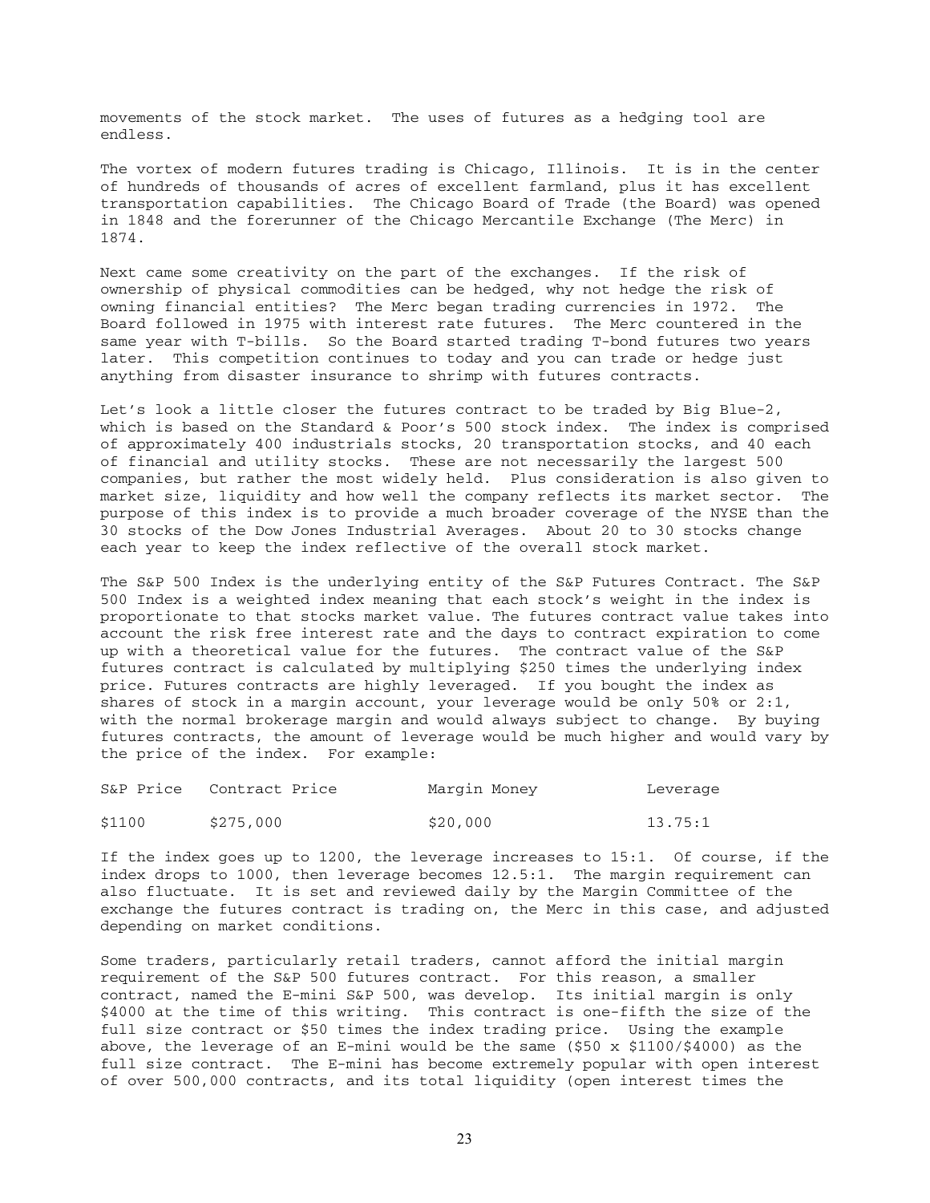movements of the stock market. The uses of futures as a hedging tool are endless.

The vortex of modern futures trading is Chicago, Illinois. It is in the center of hundreds of thousands of acres of excellent farmland, plus it has excellent transportation capabilities. The Chicago Board of Trade (the Board) was opened in 1848 and the forerunner of the Chicago Mercantile Exchange (The Merc) in 1874.

Next came some creativity on the part of the exchanges. If the risk of ownership of physical commodities can be hedged, why not hedge the risk of owning financial entities? The Merc began trading currencies in 1972. The Board followed in 1975 with interest rate futures. The Merc countered in the same year with T-bills. So the Board started trading T-bond futures two years later. This competition continues to today and you can trade or hedge just anything from disaster insurance to shrimp with futures contracts.

Let's look a little closer the futures contract to be traded by Big Blue-2, which is based on the Standard & Poor's 500 stock index. The index is comprised of approximately 400 industrials stocks, 20 transportation stocks, and 40 each of financial and utility stocks. These are not necessarily the largest 500 companies, but rather the most widely held. Plus consideration is also given to market size, liquidity and how well the company reflects its market sector. The purpose of this index is to provide a much broader coverage of the NYSE than the 30 stocks of the Dow Jones Industrial Averages. About 20 to 30 stocks change each year to keep the index reflective of the overall stock market.

The S&P 500 Index is the underlying entity of the S&P Futures Contract. The S&P 500 Index is a weighted index meaning that each stock's weight in the index is proportionate to that stocks market value. The futures contract value takes into account the risk free interest rate and the days to contract expiration to come up with a theoretical value for the futures. The contract value of the S&P futures contract is calculated by multiplying $250 times the underlying index price. Futures contracts are highly leveraged. If you bought the index as shares of stock in a margin account, your leverage would be only 50% or 2:1, with the normal brokerage margin and would always subject to change. By buying futures contracts, the amount of leverage would be much higher and would vary by the price of the index. For example:

| S&P Price | Contract Price | Margin Money | Leverage |
|---|---|---|---|
| $1100 | $275,000 | $20,000 | 13.75:1 |

If the index goes up to 1200, the leverage increases to 15:1. Of course, if the index drops to 1000, then leverage becomes 12.5:1. The margin requirement can also fluctuate. It is set and reviewed daily by the Margin Committee of the exchange the futures contract is trading on, the Merc in this case, and adjusted depending on market conditions.

Some traders, particularly retail traders, cannot afford the initial margin requirement of the S&P 500 futures contract. For this reason, a smaller contract, named the E-mini S&P 500, was develop. Its initial margin is only $4000 at the time of this writing. This contract is one-fifth the size of the full size contract or $50 times the index trading price. Using the example above, the leverage of an E-mini would be the same ($50 x $1100/$4000) as the full size contract. The E-mini has become extremely popular with open interest of over 500,000 contracts, and its total liquidity (open interest times the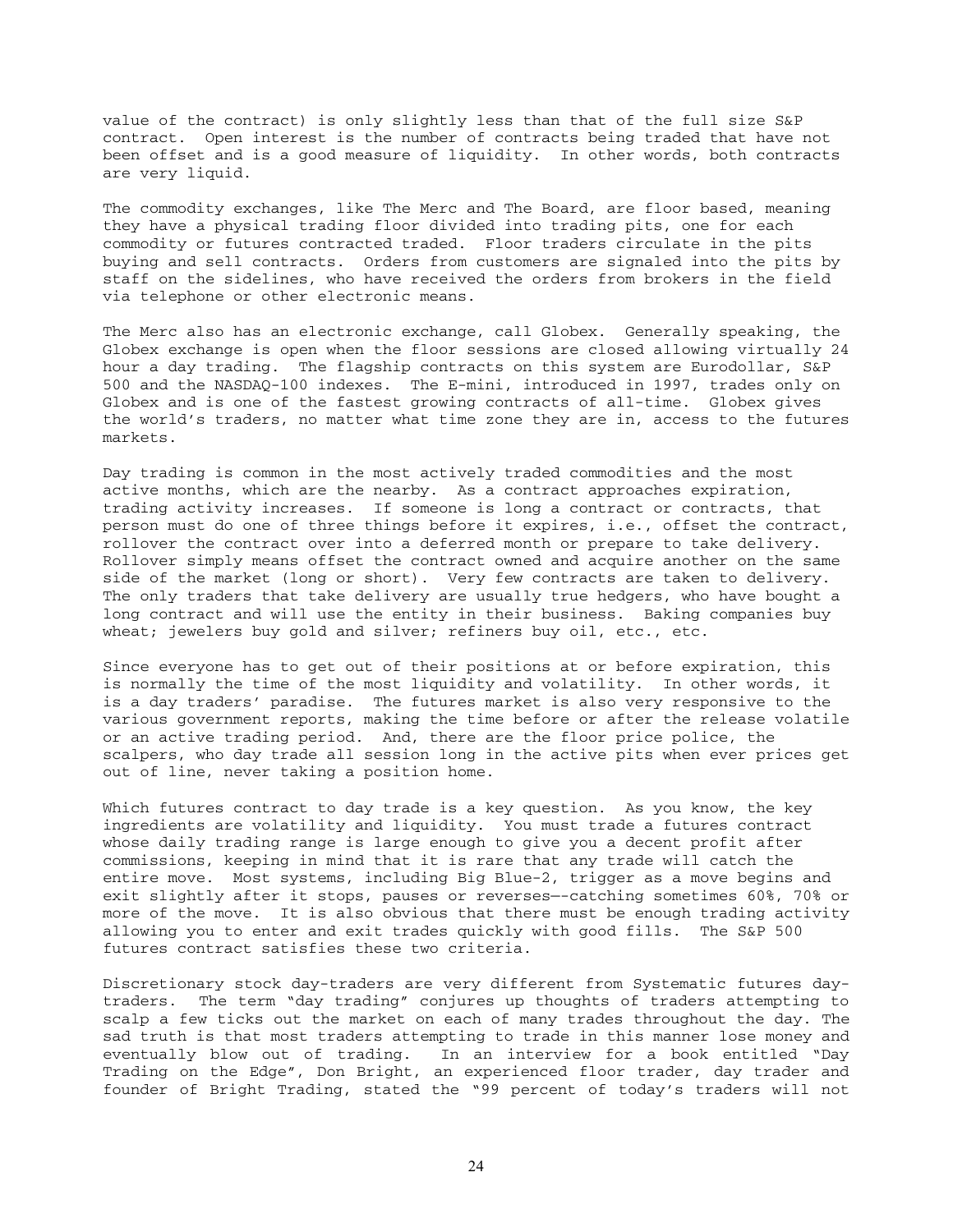value of the contract) is only slightly less than that of the full size S&P contract. Open interest is the number of contracts being traded that have not been offset and is a good measure of liquidity. In other words, both contracts are very liquid.

The commodity exchanges, like The Merc and The Board, are floor based, meaning they have a physical trading floor divided into trading pits, one for each commodity or futures contracted traded. Floor traders circulate in the pits buying and sell contracts. Orders from customers are signaled into the pits by staff on the sidelines, who have received the orders from brokers in the field via telephone or other electronic means.

The Merc also has an electronic exchange, call Globex. Generally speaking, the Globex exchange is open when the floor sessions are closed allowing virtually 24 hour a day trading. The flagship contracts on this system are Eurodollar, S&P 500 and the NASDAQ-100 indexes. The E-mini, introduced in 1997, trades only on Globex and is one of the fastest growing contracts of all-time. Globex gives the world's traders, no matter what time zone they are in, access to the futures markets.

Day trading is common in the most actively traded commodities and the most active months, which are the nearby. As a contract approaches expiration, trading activity increases. If someone is long a contract or contracts, that person must do one of three things before it expires, i.e., offset the contract, rollover the contract over into a deferred month or prepare to take delivery. Rollover simply means offset the contract owned and acquire another on the same side of the market (long or short). Very few contracts are taken to delivery. The only traders that take delivery are usually true hedgers, who have bought a long contract and will use the entity in their business. Baking companies buy wheat; jewelers buy gold and silver; refiners buy oil, etc., etc.

Since everyone has to get out of their positions at or before expiration, this is normally the time of the most liquidity and volatility. In other words, it is a day traders' paradise. The futures market is also very responsive to the various government reports, making the time before or after the release volatile or an active trading period. And, there are the floor price police, the scalpers, who day trade all session long in the active pits when ever prices get out of line, never taking a position home.

Which futures contract to day trade is a key question. As you know, the key ingredients are volatility and liquidity. You must trade a futures contract whose daily trading range is large enough to give you a decent profit after commissions, keeping in mind that it is rare that any trade will catch the entire move. Most systems, including Big Blue-2, trigger as a move begins and exit slightly after it stops, pauses or reverses—-catching sometimes 60%, 70% or more of the move. It is also obvious that there must be enough trading activity allowing you to enter and exit trades quickly with good fills. The S&P 500 futures contract satisfies these two criteria.

Discretionary stock day-traders are very different from Systematic futures day-traders. The term "day trading" conjures up thoughts of traders attempting to scalp a few ticks out the market on each of many trades throughout the day. The sad truth is that most traders attempting to trade in this manner lose money and eventually blow out of trading. In an interview for a book entitled "Day Trading on the Edge", Don Bright, an experienced floor trader, day trader and founder of Bright Trading, stated the "99 percent of today's traders will not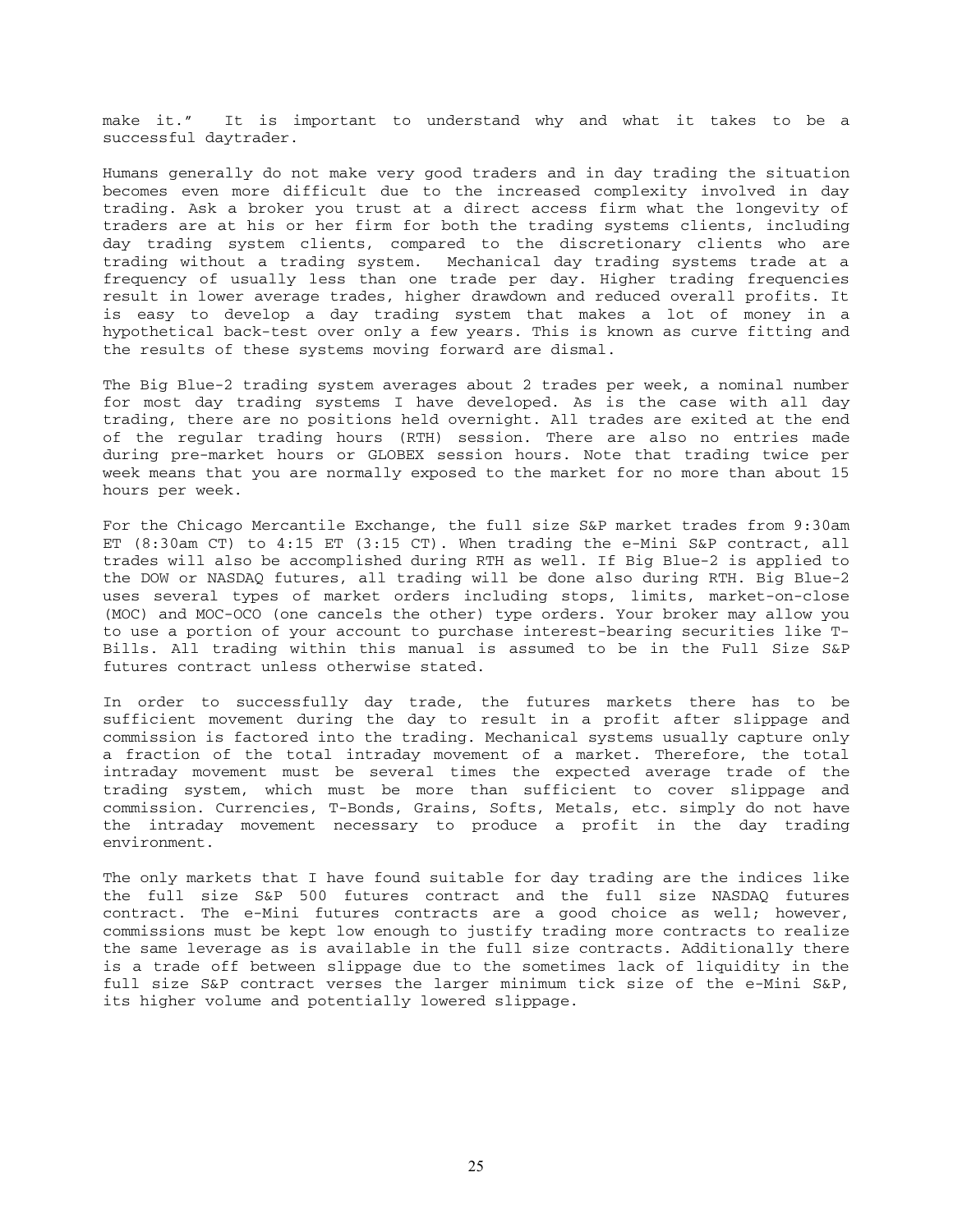make it." It is important to understand why and what it takes to be a successful daytrader.

Humans generally do not make very good traders and in day trading the situation becomes even more difficult due to the increased complexity involved in day trading. Ask a broker you trust at a direct access firm what the longevity of traders are at his or her firm for both the trading systems clients, including day trading system clients, compared to the discretionary clients who are trading without a trading system. Mechanical day trading systems trade at a frequency of usually less than one trade per day. Higher trading frequencies result in lower average trades, higher drawdown and reduced overall profits. It is easy to develop a day trading system that makes a lot of money in a hypothetical back-test over only a few years. This is known as curve fitting and the results of these systems moving forward are dismal.

The Big Blue-2 trading system averages about 2 trades per week, a nominal number for most day trading systems I have developed. As is the case with all day trading, there are no positions held overnight. All trades are exited at the end of the regular trading hours (RTH) session. There are also no entries made during pre-market hours or GLOBEX session hours. Note that trading twice per week means that you are normally exposed to the market for no more than about 15 hours per week.

For the Chicago Mercantile Exchange, the full size S&P market trades from 9:30am ET (8:30am CT) to 4:15 ET (3:15 CT). When trading the e-Mini S&P contract, all trades will also be accomplished during RTH as well. If Big Blue-2 is applied to the DOW or NASDAQ futures, all trading will be done also during RTH. Big Blue-2 uses several types of market orders including stops, limits, market-on-close (MOC) and MOC-OCO (one cancels the other) type orders. Your broker may allow you to use a portion of your account to purchase interest-bearing securities like T-Bills. All trading within this manual is assumed to be in the Full Size S&P futures contract unless otherwise stated.

In order to successfully day trade, the futures markets there has to be sufficient movement during the day to result in a profit after slippage and commission is factored into the trading. Mechanical systems usually capture only a fraction of the total intraday movement of a market. Therefore, the total intraday movement must be several times the expected average trade of the trading system, which must be more than sufficient to cover slippage and commission. Currencies, T-Bonds, Grains, Softs, Metals, etc. simply do not have the intraday movement necessary to produce a profit in the day trading environment.

The only markets that I have found suitable for day trading are the indices like the full size S&P 500 futures contract and the full size NASDAQ futures contract. The e-Mini futures contracts are a good choice as well; however, commissions must be kept low enough to justify trading more contracts to realize the same leverage as is available in the full size contracts. Additionally there is a trade off between slippage due to the sometimes lack of liquidity in the full size S&P contract verses the larger minimum tick size of the e-Mini S&P, its higher volume and potentially lowered slippage.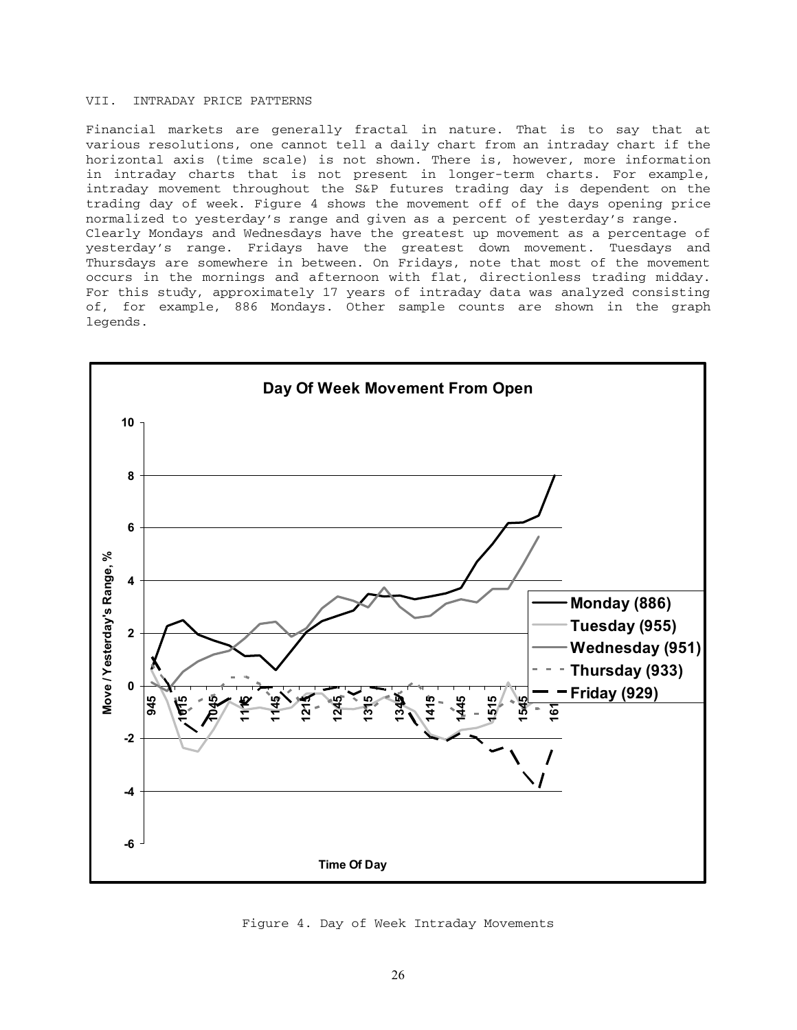## VII. INTRADAY PRICE PATTERNS

Financial markets are generally fractal in nature. That is to say that at various resolutions, one cannot tell a daily chart from an intraday chart if the horizontal axis (time scale) is not shown. There is, however, more information in intraday charts that is not present in longer-term charts. For example, intraday movement throughout the S&P futures trading day is dependent on the trading day of week. Figure 4 shows the movement off of the days opening price normalized to yesterday's range and given as a percent of yesterday's range. Clearly Mondays and Wednesdays have the greatest up movement as a percentage of yesterday's range. Fridays have the greatest down movement. Tuesdays and Thursdays are somewhere in between. On Fridays, note that most of the movement occurs in the mornings and afternoon with flat, directionless trading midday. For this study, approximately 17 years of intraday data was analyzed consisting of, for example, 886 Mondays. Other sample counts are shown in the graph legends.

Figure 4. Day of Week Intraday Movements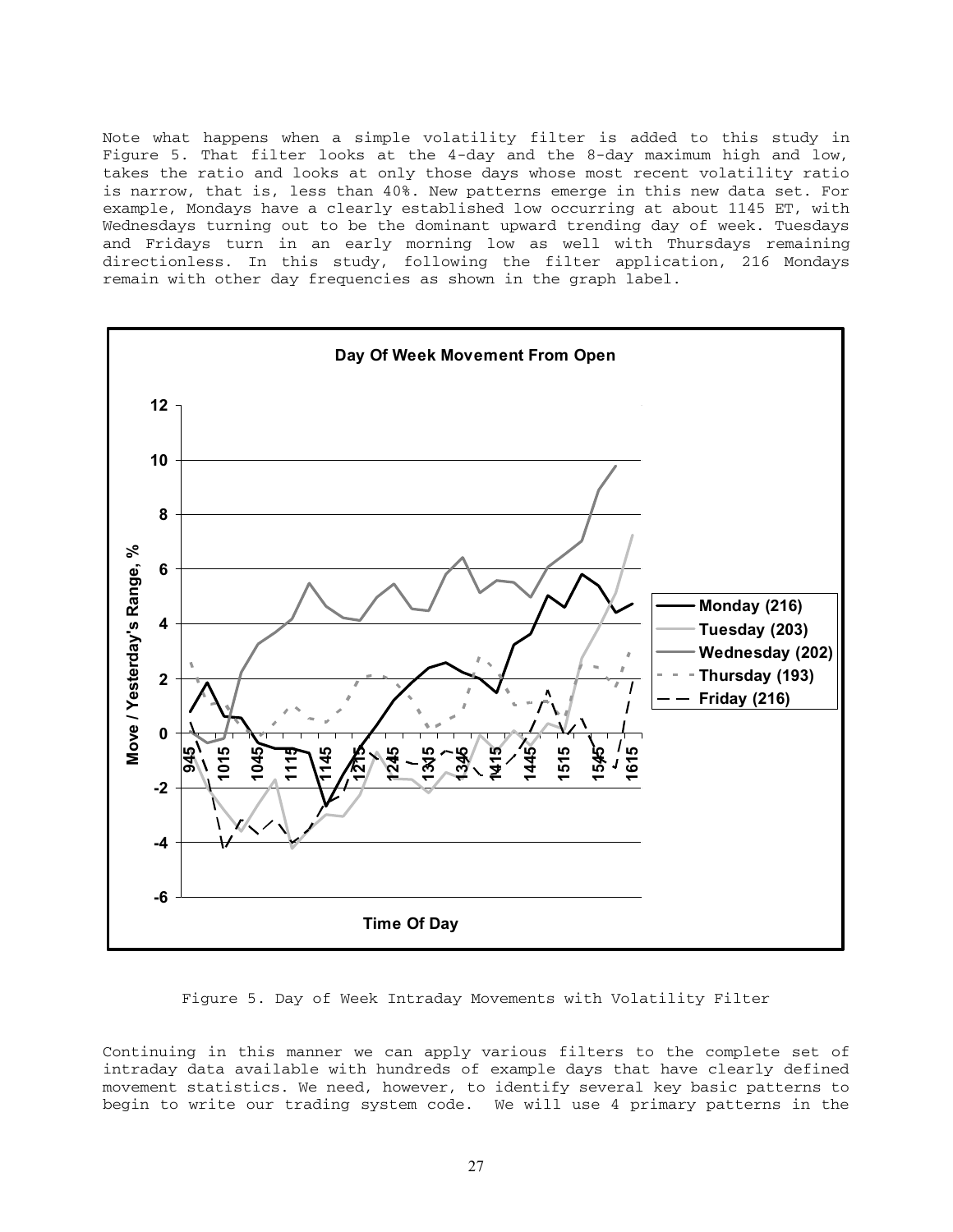Note what happens when a simple volatility filter is added to this study in Figure 5. That filter looks at the 4-day and the 8-day maximum high and low, takes the ratio and looks at only those days whose most recent volatility ratio is narrow, that is, less than 40%. New patterns emerge in this new data set. For example, Mondays have a clearly established low occurring at about 1145 ET, with Wednesdays turning out to be the dominant upward trending day of week. Tuesdays and Fridays turn in an early morning low as well with Thursdays remaining directionless. In this study, following the filter application, 216 Mondays remain with other day frequencies as shown in the graph label.

Figure 5. Day of Week Intraday Movements with Volatility Filter

Continuing in this manner we can apply various filters to the complete set of intraday data available with hundreds of example days that have clearly defined movement statistics. We need, however, to identify several key basic patterns to begin to write our trading system code. We will use 4 primary patterns in the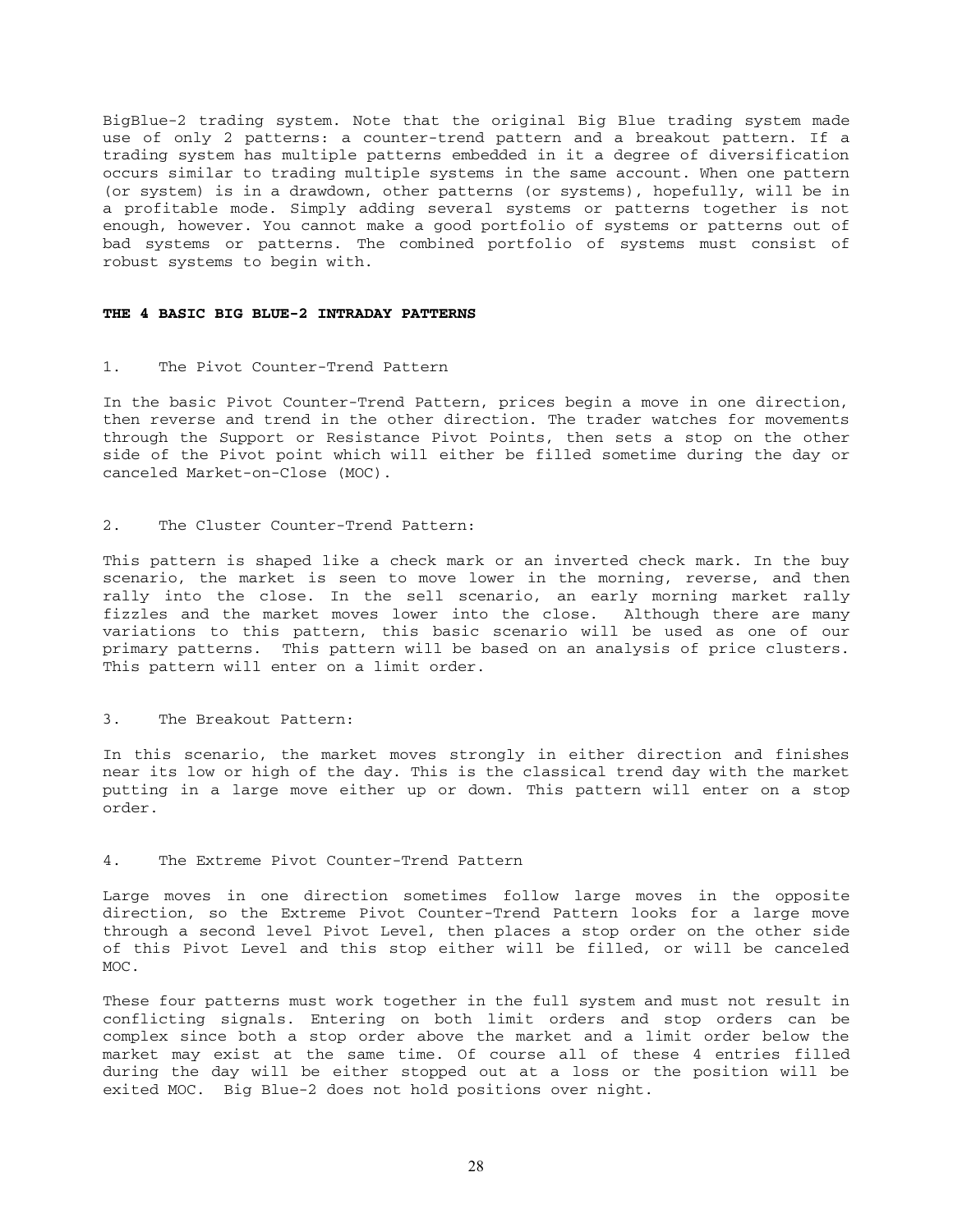BigBlue-2 trading system. Note that the original Big Blue trading system made use of only 2 patterns: a counter-trend pattern and a breakout pattern. If a trading system has multiple patterns embedded in it a degree of diversification occurs similar to trading multiple systems in the same account. When one pattern (or system) is in a drawdown, other patterns (or systems), hopefully, will be in a profitable mode. Simply adding several systems or patterns together is not enough, however. You cannot make a good portfolio of systems or patterns out of bad systems or patterns. The combined portfolio of systems must consist of robust systems to begin with.

## THE 4 BASIC BIG BLUE-2 INTRADAY PATTERNS

### 1. The Pivot Counter-Trend Pattern

In the basic Pivot Counter-Trend Pattern, prices begin a move in one direction, then reverse and trend in the other direction. The trader watches for movements through the Support or Resistance Pivot Points, then sets a stop on the other side of the Pivot point which will either be filled sometime during the day or canceled Market-on-Close (MOC).

### 2. The Cluster Counter-Trend Pattern:

This pattern is shaped like a check mark or an inverted check mark. In the buy scenario, the market is seen to move lower in the morning, reverse, and then rally into the close. In the sell scenario, an early morning market rally fizzles and the market moves lower into the close. Although there are many variations to this pattern, this basic scenario will be used as one of our primary patterns. This pattern will be based on an analysis of price clusters. This pattern will enter on a limit order.

### 3. The Breakout Pattern:

In this scenario, the market moves strongly in either direction and finishes near its low or high of the day. This is the classical trend day with the market putting in a large move either up or down. This pattern will enter on a stop order.

### 4. The Extreme Pivot Counter-Trend Pattern

Large moves in one direction sometimes follow large moves in the opposite direction, so the Extreme Pivot Counter-Trend Pattern looks for a large move through a second level Pivot Level, then places a stop order on the other side of this Pivot Level and this stop either will be filled, or will be canceled MOC.

These four patterns must work together in the full system and must not result in conflicting signals. Entering on both limit orders and stop orders can be complex since both a stop order above the market and a limit order below the market may exist at the same time. Of course all of these 4 entries filled during the day will be either stopped out at a loss or the position will be exited MOC. Big Blue-2 does not hold positions over night.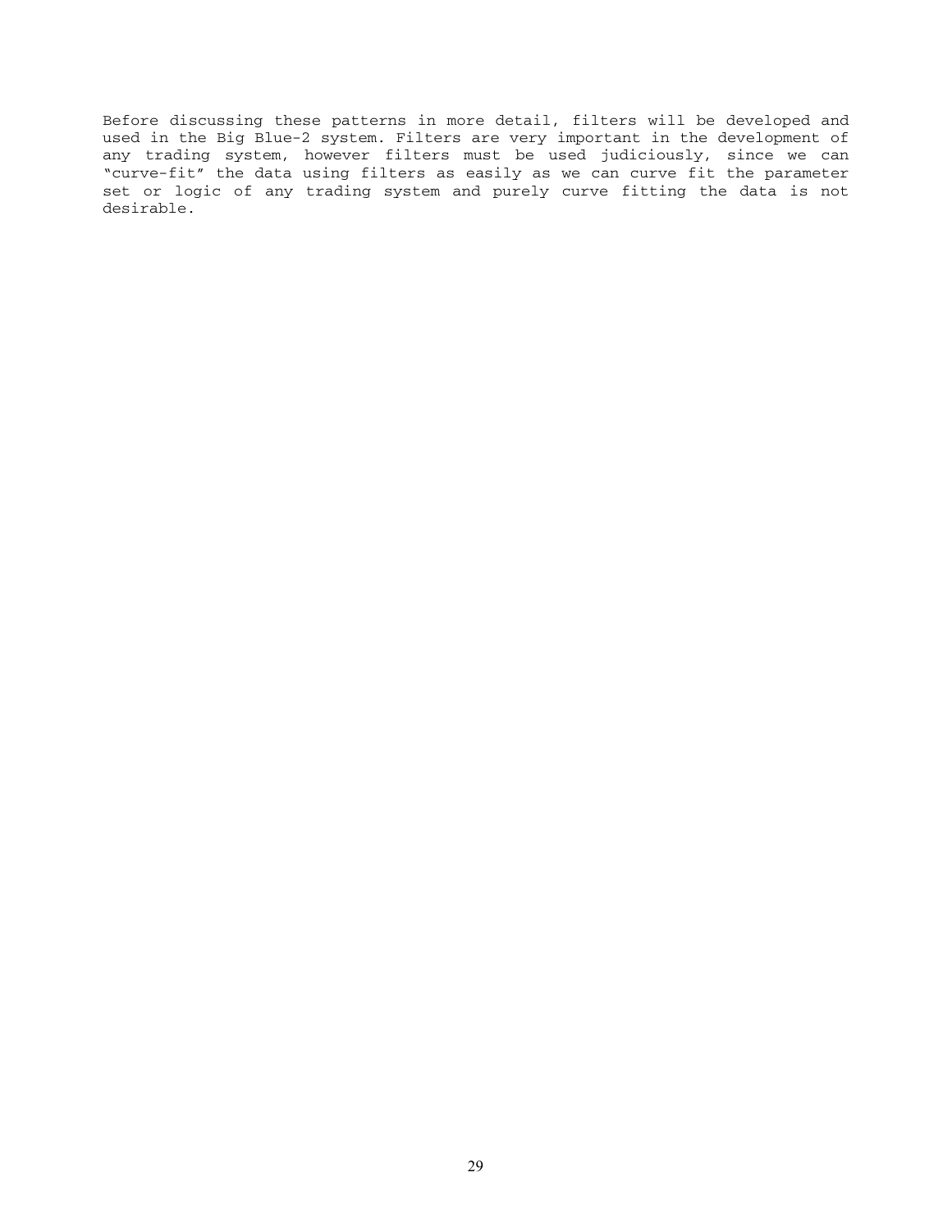Before discussing these patterns in more detail, filters will be developed and used in the Big Blue-2 system. Filters are very important in the development of any trading system, however filters must be used judiciously, since we can "curve-fit" the data using filters as easily as we can curve fit the parameter set or logic of any trading system and purely curve fitting the data is not desirable.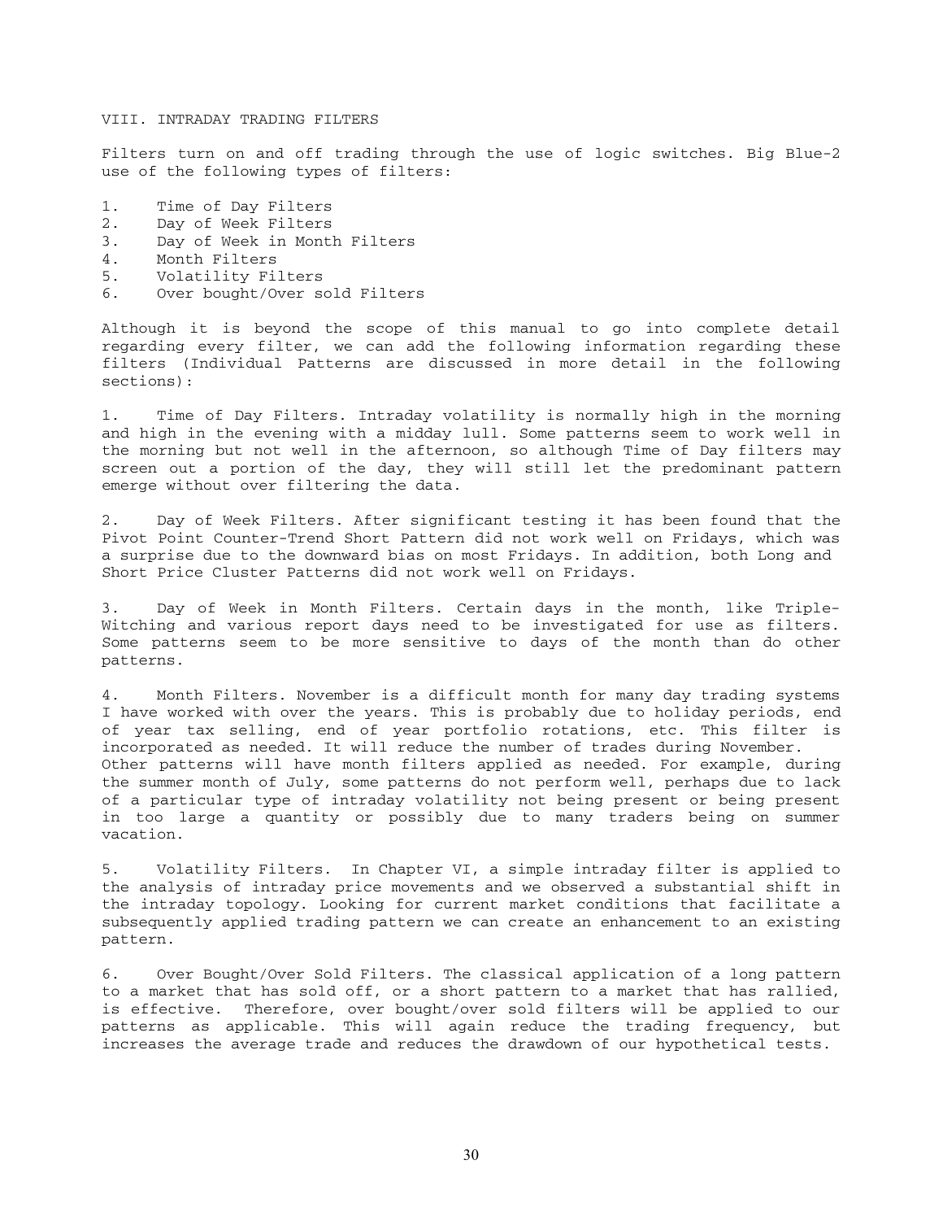## VIII. INTRADAY TRADING FILTERS

Filters turn on and off trading through the use of logic switches. Big Blue-2 use of the following types of filters:

1. Time of Day Filters
2. Day of Week Filters
3. Day of Week in Month Filters
4. Month Filters
5. Volatility Filters
6. Over bought/Over sold Filters

Although it is beyond the scope of this manual to go into complete detail regarding every filter, we can add the following information regarding these filters (Individual Patterns are discussed in more detail in the following sections):

1. Time of Day Filters. Intraday volatility is normally high in the morning and high in the evening with a midday lull. Some patterns seem to work well in the morning but not well in the afternoon, so although Time of Day filters may screen out a portion of the day, they will still let the predominant pattern emerge without over filtering the data.

2. Day of Week Filters. After significant testing it has been found that the Pivot Point Counter-Trend Short Pattern did not work well on Fridays, which was a surprise due to the downward bias on most Fridays. In addition, both Long and Short Price Cluster Patterns did not work well on Fridays.

3. Day of Week in Month Filters. Certain days in the month, like Triple-Witching and various report days need to be investigated for use as filters. Some patterns seem to be more sensitive to days of the month than do other patterns.

4. Month Filters. November is a difficult month for many day trading systems I have worked with over the years. This is probably due to holiday periods, end of year tax selling, end of year portfolio rotations, etc. This filter is incorporated as needed. It will reduce the number of trades during November. Other patterns will have month filters applied as needed. For example, during the summer month of July, some patterns do not perform well, perhaps due to lack of a particular type of intraday volatility not being present or being present in too large a quantity or possibly due to many traders being on summer vacation.

5. Volatility Filters. In Chapter VI, a simple intraday filter is applied to the analysis of intraday price movements and we observed a substantial shift in the intraday topology. Looking for current market conditions that facilitate a subsequently applied trading pattern we can create an enhancement to an existing pattern.

6. Over Bought/Over Sold Filters. The classical application of a long pattern to a market that has sold off, or a short pattern to a market that has rallied, is effective. Therefore, over bought/over sold filters will be applied to our patterns as applicable. This will again reduce the trading frequency, but increases the average trade and reduces the drawdown of our hypothetical tests.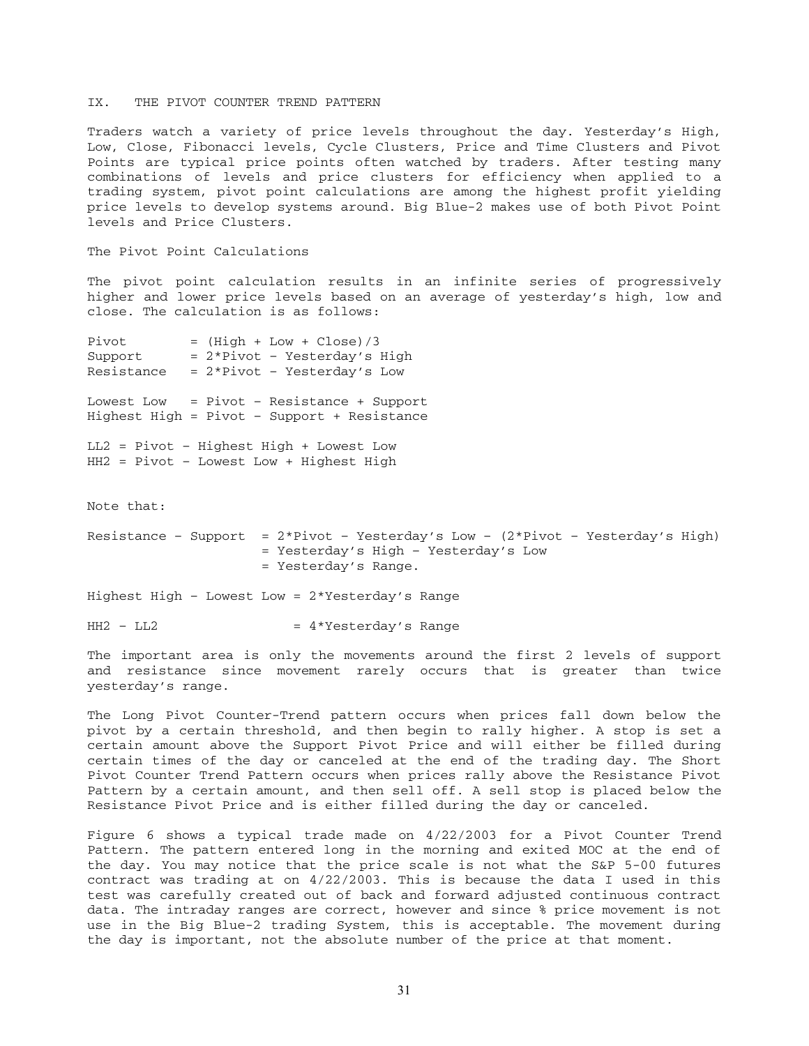## IX. THE PIVOT COUNTER TREND PATTERN

Traders watch a variety of price levels throughout the day. Yesterday's High, Low, Close, Fibonacci levels, Cycle Clusters, Price and Time Clusters and Pivot Points are typical price points often watched by traders. After testing many combinations of levels and price clusters for efficiency when applied to a trading system, pivot point calculations are among the highest profit yielding price levels to develop systems around. Big Blue-2 makes use of both Pivot Point levels and Price Clusters.

### The Pivot Point Calculations

The pivot point calculation results in an infinite series of progressively higher and lower price levels based on an average of yesterday's high, low and close. The calculation is as follows:

```
Pivot        = (High + Low + Close)/3
Support      = 2*Pivot – Yesterday's High
Resistance   = 2*Pivot – Yesterday's Low

Lowest Low   = Pivot – Resistance + Support
Highest High = Pivot – Support + Resistance

LL2 = Pivot – Highest High + Lowest Low
HH2 = Pivot – Lowest Low + Highest High
```

Note that:

```
Resistance – Support  = 2*Pivot – Yesterday's Low – (2*Pivot – Yesterday's High)
                      = Yesterday's High – Yesterday's Low
                      = Yesterday's Range.

Highest High – Lowest Low = 2*Yesterday's Range

HH2 – LL2                 = 4*Yesterday's Range
```

The important area is only the movements around the first 2 levels of support and resistance since movement rarely occurs that is greater than twice yesterday's range.

The Long Pivot Counter-Trend pattern occurs when prices fall down below the pivot by a certain threshold, and then begin to rally higher. A stop is set a certain amount above the Support Pivot Price and will either be filled during certain times of the day or canceled at the end of the trading day. The Short Pivot Counter Trend Pattern occurs when prices rally above the Resistance Pivot Pattern by a certain amount, and then sell off. A sell stop is placed below the Resistance Pivot Price and is either filled during the day or canceled.

Figure 6 shows a typical trade made on 4/22/2003 for a Pivot Counter Trend Pattern. The pattern entered long in the morning and exited MOC at the end of the day. You may notice that the price scale is not what the S&P 5-00 futures contract was trading at on 4/22/2003. This is because the data I used in this test was carefully created out of back and forward adjusted continuous contract data. The intraday ranges are correct, however and since % price movement is not use in the Big Blue-2 trading System, this is acceptable. The movement during the day is important, not the absolute number of the price at that moment.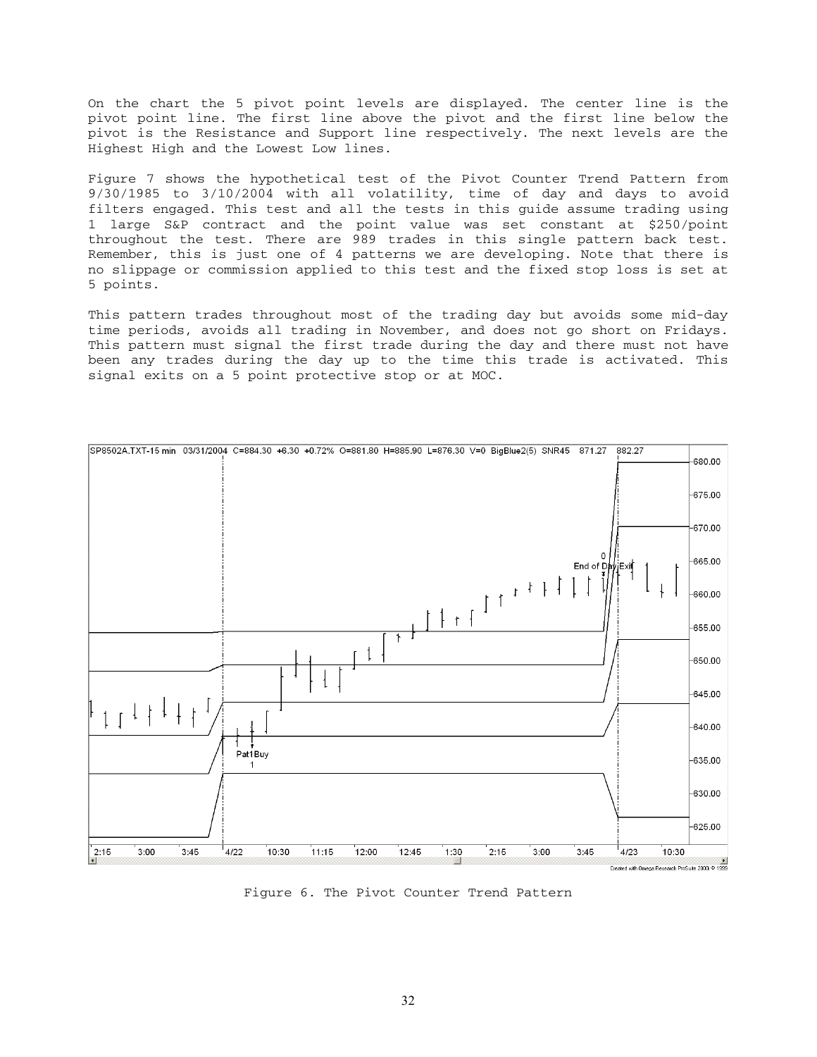On the chart the 5 pivot point levels are displayed. The center line is the pivot point line. The first line above the pivot and the first line below the pivot is the Resistance and Support line respectively. The next levels are the Highest High and the Lowest Low lines.

Figure 7 shows the hypothetical test of the Pivot Counter Trend Pattern from 9/30/1985 to 3/10/2004 with all volatility, time of day and days to avoid filters engaged. This test and all the tests in this guide assume trading using 1 large S&P contract and the point value was set constant at $250/point throughout the test. There are 989 trades in this single pattern back test. Remember, this is just one of 4 patterns we are developing. Note that there is no slippage or commission applied to this test and the fixed stop loss is set at 5 points.

This pattern trades throughout most of the trading day but avoids some mid-day time periods, avoids all trading in November, and does not go short on Fridays. This pattern must signal the first trade during the day and there must not have been any trades during the day up to the time this trade is activated. This signal exits on a 5 point protective stop or at MOC.

Figure 6. The Pivot Counter Trend Pattern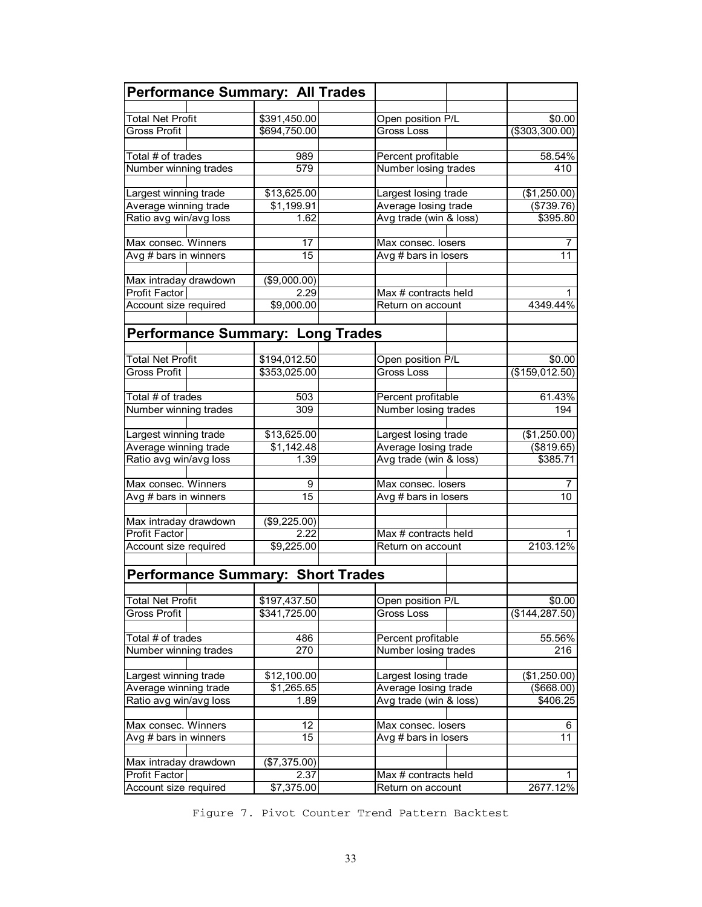### Performance Summary: All Trades

| | | | |
|---|---|---|---|
| Total Net Profit | $391,450.00 | Open position P/L | $0.00 |
| Gross Profit | $694,750.00 | Gross Loss | ($303,300.00) |
| | | | |
| Total # of trades | 989 | Percent profitable | 58.54% |
| Number winning trades | 579 | Number losing trades | 410 |
| | | | |
| Largest winning trade | $13,625.00 | Largest losing trade | ($1,250.00) |
| Average winning trade | $1,199.91 | Average losing trade | ($739.76) |
| Ratio avg win/avg loss | 1.62 | Avg trade (win & loss) | $395.80 |
| | | | |
| Max consec. Winners | 17 | Max consec. losers | 7 |
| Avg # bars in winners | 15 | Avg # bars in losers | 11 |
| | | | |
| Max intraday drawdown | ($9,000.00) | | |
| Profit Factor | 2.29 | Max # contracts held | 1 |
| Account size required | $9,000.00 | Return on account | 4349.44% |

### Performance Summary: Long Trades

| | | | |
|---|---|---|---|
| Total Net Profit | $194,012.50 | Open position P/L | $0.00 |
| Gross Profit | $353,025.00 | Gross Loss | ($159,012.50) |
| | | | |
| Total # of trades | 503 | Percent profitable | 61.43% |
| Number winning trades | 309 | Number losing trades | 194 |
| | | | |
| Largest winning trade | $13,625.00 | Largest losing trade | ($1,250.00) |
| Average winning trade | $1,142.48 | Average losing trade | ($819.65) |
| Ratio avg win/avg loss | 1.39 | Avg trade (win & loss) | $385.71 |
| | | | |
| Max consec. Winners | 9 | Max consec. losers | 7 |
| Avg # bars in winners | 15 | Avg # bars in losers | 10 |
| | | | |
| Max intraday drawdown | ($9,225.00) | | |
| Profit Factor | 2.22 | Max # contracts held | 1 |
| Account size required | $9,225.00 | Return on account | 2103.12% |

### Performance Summary: Short Trades

| | | | |
|---|---|---|---|
| Total Net Profit | $197,437.50 | Open position P/L | $0.00 |
| Gross Profit | $341,725.00 | Gross Loss | ($144,287.50) |
| | | | |
| Total # of trades | 486 | Percent profitable | 55.56% |
| Number winning trades | 270 | Number losing trades | 216 |
| | | | |
| Largest winning trade | $12,100.00 | Largest losing trade | ($1,250.00) |
| Average winning trade | $1,265.65 | Average losing trade | ($668.00) |
| Ratio avg win/avg loss | 1.89 | Avg trade (win & loss) | $406.25 |
| | | | |
| Max consec. Winners | 12 | Max consec. losers | 6 |
| Avg # bars in winners | 15 | Avg # bars in losers | 11 |
| | | | |
| Max intraday drawdown | ($7,375.00) | | |
| Profit Factor | 2.37 | Max # contracts held | 1 |
| Account size required | $7,375.00 | Return on account | 2677.12% |

Figure 7. Pivot Counter Trend Pattern Backtest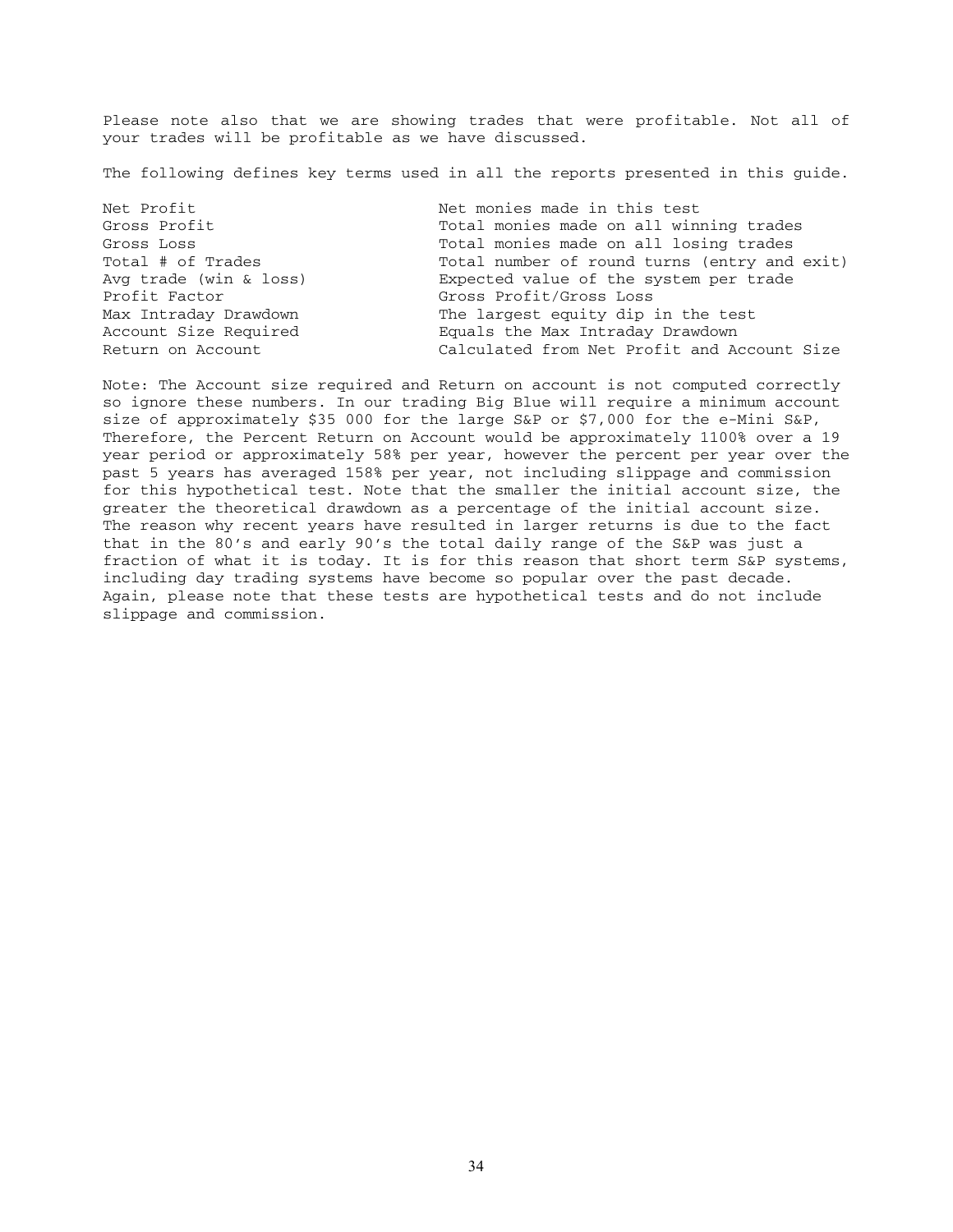Please note also that we are showing trades that were profitable. Not all of your trades will be profitable as we have discussed.

The following defines key terms used in all the reports presented in this guide.

| | |
|---|---|
| Net Profit | Net monies made in this test |
| Gross Profit | Total monies made on all winning trades |
| Gross Loss | Total monies made on all losing trades |
| Total # of Trades | Total number of round turns (entry and exit) |
| Avg trade (win & loss) | Expected value of the system per trade |
| Profit Factor | Gross Profit/Gross Loss |
| Max Intraday Drawdown | The largest equity dip in the test |
| Account Size Required | Equals the Max Intraday Drawdown |
| Return on Account | Calculated from Net Profit and Account Size |

Note: The Account size required and Return on account is not computed correctly so ignore these numbers. In our trading Big Blue will require a minimum account size of approximately $35 000 for the large S&P or $7,000 for the e-Mini S&P, Therefore, the Percent Return on Account would be approximately 1100% over a 19 year period or approximately 58% per year, however the percent per year over the past 5 years has averaged 158% per year, not including slippage and commission for this hypothetical test. Note that the smaller the initial account size, the greater the theoretical drawdown as a percentage of the initial account size. The reason why recent years have resulted in larger returns is due to the fact that in the 80's and early 90's the total daily range of the S&P was just a fraction of what it is today. It is for this reason that short term S&P systems, including day trading systems have become so popular over the past decade. Again, please note that these tests are hypothetical tests and do not include slippage and commission.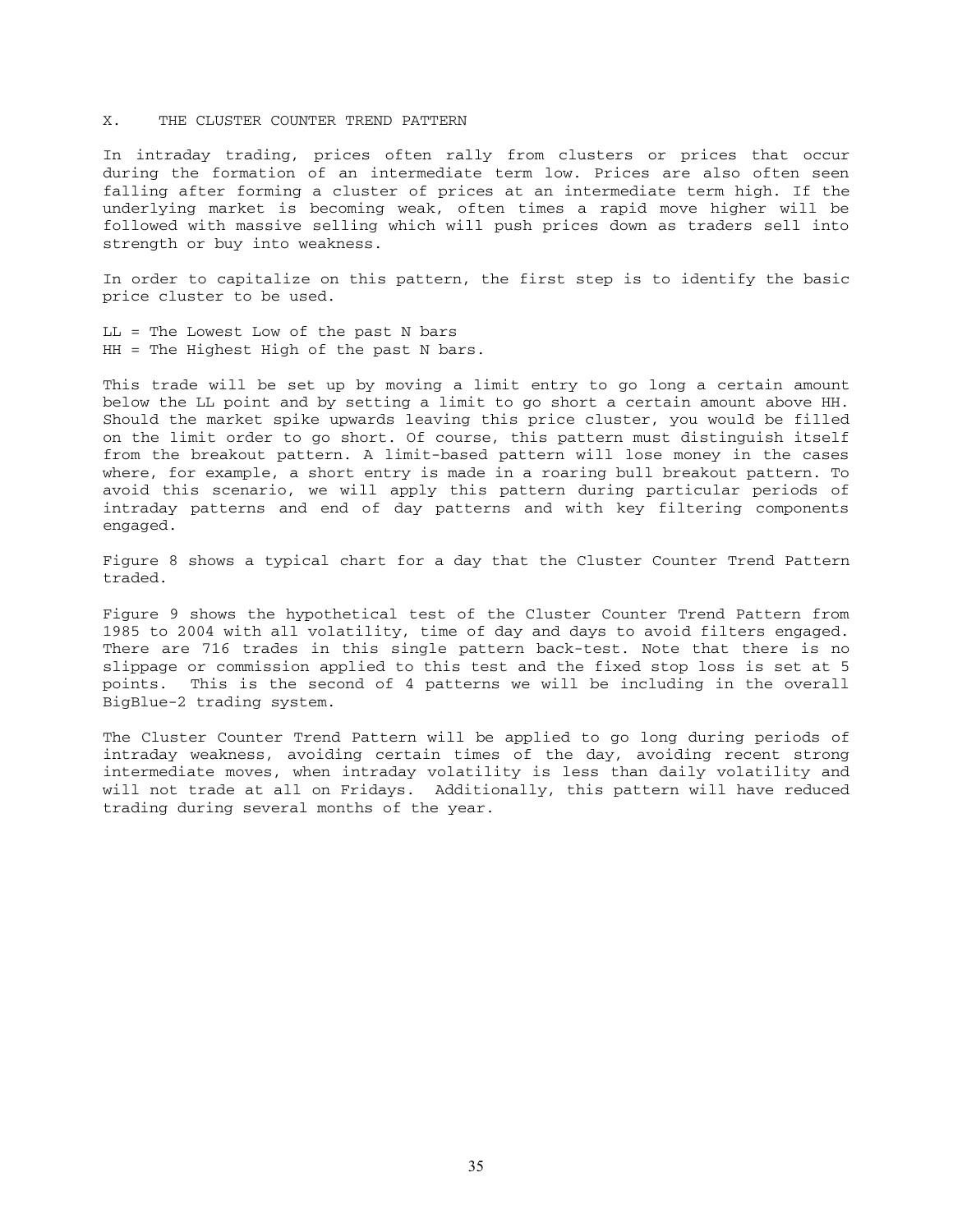## X. THE CLUSTER COUNTER TREND PATTERN

In intraday trading, prices often rally from clusters or prices that occur during the formation of an intermediate term low. Prices are also often seen falling after forming a cluster of prices at an intermediate term high. If the underlying market is becoming weak, often times a rapid move higher will be followed with massive selling which will push prices down as traders sell into strength or buy into weakness.

In order to capitalize on this pattern, the first step is to identify the basic price cluster to be used.

LL = The Lowest Low of the past N bars
HH = The Highest High of the past N bars.

This trade will be set up by moving a limit entry to go long a certain amount below the LL point and by setting a limit to go short a certain amount above HH. Should the market spike upwards leaving this price cluster, you would be filled on the limit order to go short. Of course, this pattern must distinguish itself from the breakout pattern. A limit-based pattern will lose money in the cases where, for example, a short entry is made in a roaring bull breakout pattern. To avoid this scenario, we will apply this pattern during particular periods of intraday patterns and end of day patterns and with key filtering components engaged.

Figure 8 shows a typical chart for a day that the Cluster Counter Trend Pattern traded.

Figure 9 shows the hypothetical test of the Cluster Counter Trend Pattern from 1985 to 2004 with all volatility, time of day and days to avoid filters engaged. There are 716 trades in this single pattern back-test. Note that there is no slippage or commission applied to this test and the fixed stop loss is set at 5 points. This is the second of 4 patterns we will be including in the overall BigBlue-2 trading system.

The Cluster Counter Trend Pattern will be applied to go long during periods of intraday weakness, avoiding certain times of the day, avoiding recent strong intermediate moves, when intraday volatility is less than daily volatility and will not trade at all on Fridays. Additionally, this pattern will have reduced trading during several months of the year.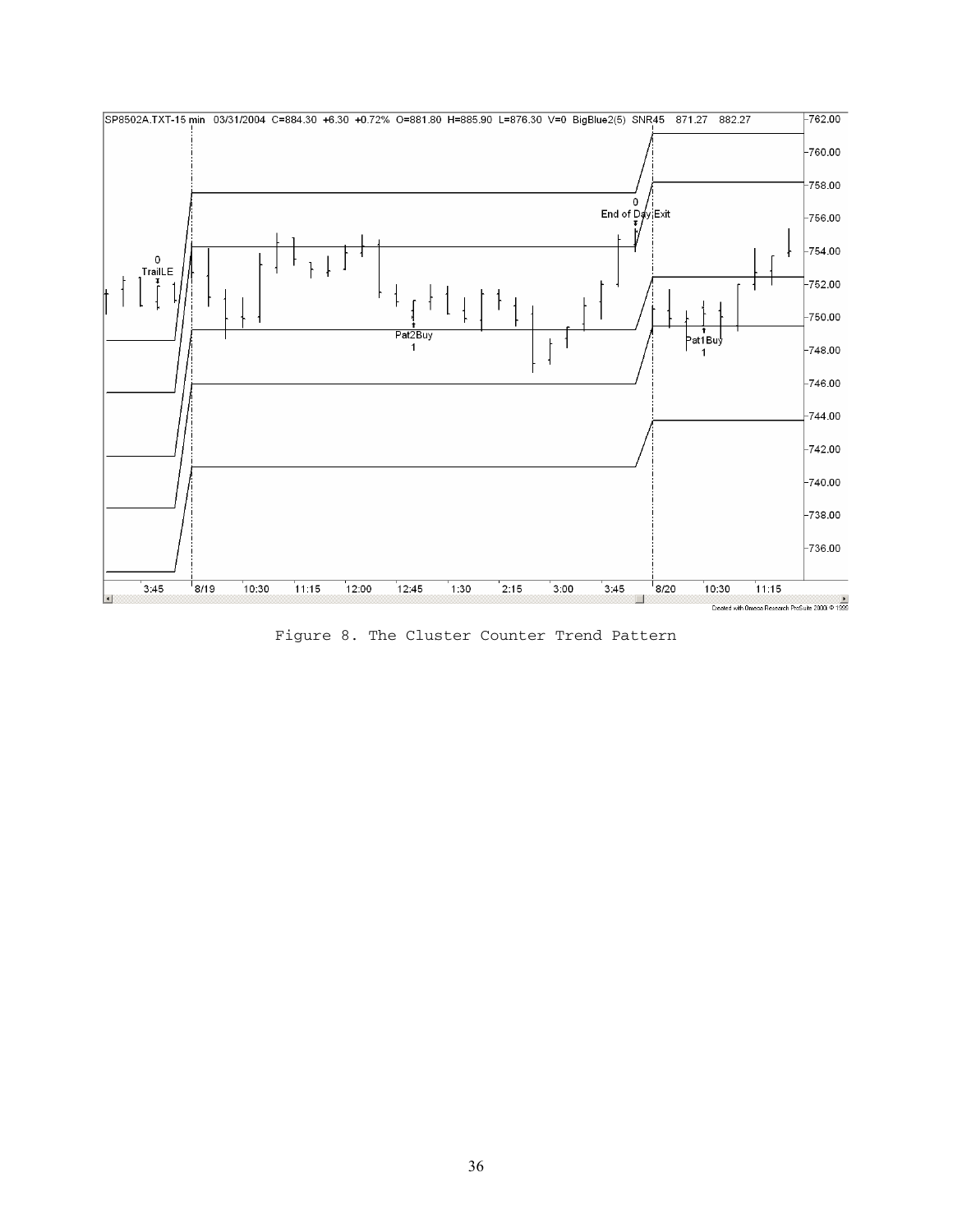Figure 8. The Cluster Counter Trend Pattern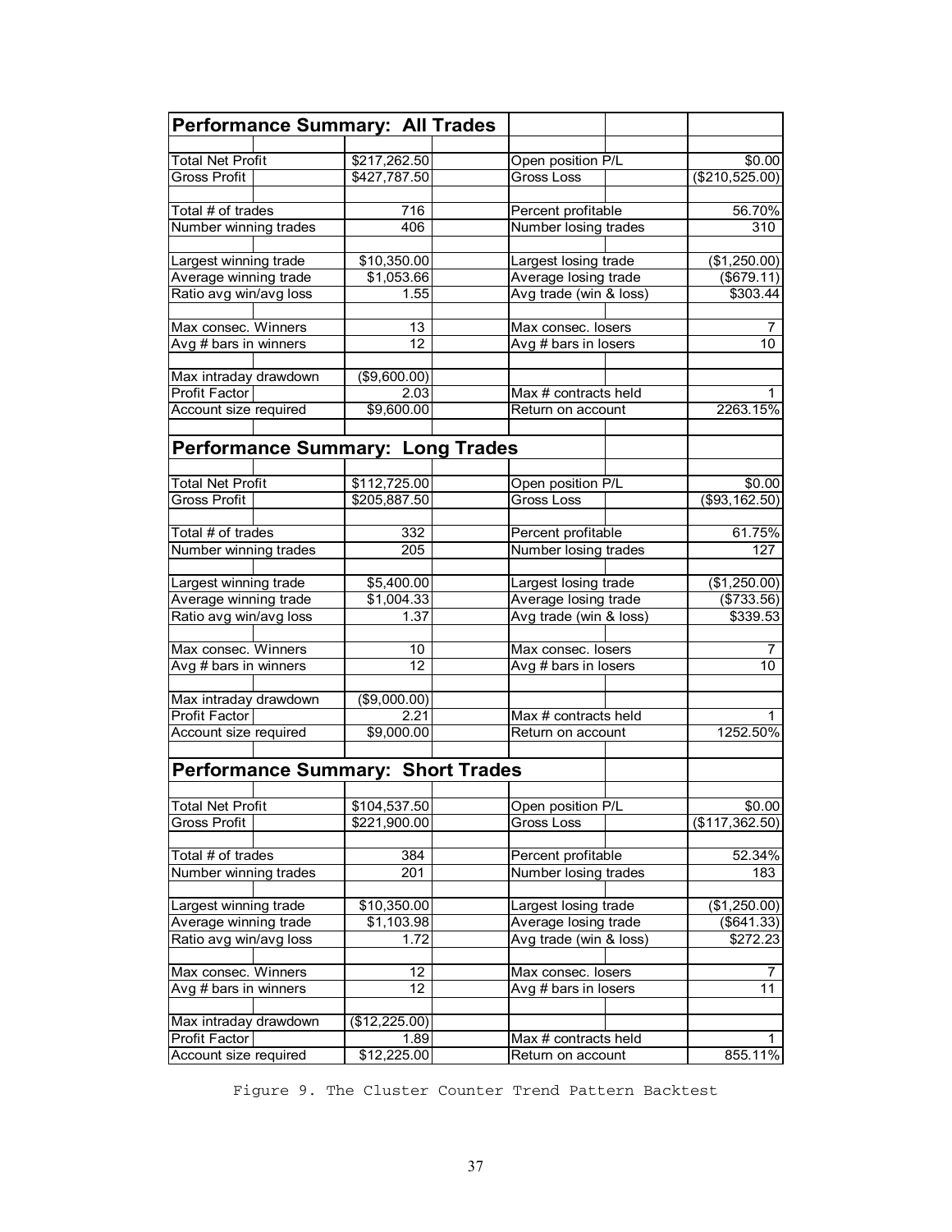| Performance Summary: All Trades | | | |
|---|---|---|---|
| Total Net Profit | $217,262.50 | Open position P/L | $0.00 |
| Gross Profit | $427,787.50 | Gross Loss | ($210,525.00) |
| | | | |
| Total # of trades | 716 | Percent profitable | 56.70% |
| Number winning trades | 406 | Number losing trades | 310 |
| | | | |
| Largest winning trade | $10,350.00 | Largest losing trade | ($1,250.00) |
| Average winning trade | $1,053.66 | Average losing trade | ($679.11) |
| Ratio avg win/avg loss | 1.55 | Avg trade (win & loss) | $303.44 |
| | | | |
| Max consec. Winners | 13 | Max consec. losers | 7 |
| Avg # bars in winners | 12 | Avg # bars in losers | 10 |
| | | | |
| Max intraday drawdown | ($9,600.00) | | |
| Profit Factor | 2.03 | Max # contracts held | 1 |
| Account size required | $9,600.00 | Return on account | 2263.15% |

| Performance Summary: Long Trades | | | |
|---|---|---|---|
| Total Net Profit | $112,725.00 | Open position P/L | $0.00 |
| Gross Profit | $205,887.50 | Gross Loss | ($93,162.50) |
| | | | |
| Total # of trades | 332 | Percent profitable | 61.75% |
| Number winning trades | 205 | Number losing trades | 127 |
| | | | |
| Largest winning trade | $5,400.00 | Largest losing trade | ($1,250.00) |
| Average winning trade | $1,004.33 | Average losing trade | ($733.56) |
| Ratio avg win/avg loss | 1.37 | Avg trade (win & loss) | $339.53 |
| | | | |
| Max consec. Winners | 10 | Max consec. losers | 7 |
| Avg # bars in winners | 12 | Avg # bars in losers | 10 |
| | | | |
| Max intraday drawdown | ($9,000.00) | | |
| Profit Factor | 2.21 | Max # contracts held | 1 |
| Account size required | $9,000.00 | Return on account | 1252.50% |

| Performance Summary: Short Trades | | | |
|---|---|---|---|
| Total Net Profit | $104,537.50 | Open position P/L | $0.00 |
| Gross Profit | $221,900.00 | Gross Loss | ($117,362.50) |
| | | | |
| Total # of trades | 384 | Percent profitable | 52.34% |
| Number winning trades | 201 | Number losing trades | 183 |
| | | | |
| Largest winning trade | $10,350.00 | Largest losing trade | ($1,250.00) |
| Average winning trade | $1,103.98 | Average losing trade | ($641.33) |
| Ratio avg win/avg loss | 1.72 | Avg trade (win & loss) | $272.23 |
| | | | |
| Max consec. Winners | 12 | Max consec. losers | 7 |
| Avg # bars in winners | 12 | Avg # bars in losers | 11 |
| | | | |
| Max intraday drawdown | ($12,225.00) | | |
| Profit Factor | 1.89 | Max # contracts held | 1 |
| Account size required | $12,225.00 | Return on account | 855.11% |

Figure 9. The Cluster Counter Trend Pattern Backtest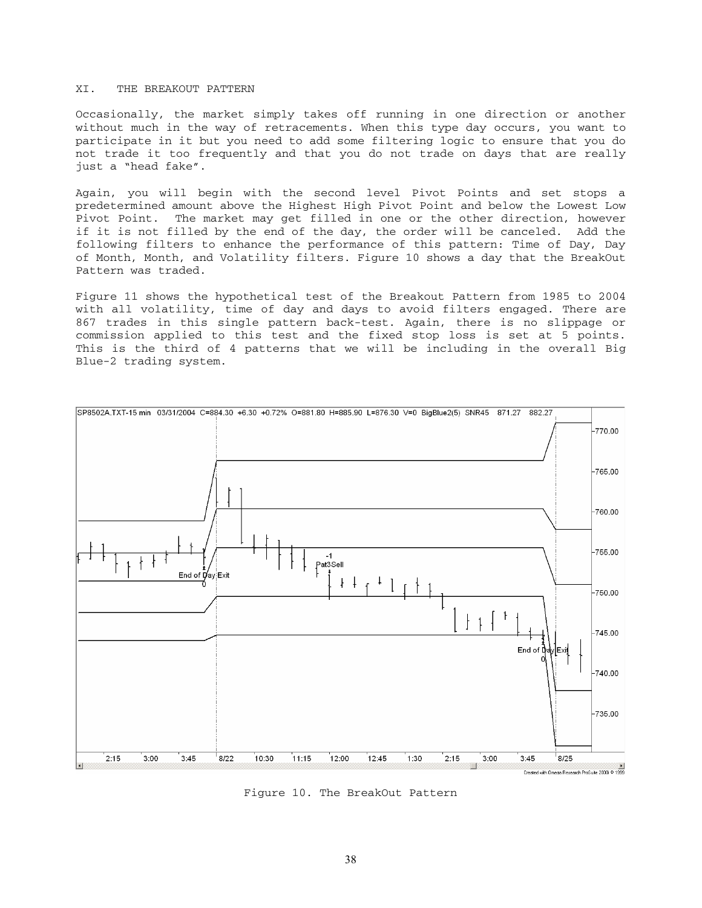## XI. THE BREAKOUT PATTERN

Occasionally, the market simply takes off running in one direction or another without much in the way of retracements. When this type day occurs, you want to participate in it but you need to add some filtering logic to ensure that you do not trade it too frequently and that you do not trade on days that are really just a "head fake".

Again, you will begin with the second level Pivot Points and set stops a predetermined amount above the Highest High Pivot Point and below the Lowest Low Pivot Point. The market may get filled in one or the other direction, however if it is not filled by the end of the day, the order will be canceled. Add the following filters to enhance the performance of this pattern: Time of Day, Day of Month, Month, and Volatility filters. Figure 10 shows a day that the BreakOut Pattern was traded.

Figure 11 shows the hypothetical test of the Breakout Pattern from 1985 to 2004 with all volatility, time of day and days to avoid filters engaged. There are 867 trades in this single pattern back-test. Again, there is no slippage or commission applied to this test and the fixed stop loss is set at 5 points. This is the third of 4 patterns that we will be including in the overall Big Blue-2 trading system.

Figure 10. The BreakOut Pattern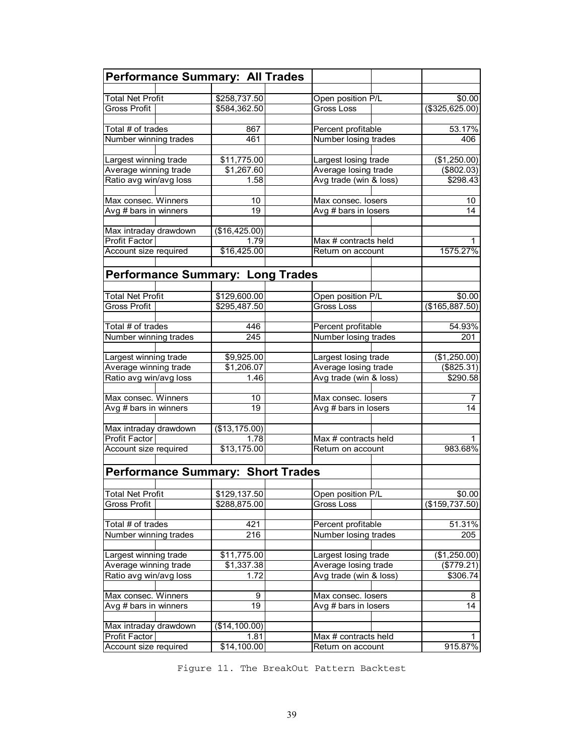## Performance Summary: All Trades

| | | | |
|---|---|---|---|
| Total Net Profit | $258,737.50 | Open position P/L | $0.00 |
| Gross Profit | $584,362.50 | Gross Loss | ($325,625.00) |
| | | | |
| Total # of trades | 867 | Percent profitable | 53.17% |
| Number winning trades | 461 | Number losing trades | 406 |
| | | | |
| Largest winning trade | $11,775.00 | Largest losing trade | ($1,250.00) |
| Average winning trade | $1,267.60 | Average losing trade | ($802.03) |
| Ratio avg win/avg loss | 1.58 | Avg trade (win & loss) | $298.43 |
| | | | |
| Max consec. Winners | 10 | Max consec. losers | 10 |
| Avg # bars in winners | 19 | Avg # bars in losers | 14 |
| | | | |
| Max intraday drawdown | ($16,425.00) | | |
| Profit Factor | 1.79 | Max # contracts held | 1 |
| Account size required | $16,425.00 | Return on account | 1575.27% |

## Performance Summary: Long Trades

| | | | |
|---|---|---|---|
| Total Net Profit | $129,600.00 | Open position P/L | $0.00 |
| Gross Profit | $295,487.50 | Gross Loss | ($165,887.50) |
| | | | |
| Total # of trades | 446 | Percent profitable | 54.93% |
| Number winning trades | 245 | Number losing trades | 201 |
| | | | |
| Largest winning trade | $9,925.00 | Largest losing trade | ($1,250.00) |
| Average winning trade | $1,206.07 | Average losing trade | ($825.31) |
| Ratio avg win/avg loss | 1.46 | Avg trade (win & loss) | $290.58 |
| | | | |
| Max consec. Winners | 10 | Max consec. losers | 7 |
| Avg # bars in winners | 19 | Avg # bars in losers | 14 |
| | | | |
| Max intraday drawdown | ($13,175.00) | | |
| Profit Factor | 1.78 | Max # contracts held | 1 |
| Account size required | $13,175.00 | Return on account | 983.68% |

## Performance Summary: Short Trades

| | | | |
|---|---|---|---|
| Total Net Profit | $129,137.50 | Open position P/L | $0.00 |
| Gross Profit | $288,875.00 | Gross Loss | ($159,737.50) |
| | | | |
| Total # of trades | 421 | Percent profitable | 51.31% |
| Number winning trades | 216 | Number losing trades | 205 |
| | | | |
| Largest winning trade | $11,775.00 | Largest losing trade | ($1,250.00) |
| Average winning trade | $1,337.38 | Average losing trade | ($779.21) |
| Ratio avg win/avg loss | 1.72 | Avg trade (win & loss) | $306.74 |
| | | | |
| Max consec. Winners | 9 | Max consec. losers | 8 |
| Avg # bars in winners | 19 | Avg # bars in losers | 14 |
| | | | |
| Max intraday drawdown | ($14,100.00) | | |
| Profit Factor | 1.81 | Max # contracts held | 1 |
| Account size required | $14,100.00 | Return on account | 915.87% |

Figure 11. The BreakOut Pattern Backtest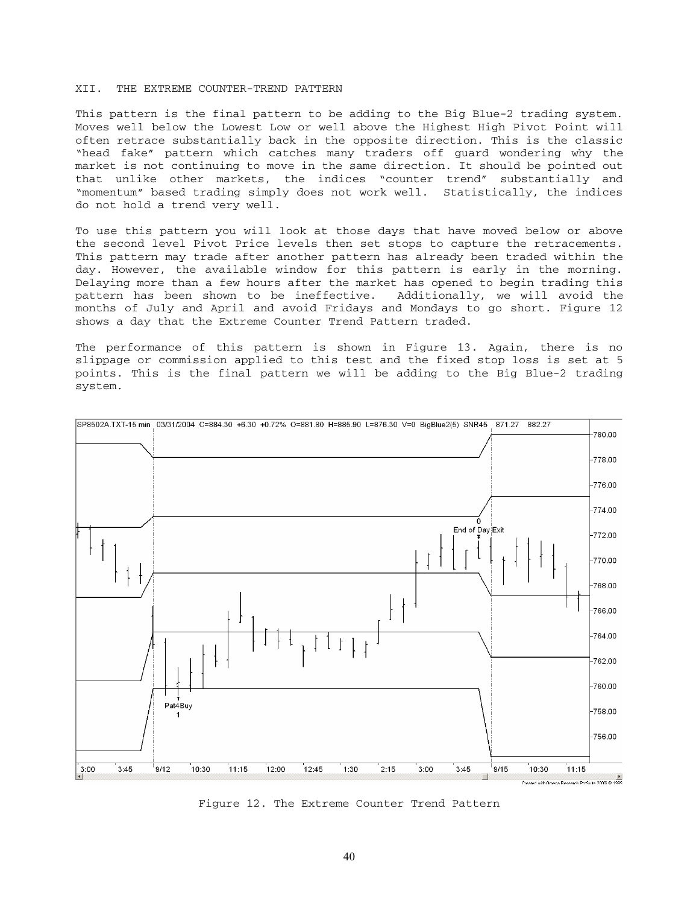## XII. THE EXTREME COUNTER-TREND PATTERN

This pattern is the final pattern to be adding to the Big Blue-2 trading system. Moves well below the Lowest Low or well above the Highest High Pivot Point will often retrace substantially back in the opposite direction. This is the classic "head fake" pattern which catches many traders off guard wondering why the market is not continuing to move in the same direction. It should be pointed out that unlike other markets, the indices "counter trend" substantially and "momentum" based trading simply does not work well. Statistically, the indices do not hold a trend very well.

To use this pattern you will look at those days that have moved below or above the second level Pivot Price levels then set stops to capture the retracements. This pattern may trade after another pattern has already been traded within the day. However, the available window for this pattern is early in the morning. Delaying more than a few hours after the market has opened to begin trading this pattern has been shown to be ineffective. Additionally, we will avoid the months of July and April and avoid Fridays and Mondays to go short. Figure 12 shows a day that the Extreme Counter Trend Pattern traded.

The performance of this pattern is shown in Figure 13. Again, there is no slippage or commission applied to this test and the fixed stop loss is set at 5 points. This is the final pattern we will be adding to the Big Blue-2 trading system.

Figure 12. The Extreme Counter Trend Pattern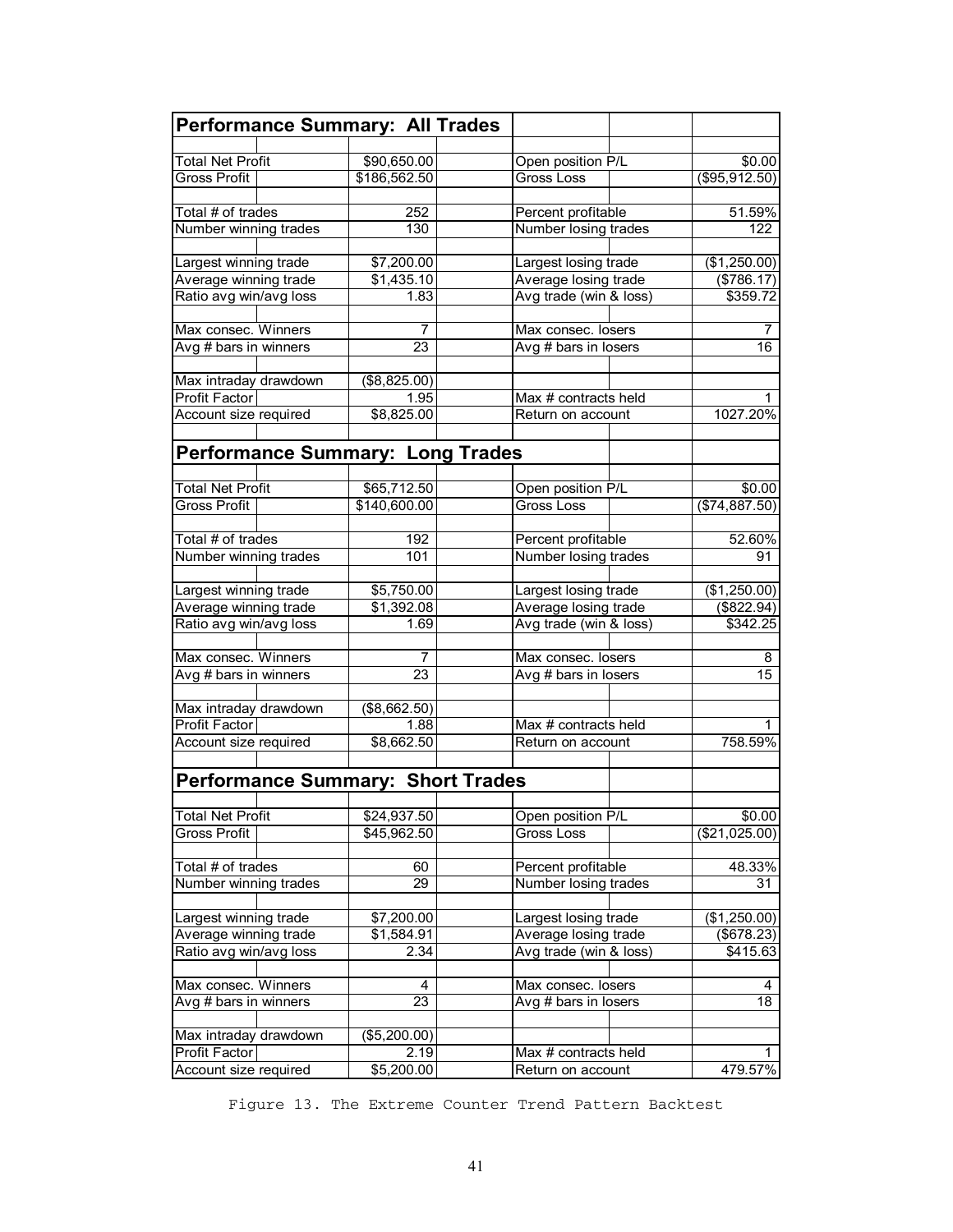| **Performance Summary: All Trades** | | | |
|---|---|---|---|
| Total Net Profit | $90,650.00 | Open position P/L | $0.00 |
| Gross Profit | $186,562.50 | Gross Loss | ($95,912.50) |
| | | | |
| Total # of trades | 252 | Percent profitable | 51.59% |
| Number winning trades | 130 | Number losing trades | 122 |
| | | | |
| Largest winning trade | $7,200.00 | Largest losing trade | ($1,250.00) |
| Average winning trade | $1,435.10 | Average losing trade | ($786.17) |
| Ratio avg win/avg loss | 1.83 | Avg trade (win & loss) | $359.72 |
| | | | |
| Max consec. Winners | 7 | Max consec. losers | 7 |
| Avg # bars in winners | 23 | Avg # bars in losers | 16 |
| | | | |
| Max intraday drawdown | ($8,825.00) | | |
| Profit Factor | 1.95 | Max # contracts held | 1 |
| Account size required | $8,825.00 | Return on account | 1027.20% |

| **Performance Summary: Long Trades** | | | |
|---|---|---|---|
| Total Net Profit | $65,712.50 | Open position P/L | $0.00 |
| Gross Profit | $140,600.00 | Gross Loss | ($74,887.50) |
| | | | |
| Total # of trades | 192 | Percent profitable | 52.60% |
| Number winning trades | 101 | Number losing trades | 91 |
| | | | |
| Largest winning trade | $5,750.00 | Largest losing trade | ($1,250.00) |
| Average winning trade | $1,392.08 | Average losing trade | ($822.94) |
| Ratio avg win/avg loss | 1.69 | Avg trade (win & loss) | $342.25 |
| | | | |
| Max consec. Winners | 7 | Max consec. losers | 8 |
| Avg # bars in winners | 23 | Avg # bars in losers | 15 |
| | | | |
| Max intraday drawdown | ($8,662.50) | | |
| Profit Factor | 1.88 | Max # contracts held | 1 |
| Account size required | $8,662.50 | Return on account | 758.59% |

| **Performance Summary: Short Trades** | | | |
|---|---|---|---|
| Total Net Profit | $24,937.50 | Open position P/L | $0.00 |
| Gross Profit | $45,962.50 | Gross Loss | ($21,025.00) |
| | | | |
| Total # of trades | 60 | Percent profitable | 48.33% |
| Number winning trades | 29 | Number losing trades | 31 |
| | | | |
| Largest winning trade | $7,200.00 | Largest losing trade | ($1,250.00) |
| Average winning trade | $1,584.91 | Average losing trade | ($678.23) |
| Ratio avg win/avg loss | 2.34 | Avg trade (win & loss) | $415.63 |
| | | | |
| Max consec. Winners | 4 | Max consec. losers | 4 |
| Avg # bars in winners | 23 | Avg # bars in losers | 18 |
| | | | |
| Max intraday drawdown | ($5,200.00) | | |
| Profit Factor | 2.19 | Max # contracts held | 1 |
| Account size required | $5,200.00 | Return on account | 479.57% |

Figure 13. The Extreme Counter Trend Pattern Backtest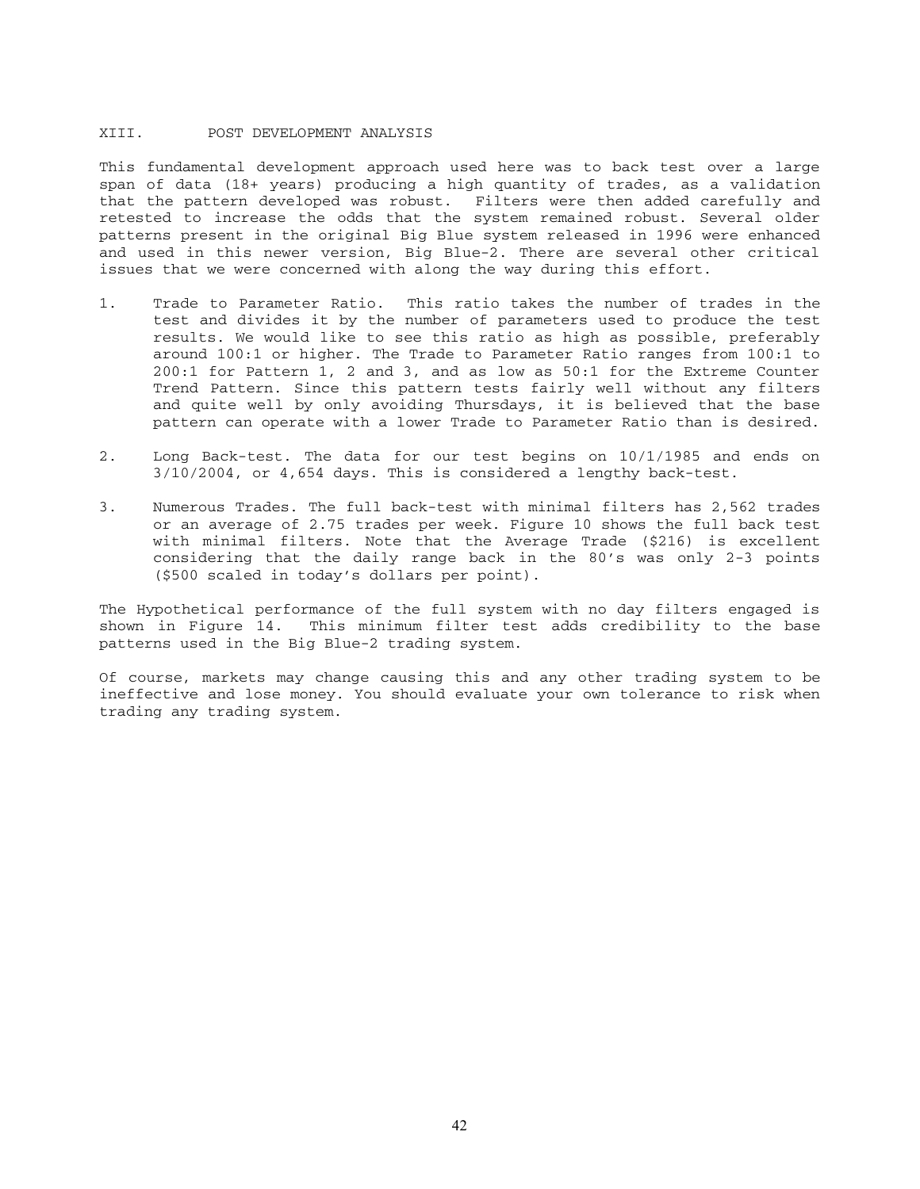## XIII. POST DEVELOPMENT ANALYSIS

This fundamental development approach used here was to back test over a large span of data (18+ years) producing a high quantity of trades, as a validation that the pattern developed was robust. Filters were then added carefully and retested to increase the odds that the system remained robust. Several older patterns present in the original Big Blue system released in 1996 were enhanced and used in this newer version, Big Blue-2. There are several other critical issues that we were concerned with along the way during this effort.

1. Trade to Parameter Ratio. This ratio takes the number of trades in the test and divides it by the number of parameters used to produce the test results. We would like to see this ratio as high as possible, preferably around 100:1 or higher. The Trade to Parameter Ratio ranges from 100:1 to 200:1 for Pattern 1, 2 and 3, and as low as 50:1 for the Extreme Counter Trend Pattern. Since this pattern tests fairly well without any filters and quite well by only avoiding Thursdays, it is believed that the base pattern can operate with a lower Trade to Parameter Ratio than is desired.

2. Long Back-test. The data for our test begins on 10/1/1985 and ends on 3/10/2004, or 4,654 days. This is considered a lengthy back-test.

3. Numerous Trades. The full back-test with minimal filters has 2,562 trades or an average of 2.75 trades per week. Figure 10 shows the full back test with minimal filters. Note that the Average Trade ($216) is excellent considering that the daily range back in the 80's was only 2-3 points ($500 scaled in today's dollars per point).

The Hypothetical performance of the full system with no day filters engaged is shown in Figure 14. This minimum filter test adds credibility to the base patterns used in the Big Blue-2 trading system.

Of course, markets may change causing this and any other trading system to be ineffective and lose money. You should evaluate your own tolerance to risk when trading any trading system.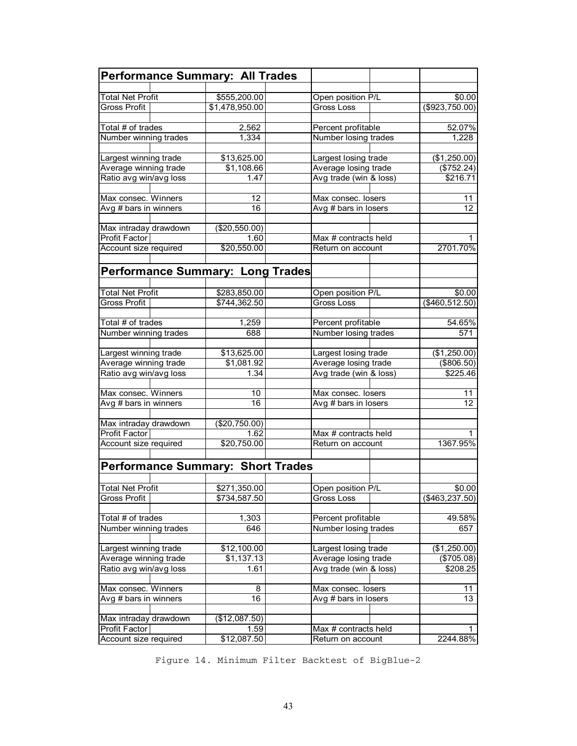| Performance Summary: All Trades | | | |
|---|---|---|---|
| Total Net Profit | $555,200.00 | Open position P/L | $0.00 |
| Gross Profit | $1,478,950.00 | Gross Loss | ($923,750.00) |
| | | | |
| Total # of trades | 2,562 | Percent profitable | 52.07% |
| Number winning trades | 1,334 | Number losing trades | 1,228 |
| | | | |
| Largest winning trade | $13,625.00 | Largest losing trade | ($1,250.00) |
| Average winning trade | $1,108.66 | Average losing trade | ($752.24) |
| Ratio avg win/avg loss | 1.47 | Avg trade (win & loss) | $216.71 |
| | | | |
| Max consec. Winners | 12 | Max consec. losers | 11 |
| Avg # bars in winners | 16 | Avg # bars in losers | 12 |
| | | | |
| Max intraday drawdown | ($20,550.00) | | |
| Profit Factor | 1.60 | Max # contracts held | 1 |
| Account size required | $20,550.00 | Return on account | 2701.70% |

| Performance Summary: Long Trades | | | |
|---|---|---|---|
| Total Net Profit | $283,850.00 | Open position P/L | $0.00 |
| Gross Profit | $744,362.50 | Gross Loss | ($460,512.50) |
| | | | |
| Total # of trades | 1,259 | Percent profitable | 54.65% |
| Number winning trades | 688 | Number losing trades | 571 |
| | | | |
| Largest winning trade | $13,625.00 | Largest losing trade | ($1,250.00) |
| Average winning trade | $1,081.92 | Average losing trade | ($806.50) |
| Ratio avg win/avg loss | 1.34 | Avg trade (win & loss) | $225.46 |
| | | | |
| Max consec. Winners | 10 | Max consec. losers | 11 |
| Avg # bars in winners | 16 | Avg # bars in losers | 12 |
| | | | |
| Max intraday drawdown | ($20,750.00) | | |
| Profit Factor | 1.62 | Max # contracts held | 1 |
| Account size required | $20,750.00 | Return on account | 1367.95% |

| Performance Summary: Short Trades | | | |
|---|---|---|---|
| Total Net Profit | $271,350.00 | Open position P/L | $0.00 |
| Gross Profit | $734,587.50 | Gross Loss | ($463,237.50) |
| | | | |
| Total # of trades | 1,303 | Percent profitable | 49.58% |
| Number winning trades | 646 | Number losing trades | 657 |
| | | | |
| Largest winning trade | $12,100.00 | Largest losing trade | ($1,250.00) |
| Average winning trade | $1,137.13 | Average losing trade | ($705.08) |
| Ratio avg win/avg loss | 1.61 | Avg trade (win & loss) | $208.25 |
| | | | |
| Max consec. Winners | 8 | Max consec. losers | 11 |
| Avg # bars in winners | 16 | Avg # bars in losers | 13 |
| | | | |
| Max intraday drawdown | ($12,087.50) | | |
| Profit Factor | 1.59 | Max # contracts held | 1 |
| Account size required | $12,087.50 | Return on account | 2244.88% |

Figure 14. Minimum Filter Backtest of BigBlue-2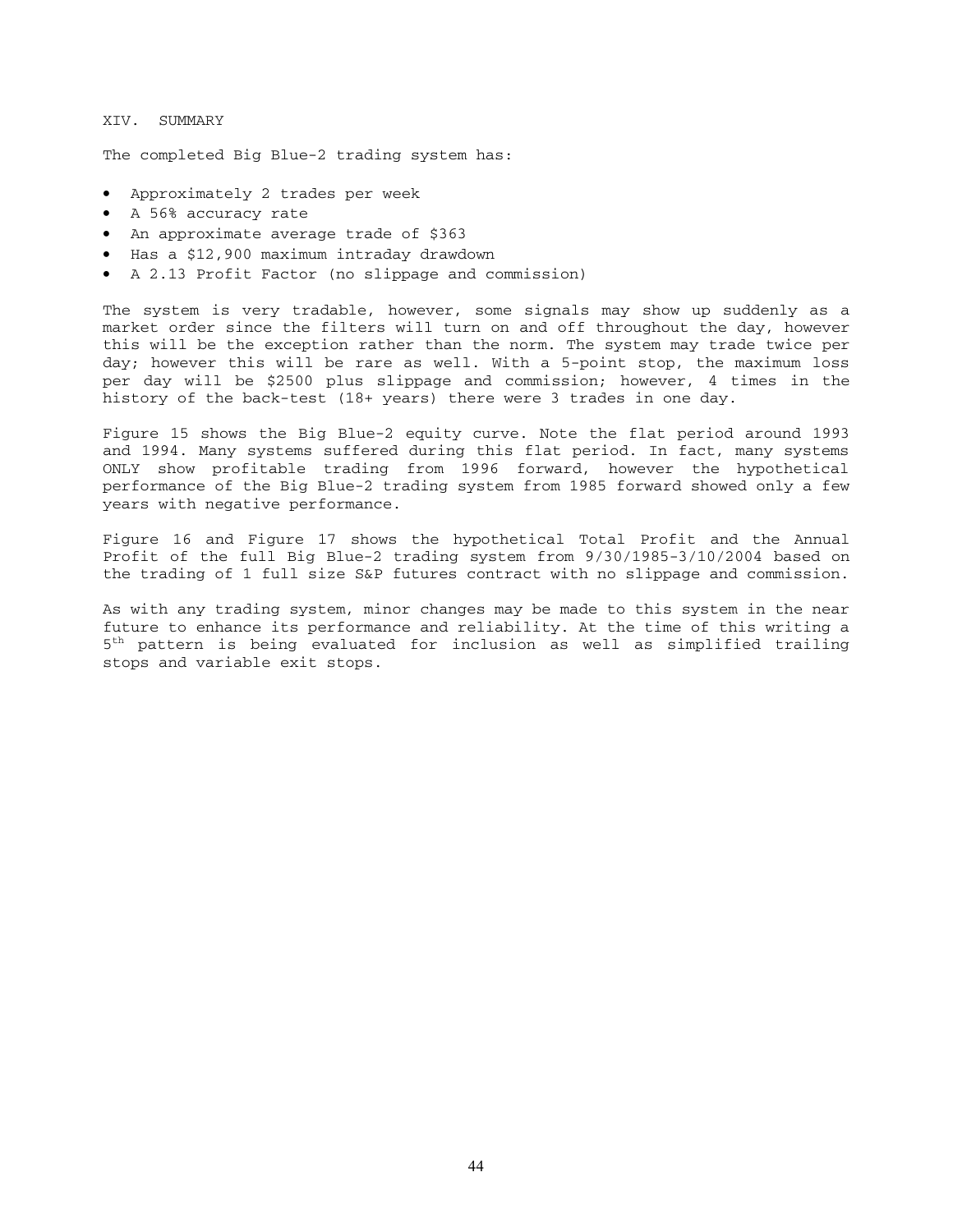## XIV. SUMMARY

The completed Big Blue-2 trading system has:

- Approximately 2 trades per week
- A 56% accuracy rate
- An approximate average trade of $363
- Has a $12,900 maximum intraday drawdown
- A 2.13 Profit Factor (no slippage and commission)

The system is very tradable, however, some signals may show up suddenly as a market order since the filters will turn on and off throughout the day, however this will be the exception rather than the norm. The system may trade twice per day; however this will be rare as well. With a 5-point stop, the maximum loss per day will be $2500 plus slippage and commission; however, 4 times in the history of the back-test (18+ years) there were 3 trades in one day.

Figure 15 shows the Big Blue-2 equity curve. Note the flat period around 1993 and 1994. Many systems suffered during this flat period. In fact, many systems ONLY show profitable trading from 1996 forward, however the hypothetical performance of the Big Blue-2 trading system from 1985 forward showed only a few years with negative performance.

Figure 16 and Figure 17 shows the hypothetical Total Profit and the Annual Profit of the full Big Blue-2 trading system from 9/30/1985-3/10/2004 based on the trading of 1 full size S&P futures contract with no slippage and commission.

As with any trading system, minor changes may be made to this system in the near future to enhance its performance and reliability. At the time of this writing a 5th pattern is being evaluated for inclusion as well as simplified trailing stops and variable exit stops.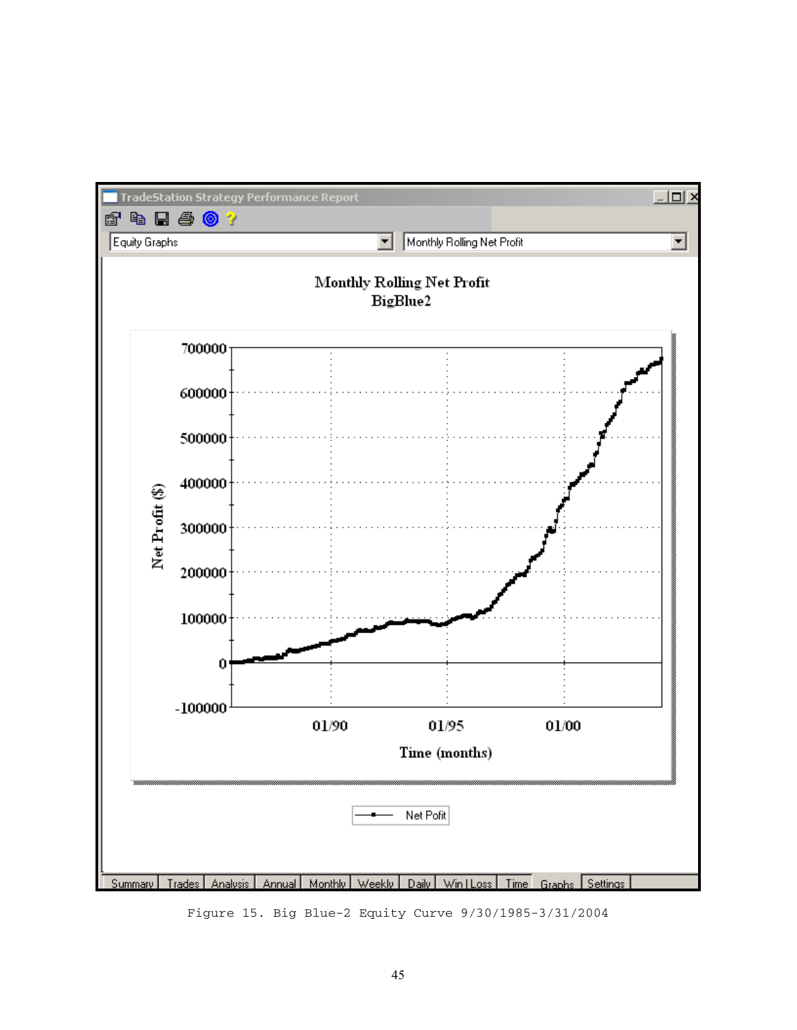Figure 15. Big Blue-2 Equity Curve 9/30/1985-3/31/2004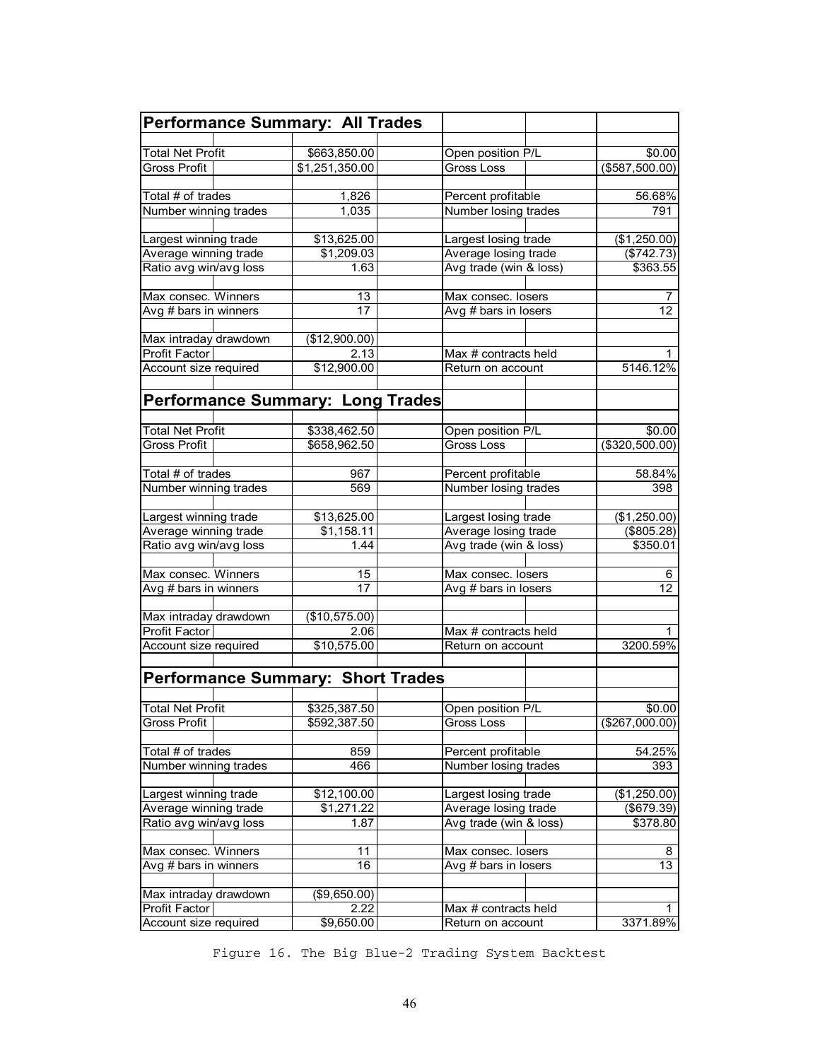| Performance Summary: All Trades | | | |
|---|---|---|---|
| Total Net Profit | $663,850.00 | Open position P/L | $0.00 |
| Gross Profit | $1,251,350.00 | Gross Loss | ($587,500.00) |
| | | | |
| Total # of trades | 1,826 | Percent profitable | 56.68% |
| Number winning trades | 1,035 | Number losing trades | 791 |
| | | | |
| Largest winning trade | $13,625.00 | Largest losing trade | ($1,250.00) |
| Average winning trade | $1,209.03 | Average losing trade | ($742.73) |
| Ratio avg win/avg loss | 1.63 | Avg trade (win & loss) | $363.55 |
| | | | |
| Max consec. Winners | 13 | Max consec. losers | 7 |
| Avg # bars in winners | 17 | Avg # bars in losers | 12 |
| | | | |
| Max intraday drawdown | ($12,900.00) | | |
| Profit Factor | 2.13 | Max # contracts held | 1 |
| Account size required | $12,900.00 | Return on account | 5146.12% |

| Performance Summary: Long Trades | | | |
|---|---|---|---|
| Total Net Profit | $338,462.50 | Open position P/L | $0.00 |
| Gross Profit | $658,962.50 | Gross Loss | ($320,500.00) |
| | | | |
| Total # of trades | 967 | Percent profitable | 58.84% |
| Number winning trades | 569 | Number losing trades | 398 |
| | | | |
| Largest winning trade | $13,625.00 | Largest losing trade | ($1,250.00) |
| Average winning trade | $1,158.11 | Average losing trade | ($805.28) |
| Ratio avg win/avg loss | 1.44 | Avg trade (win & loss) | $350.01 |
| | | | |
| Max consec. Winners | 15 | Max consec. losers | 6 |
| Avg # bars in winners | 17 | Avg # bars in losers | 12 |
| | | | |
| Max intraday drawdown | ($10,575.00) | | |
| Profit Factor | 2.06 | Max # contracts held | 1 |
| Account size required | $10,575.00 | Return on account | 3200.59% |

| Performance Summary: Short Trades | | | |
|---|---|---|---|
| Total Net Profit | $325,387.50 | Open position P/L | $0.00 |
| Gross Profit | $592,387.50 | Gross Loss | ($267,000.00) |
| | | | |
| Total # of trades | 859 | Percent profitable | 54.25% |
| Number winning trades | 466 | Number losing trades | 393 |
| | | | |
| Largest winning trade | $12,100.00 | Largest losing trade | ($1,250.00) |
| Average winning trade | $1,271.22 | Average losing trade | ($679.39) |
| Ratio avg win/avg loss | 1.87 | Avg trade (win & loss) | $378.80 |
| | | | |
| Max consec. Winners | 11 | Max consec. losers | 8 |
| Avg # bars in winners | 16 | Avg # bars in losers | 13 |
| | | | |
| Max intraday drawdown | ($9,650.00) | | |
| Profit Factor | 2.22 | Max # contracts held | 1 |
| Account size required | $9,650.00 | Return on account | 3371.89% |

Figure 16. The Big Blue-2 Trading System Backtest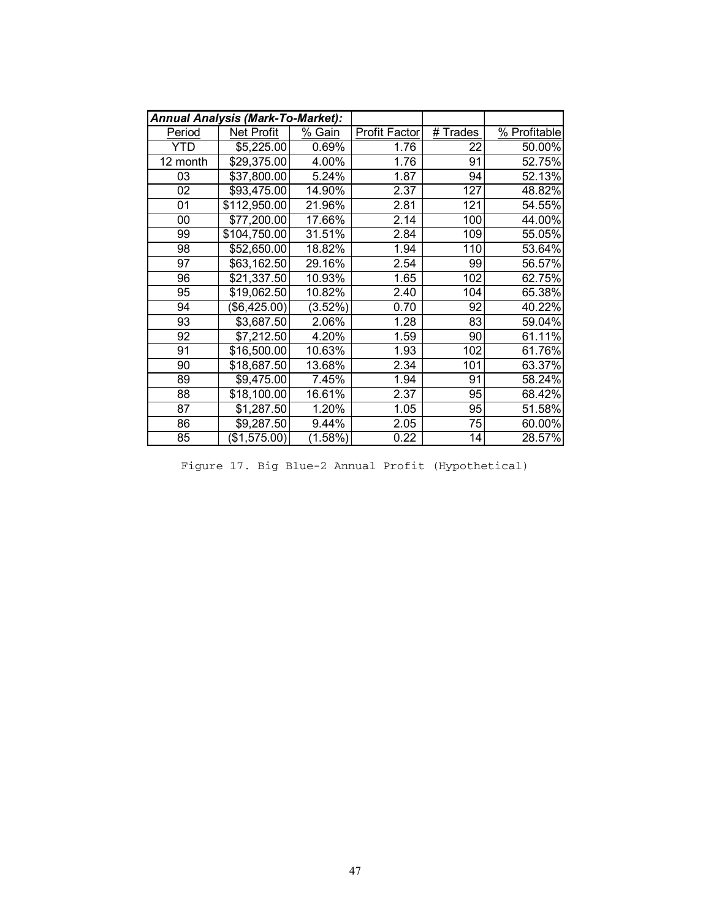| ***Annual Analysis (Mark-To-Market):*** | | | | | |
|---|---|---|---|---|---|
| Period | Net Profit | % Gain | Profit Factor | # Trades | % Profitable |
| YTD | $5,225.00 | 0.69% | 1.76 | 22 | 50.00% |
| 12 month | $29,375.00 | 4.00% | 1.76 | 91 | 52.75% |
| 03 | $37,800.00 | 5.24% | 1.87 | 94 | 52.13% |
| 02 | $93,475.00 | 14.90% | 2.37 | 127 | 48.82% |
| 01 | $112,950.00 | 21.96% | 2.81 | 121 | 54.55% |
| 00 | $77,200.00 | 17.66% | 2.14 | 100 | 44.00% |
| 99 | $104,750.00 | 31.51% | 2.84 | 109 | 55.05% |
| 98 | $52,650.00 | 18.82% | 1.94 | 110 | 53.64% |
| 97 | $63,162.50 | 29.16% | 2.54 | 99 | 56.57% |
| 96 | $21,337.50 | 10.93% | 1.65 | 102 | 62.75% |
| 95 | $19,062.50 | 10.82% | 2.40 | 104 | 65.38% |
| 94 | ($6,425.00) | (3.52%) | 0.70 | 92 | 40.22% |
| 93 | $3,687.50 | 2.06% | 1.28 | 83 | 59.04% |
| 92 | $7,212.50 | 4.20% | 1.59 | 90 | 61.11% |
| 91 | $16,500.00 | 10.63% | 1.93 | 102 | 61.76% |
| 90 | $18,687.50 | 13.68% | 2.34 | 101 | 63.37% |
| 89 | $9,475.00 | 7.45% | 1.94 | 91 | 58.24% |
| 88 | $18,100.00 | 16.61% | 2.37 | 95 | 68.42% |
| 87 | $1,287.50 | 1.20% | 1.05 | 95 | 51.58% |
| 86 | $9,287.50 | 9.44% | 2.05 | 75 | 60.00% |
| 85 | ($1,575.00) | (1.58%) | 0.22 | 14 | 28.57% |

Figure 17. Big Blue-2 Annual Profit (Hypothetical)